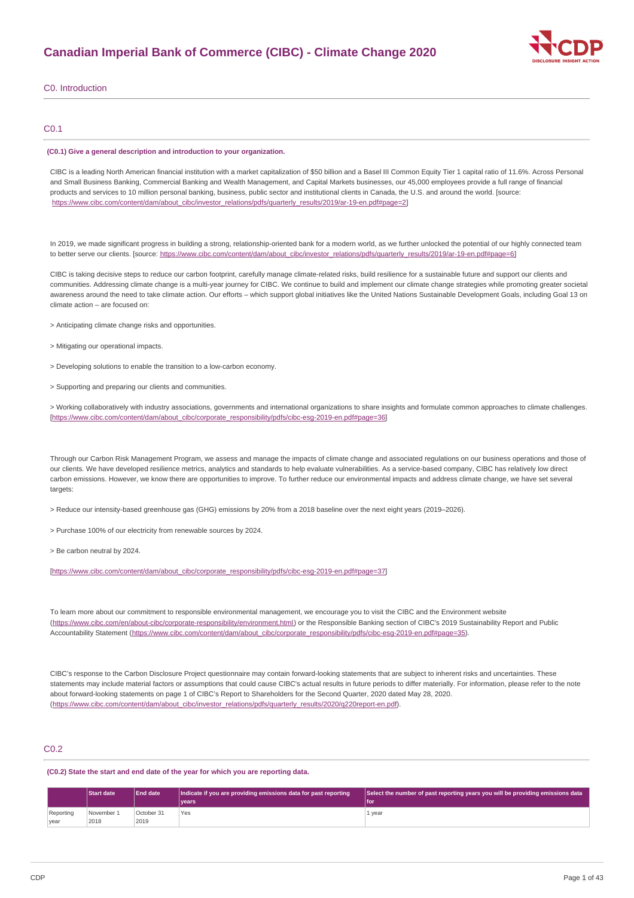# Canadian Imperial Bank of Commerce (CIBC) - Climate Change 2020

## C0. Introduction

### C0.1

**(C0.1) Give a general description and introduction to your organization.**

CIBC is a leading North American financial institution with a market capitalization of $50 billion and a Basel III Common Equity Tier 1 capital ratio of 11.6%. Across Personal and Small Business Banking, Commercial Banking and Wealth Management, and Capital Markets businesses, our 45,000 employees provide a full range of financial products and services to 10 million personal banking, business, public sector and institutional clients in Canada, the U.S. and around the world. [source: https://www.cibc.com/content/dam/about_cibc/investor_relations/pdfs/quarterly_results/2019/ar-19-en.pdf#page=2]

In 2019, we made significant progress in building a strong, relationship-oriented bank for a modern world, as we further unlocked the potential of our highly connected team to better serve our clients. [source: https://www.cibc.com/content/dam/about_cibc/investor_relations/pdfs/quarterly_results/2019/ar-19-en.pdf#page=6]

CIBC is taking decisive steps to reduce our carbon footprint, carefully manage climate-related risks, build resilience for a sustainable future and support our clients and communities. Addressing climate change is a multi-year journey for CIBC. We continue to build and implement our climate change strategies while promoting greater societal awareness around the need to take climate action. Our efforts – which support global initiatives like the United Nations Sustainable Development Goals, including Goal 13 on climate action – are focused on:

> Anticipating climate change risks and opportunities.

> Mitigating our operational impacts.

> Developing solutions to enable the transition to a low-carbon economy.

> Supporting and preparing our clients and communities.

> Working collaboratively with industry associations, governments and international organizations to share insights and formulate common approaches to climate challenges. [https://www.cibc.com/content/dam/about_cibc/corporate_responsibility/pdfs/cibc-esg-2019-en.pdf#page=36]

Through our Carbon Risk Management Program, we assess and manage the impacts of climate change and associated regulations on our business operations and those of our clients. We have developed resilience metrics, analytics and standards to help evaluate vulnerabilities. As a service-based company, CIBC has relatively low direct carbon emissions. However, we know there are opportunities to improve. To further reduce our environmental impacts and address climate change, we have set several targets:

> Reduce our intensity-based greenhouse gas (GHG) emissions by 20% from a 2018 baseline over the next eight years (2019–2026).

> Purchase 100% of our electricity from renewable sources by 2024.

> Be carbon neutral by 2024.

[https://www.cibc.com/content/dam/about_cibc/corporate_responsibility/pdfs/cibc-esg-2019-en.pdf#page=37]

To learn more about our commitment to responsible environmental management, we encourage you to visit the CIBC and the Environment website (https://www.cibc.com/en/about-cibc/corporate-responsibility/environment.html) or the Responsible Banking section of CIBC's 2019 Sustainability Report and Public Accountability Statement (https://www.cibc.com/content/dam/about_cibc/corporate_responsibility/pdfs/cibc-esg-2019-en.pdf#page=35).

CIBC's response to the Carbon Disclosure Project questionnaire may contain forward-looking statements that are subject to inherent risks and uncertainties. These statements may include material factors or assumptions that could cause CIBC's actual results in future periods to differ materially. For information, please refer to the note about forward-looking statements on page 1 of CIBC's Report to Shareholders for the Second Quarter, 2020 dated May 28, 2020. (https://www.cibc.com/content/dam/about_cibc/investor_relations/pdfs/quarterly_results/2020/q220report-en.pdf).

### C0.2

**(C0.2) State the start and end date of the year for which you are reporting data.**

| | Start date | End date | Indicate if you are providing emissions data for past reporting years | Select the number of past reporting years you will be providing emissions data for |
|---|---|---|---|---|
| Reporting year | November 1 2018 | October 31 2019 | Yes | 1 year |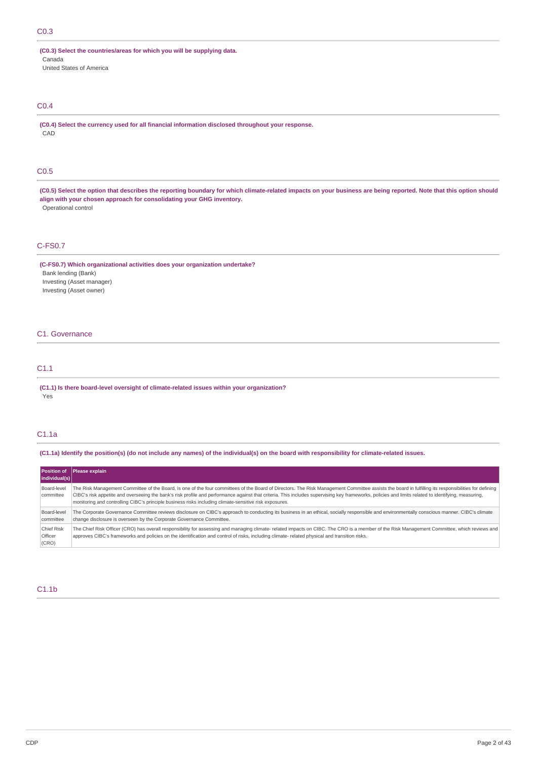## C0.3

**(C0.3) Select the countries/areas for which you will be supplying data.**

Canada

United States of America

## C0.4

**(C0.4) Select the currency used for all financial information disclosed throughout your response.**

CAD

## C0.5

**(C0.5) Select the option that describes the reporting boundary for which climate-related impacts on your business are being reported. Note that this option should align with your chosen approach for consolidating your GHG inventory.**

Operational control

## C-FS0.7

**(C-FS0.7) Which organizational activities does your organization undertake?**

Bank lending (Bank)

Investing (Asset manager)

Investing (Asset owner)

# C1. Governance

## C1.1

**(C1.1) Is there board-level oversight of climate-related issues within your organization?**

Yes

## C1.1a

**(C1.1a) Identify the position(s) (do not include any names) of the individual(s) on the board with responsibility for climate-related issues.**

| Position of individual(s) | Please explain |
|---|---|
| Board-level committee | The Risk Management Committee of the Board, is one of the four committees of the Board of Directors. The Risk Management Committee assists the board in fulfilling its responsibilities for defining CIBC's risk appetite and overseeing the bank's risk profile and performance against that criteria. This includes supervising key frameworks, policies and limits related to identifying, measuring, monitoring and controlling CIBC's principle business risks including climate-sensitive risk exposures. |
| Board-level committee | The Corporate Governance Committee reviews disclosure on CIBC's approach to conducting its business in an ethical, socially responsible and environmentally conscious manner. CIBC's climate change disclosure is overseen by the Corporate Governance Committee. |
| Chief Risk Officer (CRO) | The Chief Risk Officer (CRO) has overall responsibility for assessing and managing climate- related impacts on CIBC. The CRO is a member of the Risk Management Committee, which reviews and approves CIBC's frameworks and policies on the identification and control of risks, including climate- related physical and transition risks. |

## C1.1b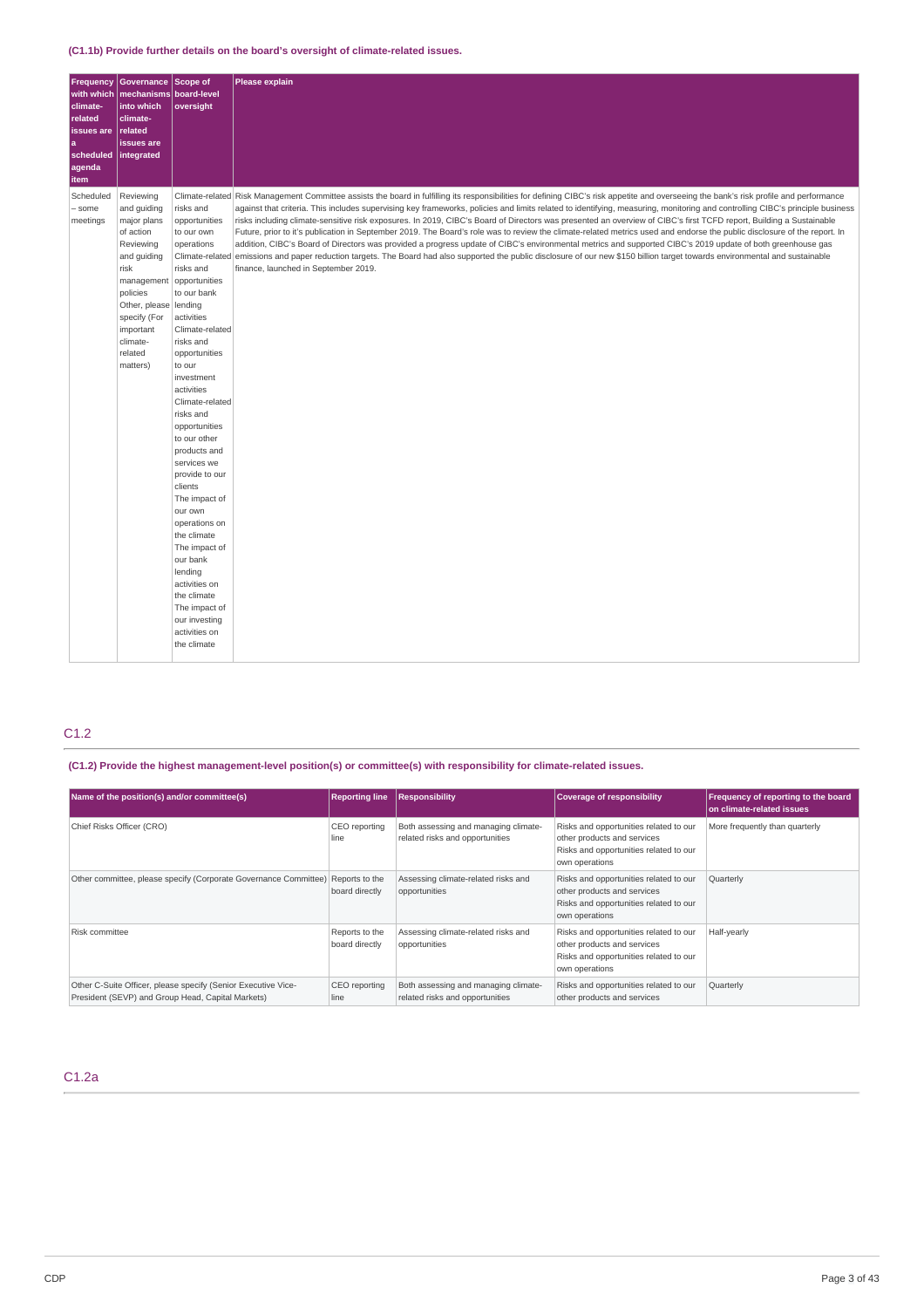**(C1.1b) Provide further details on the board's oversight of climate-related issues.**

| Frequency with which climate-related issues are a scheduled agenda item | Governance mechanisms into which climate-related issues are integrated | Scope of board-level oversight | Please explain |
|---|---|---|---|
| Scheduled – some meetings | Reviewing and guiding major plans of action<br>Reviewing and guiding risk management policies<br>Other, please specify (For important climate-related matters) | Climate-related risks and opportunities to our own operations<br>Climate-related risks and opportunities to our bank lending activities<br>Climate-related risks and opportunities to our investment activities<br>Climate-related risks and opportunities to our other products and services we provide to our clients<br>The impact of our own operations on the climate<br>The impact of our bank lending activities on the climate<br>The impact of our investing activities on the climate | Risk Management Committee assists the board in fulfilling its responsibilities for defining CIBC's risk appetite and overseeing the bank's risk profile and performance against that criteria. This includes supervising key frameworks, policies and limits related to identifying, measuring, monitoring and controlling CIBC's principle business risks including climate-sensitive risk exposures. In 2019, CIBC's Board of Directors was presented an overview of CIBC's first TCFD report, Building a Sustainable Future, prior to it's publication in September 2019. The Board's role was to review the climate-related metrics used and endorse the public disclosure of the report. In addition, CIBC's Board of Directors was provided a progress update of CIBC's environmental metrics and supported CIBC's 2019 update of both greenhouse gas emissions and paper reduction targets. The Board had also supported the public disclosure of our new $150 billion target towards environmental and sustainable finance, launched in September 2019. |

## C1.2

**(C1.2) Provide the highest management-level position(s) or committee(s) with responsibility for climate-related issues.**

| Name of the position(s) and/or committee(s) | Reporting line | Responsibility | Coverage of responsibility | Frequency of reporting to the board on climate-related issues |
|---|---|---|---|---|
| Chief Risks Officer (CRO) | CEO reporting line | Both assessing and managing climate-related risks and opportunities | Risks and opportunities related to our other products and services<br>Risks and opportunities related to our own operations | More frequently than quarterly |
| Other committee, please specify (Corporate Governance Committee) | Reports to the board directly | Assessing climate-related risks and opportunities | Risks and opportunities related to our other products and services<br>Risks and opportunities related to our own operations | Quarterly |
| Risk committee | Reports to the board directly | Assessing climate-related risks and opportunities | Risks and opportunities related to our other products and services<br>Risks and opportunities related to our own operations | Half-yearly |
| Other C-Suite Officer, please specify (Senior Executive Vice-President (SEVP) and Group Head, Capital Markets) | CEO reporting line | Both assessing and managing climate-related risks and opportunities | Risks and opportunities related to our other products and services | Quarterly |

## C1.2a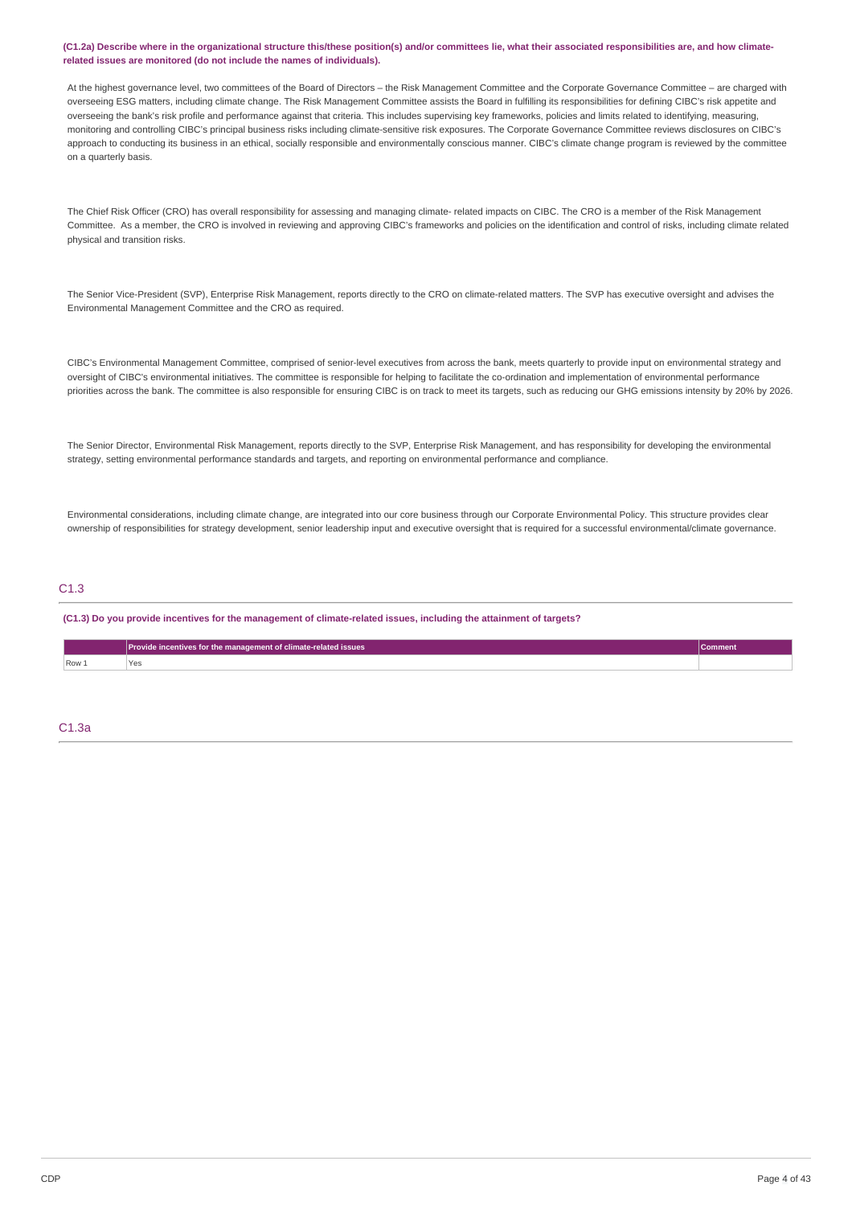**(C1.2a) Describe where in the organizational structure this/these position(s) and/or committees lie, what their associated responsibilities are, and how climate-related issues are monitored (do not include the names of individuals).**

At the highest governance level, two committees of the Board of Directors – the Risk Management Committee and the Corporate Governance Committee – are charged with overseeing ESG matters, including climate change. The Risk Management Committee assists the Board in fulfilling its responsibilities for defining CIBC's risk appetite and overseeing the bank's risk profile and performance against that criteria. This includes supervising key frameworks, policies and limits related to identifying, measuring, monitoring and controlling CIBC's principal business risks including climate-sensitive risk exposures. The Corporate Governance Committee reviews disclosures on CIBC's approach to conducting its business in an ethical, socially responsible and environmentally conscious manner. CIBC's climate change program is reviewed by the committee on a quarterly basis.

The Chief Risk Officer (CRO) has overall responsibility for assessing and managing climate- related impacts on CIBC. The CRO is a member of the Risk Management Committee. As a member, the CRO is involved in reviewing and approving CIBC's frameworks and policies on the identification and control of risks, including climate related physical and transition risks.

The Senior Vice-President (SVP), Enterprise Risk Management, reports directly to the CRO on climate-related matters. The SVP has executive oversight and advises the Environmental Management Committee and the CRO as required.

CIBC's Environmental Management Committee, comprised of senior-level executives from across the bank, meets quarterly to provide input on environmental strategy and oversight of CIBC's environmental initiatives. The committee is responsible for helping to facilitate the co-ordination and implementation of environmental performance priorities across the bank. The committee is also responsible for ensuring CIBC is on track to meet its targets, such as reducing our GHG emissions intensity by 20% by 2026.

The Senior Director, Environmental Risk Management, reports directly to the SVP, Enterprise Risk Management, and has responsibility for developing the environmental strategy, setting environmental performance standards and targets, and reporting on environmental performance and compliance.

Environmental considerations, including climate change, are integrated into our core business through our Corporate Environmental Policy. This structure provides clear ownership of responsibilities for strategy development, senior leadership input and executive oversight that is required for a successful environmental/climate governance.

## C1.3

**(C1.3) Do you provide incentives for the management of climate-related issues, including the attainment of targets?**

| | Provide incentives for the management of climate-related issues | Comment |
|---|---|---|
| Row 1 | Yes | |

## C1.3a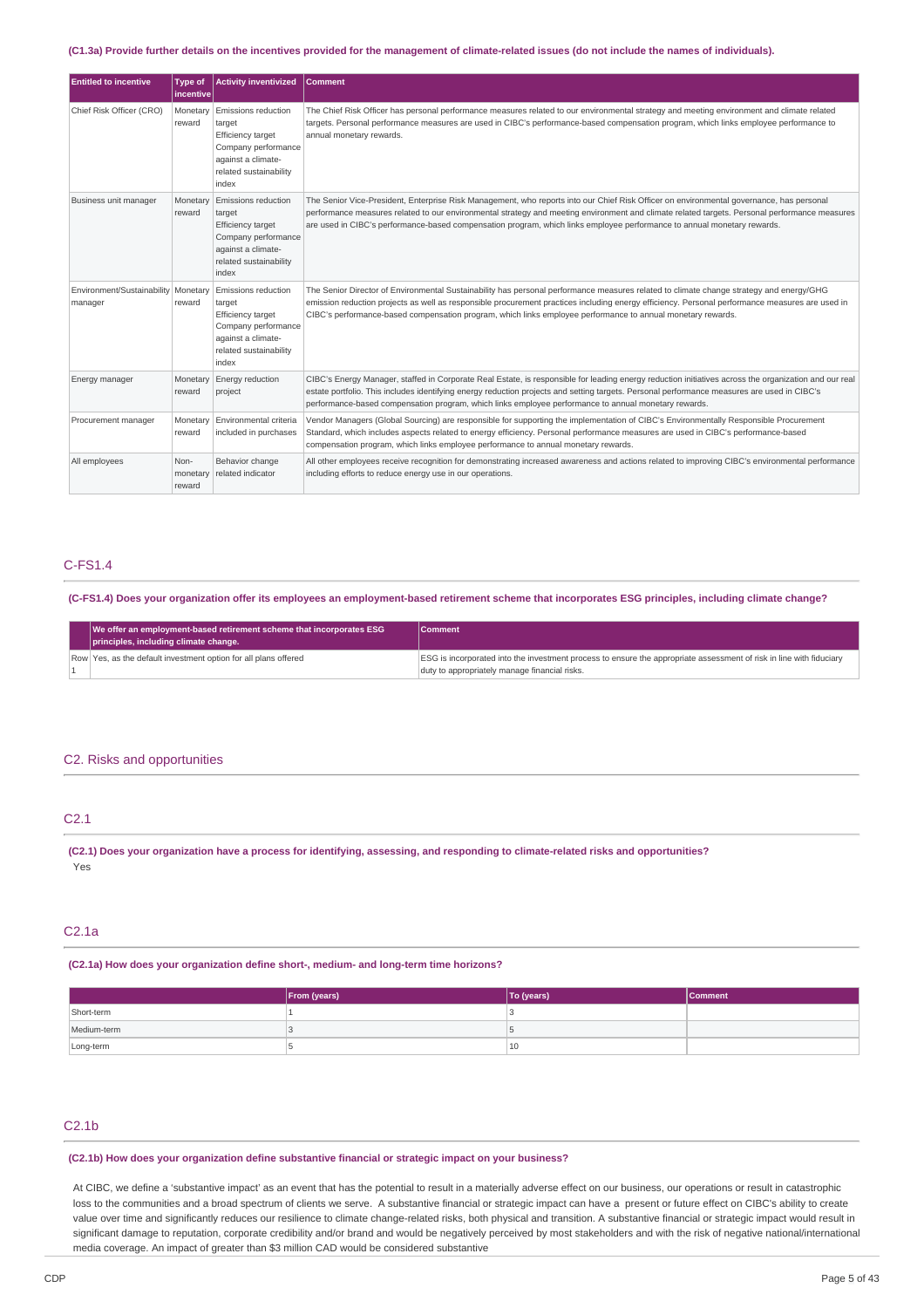**(C1.3a) Provide further details on the incentives provided for the management of climate-related issues (do not include the names of individuals).**

| Entitled to incentive | Type of incentive | Activity inventivized | Comment |
|---|---|---|---|
| Chief Risk Officer (CRO) | Monetary reward | Emissions reduction target<br>Efficiency target<br>Company performance against a climate-related sustainability index | The Chief Risk Officer has personal performance measures related to our environmental strategy and meeting environment and climate related targets. Personal performance measures are used in CIBC's performance-based compensation program, which links employee performance to annual monetary rewards. |
| Business unit manager | Monetary reward | Emissions reduction target<br>Efficiency target<br>Company performance against a climate-related sustainability index | The Senior Vice-President, Enterprise Risk Management, who reports into our Chief Risk Officer on environmental governance, has personal performance measures related to our environmental strategy and meeting environment and climate related targets. Personal performance measures are used in CIBC's performance-based compensation program, which links employee performance to annual monetary rewards. |
| Environment/Sustainability manager | Monetary reward | Emissions reduction target<br>Efficiency target<br>Company performance against a climate-related sustainability index | The Senior Director of Environmental Sustainability has personal performance measures related to climate change strategy and energy/GHG emission reduction projects as well as responsible procurement practices including energy efficiency. Personal performance measures are used in CIBC's performance-based compensation program, which links employee performance to annual monetary rewards. |
| Energy manager | Monetary reward | Energy reduction project | CIBC's Energy Manager, staffed in Corporate Real Estate, is responsible for leading energy reduction initiatives across the organization and our real estate portfolio. This includes identifying energy reduction projects and setting targets. Personal performance measures are used in CIBC's performance-based compensation program, which links employee performance to annual monetary rewards. |
| Procurement manager | Monetary reward | Environmental criteria included in purchases | Vendor Managers (Global Sourcing) are responsible for supporting the implementation of CIBC's Environmentally Responsible Procurement Standard, which includes aspects related to energy efficiency. Personal performance measures are used in CIBC's performance-based compensation program, which links employee performance to annual monetary rewards. |
| All employees | Non-monetary reward | Behavior change related indicator | All other employees receive recognition for demonstrating increased awareness and actions related to improving CIBC's environmental performance including efforts to reduce energy use in our operations. |

## C-FS1.4

**(C-FS1.4) Does your organization offer its employees an employment-based retirement scheme that incorporates ESG principles, including climate change?**

| | We offer an employment-based retirement scheme that incorporates ESG principles, including climate change. | Comment |
|---|---|---|
| Row 1 | Yes, as the default investment option for all plans offered | ESG is incorporated into the investment process to ensure the appropriate assessment of risk in line with fiduciary duty to appropriately manage financial risks. |

# C2. Risks and opportunities

## C2.1

**(C2.1) Does your organization have a process for identifying, assessing, and responding to climate-related risks and opportunities?**

Yes

## C2.1a

**(C2.1a) How does your organization define short-, medium- and long-term time horizons?**

| | From (years) | To (years) | Comment |
|---|---|---|---|
| Short-term | 1 | 3 | |
| Medium-term | 3 | 5 | |
| Long-term | 5 | 10 | |

## C2.1b

**(C2.1b) How does your organization define substantive financial or strategic impact on your business?**

At CIBC, we define a 'substantive impact' as an event that has the potential to result in a materially adverse effect on our business, our operations or result in catastrophic loss to the communities and a broad spectrum of clients we serve. A substantive financial or strategic impact can have a present or future effect on CIBC's ability to create value over time and significantly reduces our resilience to climate change-related risks, both physical and transition. A substantive financial or strategic impact would result in significant damage to reputation, corporate credibility and/or brand and would be negatively perceived by most stakeholders and with the risk of negative national/international media coverage. An impact of greater than $3 million CAD would be considered substantive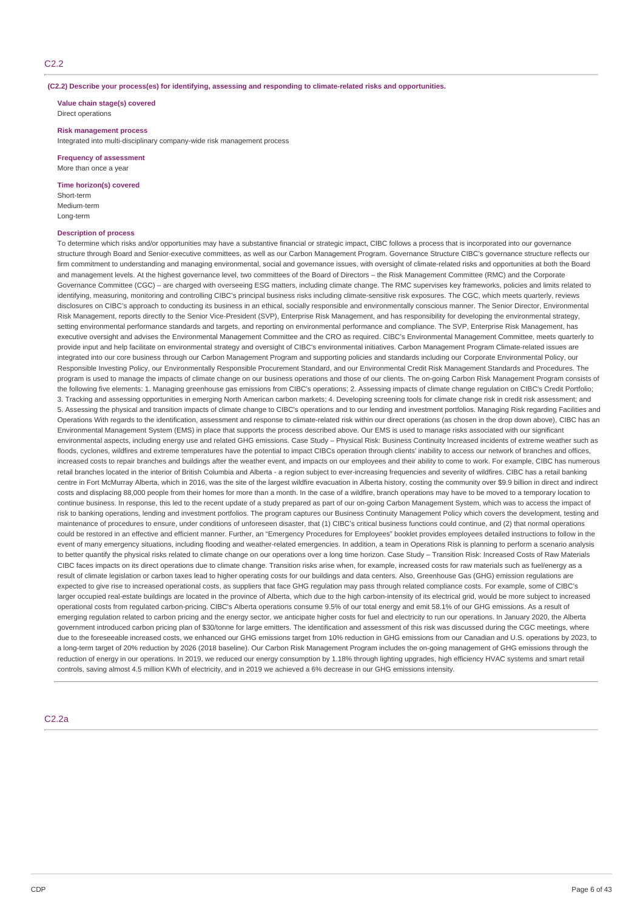## C2.2

**(C2.2) Describe your process(es) for identifying, assessing and responding to climate-related risks and opportunities.**

**Value chain stage(s) covered**
Direct operations

**Risk management process**
Integrated into multi-disciplinary company-wide risk management process

**Frequency of assessment**
More than once a year

**Time horizon(s) covered**
Short-term
Medium-term
Long-term

**Description of process**
To determine which risks and/or opportunities may have a substantive financial or strategic impact, CIBC follows a process that is incorporated into our governance structure through Board and Senior-executive committees, as well as our Carbon Management Program. Governance Structure CIBC's governance structure reflects our firm commitment to understanding and managing environmental, social and governance issues, with oversight of climate-related risks and opportunities at both the Board and management levels. At the highest governance level, two committees of the Board of Directors – the Risk Management Committee (RMC) and the Corporate Governance Committee (CGC) – are charged with overseeing ESG matters, including climate change. The RMC supervises key frameworks, policies and limits related to identifying, measuring, monitoring and controlling CIBC's principal business risks including climate-sensitive risk exposures. The CGC, which meets quarterly, reviews disclosures on CIBC's approach to conducting its business in an ethical, socially responsible and environmentally conscious manner. The Senior Director, Environmental Risk Management, reports directly to the Senior Vice-President (SVP), Enterprise Risk Management, and has responsibility for developing the environmental strategy, setting environmental performance standards and targets, and reporting on environmental performance and compliance. The SVP, Enterprise Risk Management, has executive oversight and advises the Environmental Management Committee and the CRO as required. CIBC's Environmental Management Committee, meets quarterly to provide input and help facilitate on environmental strategy and oversight of CIBC's environmental initiatives. Carbon Management Program Climate-related issues are integrated into our core business through our Carbon Management Program and supporting policies and standards including our Corporate Environmental Policy, our Responsible Investing Policy, our Environmentally Responsible Procurement Standard, and our Environmental Credit Risk Management Standards and Procedures. The program is used to manage the impacts of climate change on our business operations and those of our clients. The on-going Carbon Risk Management Program consists of the following five elements: 1. Managing greenhouse gas emissions from CIBC's operations; 2. Assessing impacts of climate change regulation on CIBC's Credit Portfolio; 3. Tracking and assessing opportunities in emerging North American carbon markets; 4. Developing screening tools for climate change risk in credit risk assessment; and 5. Assessing the physical and transition impacts of climate change to CIBC's operations and to our lending and investment portfolios. Managing Risk regarding Facilities and Operations With regards to the identification, assessment and response to climate-related risk within our direct operations (as chosen in the drop down above), CIBC has an Environmental Management System (EMS) in place that supports the process described above. Our EMS is used to manage risks associated with our significant environmental aspects, including energy use and related GHG emissions. Case Study – Physical Risk: Business Continuity Increased incidents of extreme weather such as floods, cyclones, wildfires and extreme temperatures have the potential to impact CIBCs operation through clients' inability to access our network of branches and offices, increased costs to repair branches and buildings after the weather event, and impacts on our employees and their ability to come to work. For example, CIBC has numerous retail branches located in the interior of British Columbia and Alberta - a region subject to ever-increasing frequencies and severity of wildfires. CIBC has a retail banking centre in Fort McMurray Alberta, which in 2016, was the site of the largest wildfire evacuation in Alberta history, costing the community over $9.9 billion in direct and indirect costs and displacing 88,000 people from their homes for more than a month. In the case of a wildfire, branch operations may have to be moved to a temporary location to continue business. In response, this led to the recent update of a study prepared as part of our on-going Carbon Management System, which was to access the impact of risk to banking operations, lending and investment portfolios. The program captures our Business Continuity Management Policy which covers the development, testing and maintenance of procedures to ensure, under conditions of unforeseen disaster, that (1) CIBC's critical business functions could continue, and (2) that normal operations could be restored in an effective and efficient manner. Further, an "Emergency Procedures for Employees" booklet provides employees detailed instructions to follow in the event of many emergency situations, including flooding and weather-related emergencies. In addition, a team in Operations Risk is planning to perform a scenario analysis to better quantify the physical risks related to climate change on our operations over a long time horizon. Case Study – Transition Risk: Increased Costs of Raw Materials CIBC faces impacts on its direct operations due to climate change. Transition risks arise when, for example, increased costs for raw materials such as fuel/energy as a result of climate legislation or carbon taxes lead to higher operating costs for our buildings and data centers. Also, Greenhouse Gas (GHG) emission regulations are expected to give rise to increased operational costs, as suppliers that face GHG regulation may pass through related compliance costs. For example, some of CIBC's larger occupied real-estate buildings are located in the province of Alberta, which due to the high carbon-intensity of its electrical grid, would be more subject to increased operational costs from regulated carbon-pricing. CIBC's Alberta operations consume 9.5% of our total energy and emit 58.1% of our GHG emissions. As a result of emerging regulation related to carbon pricing and the energy sector, we anticipate higher costs for fuel and electricity to run our operations. In January 2020, the Alberta government introduced carbon pricing plan of $30/tonne for large emitters. The identification and assessment of this risk was discussed during the CGC meetings, where due to the foreseeable increased costs, we enhanced our GHG emissions target from 10% reduction in GHG emissions from our Canadian and U.S. operations by 2023, to a long-term target of 20% reduction by 2026 (2018 baseline). Our Carbon Risk Management Program includes the on-going management of GHG emissions through the reduction of energy in our operations. In 2019, we reduced our energy consumption by 1.18% through lighting upgrades, high efficiency HVAC systems and smart retail controls, saving almost 4.5 million KWh of electricity, and in 2019 we achieved a 6% decrease in our GHG emissions intensity.

## C2.2a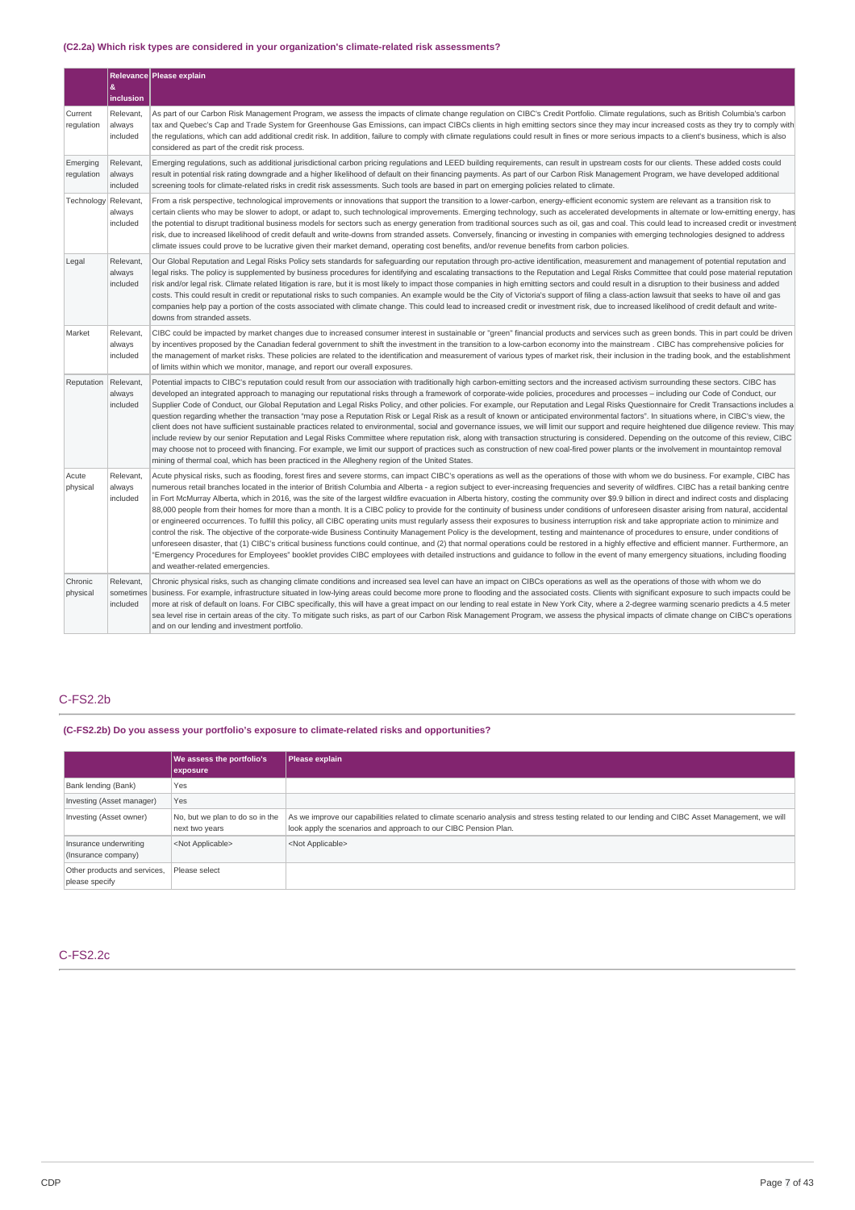### (C2.2a) Which risk types are considered in your organization's climate-related risk assessments?

| | Relevance & inclusion | Please explain |
|---|---|---|
| Current regulation | Relevant, always included | As part of our Carbon Risk Management Program, we assess the impacts of climate change regulation on CIBC's Credit Portfolio. Climate regulations, such as British Columbia's carbon tax and Quebec's Cap and Trade System for Greenhouse Gas Emissions, can impact CIBCs clients in high emitting sectors since they may incur increased costs as they try to comply with the regulations, which can add additional credit risk. In addition, failure to comply with climate regulations could result in fines or more serious impacts to a client's business, which is also considered as part of the credit risk process. |
| Emerging regulation | Relevant, always included | Emerging regulations, such as additional jurisdictional carbon pricing regulations and LEED building requirements, can result in upstream costs for our clients. These added costs could result in potential risk rating downgrade and a higher likelihood of default on their financing payments. As part of our Carbon Risk Management Program, we have developed additional screening tools for climate-related risks in credit risk assessments. Such tools are based in part on emerging policies related to climate. |
| Technology | Relevant, always included | From a risk perspective, technological improvements or innovations that support the transition to a lower-carbon, energy-efficient economic system are relevant as a transition risk to certain clients who may be slower to adopt, or adapt to, such technological improvements. Emerging technology, such as accelerated developments in alternate or low-emitting energy, has the potential to disrupt traditional business models for sectors such as energy generation from traditional sources such as oil, gas and coal. This could lead to increased credit or investment risk, due to increased likelihood of credit default and write-downs from stranded assets. Conversely, financing or investing in companies with emerging technologies designed to address climate issues could prove to be lucrative given their market demand, operating cost benefits, and/or revenue benefits from carbon policies. |
| Legal | Relevant, always included | Our Global Reputation and Legal Risks Policy sets standards for safeguarding our reputation through pro-active identification, measurement and management of potential reputation and legal risks. The policy is supplemented by business procedures for identifying and escalating transactions to the Reputation and Legal Risks Committee that could pose material reputation risk and/or legal risk. Climate related litigation is rare, but it is most likely to impact those companies in high emitting sectors and could result in a disruption to their business and added costs. This could result in credit or reputational risks to such companies. An example would be the City of Victoria's support of filing a class-action lawsuit that seeks to have oil and gas companies help pay a portion of the costs associated with climate change. This could lead to increased credit or investment risk, due to increased likelihood of credit default and write-downs from stranded assets. |
| Market | Relevant, always included | CIBC could be impacted by market changes due to increased consumer interest in sustainable or "green" financial products and services such as green bonds. This in part could be driven by incentives proposed by the Canadian federal government to shift the investment in the transition to a low-carbon economy into the mainstream . CIBC has comprehensive policies for the management of market risks. These policies are related to the identification and measurement of various types of market risk, their inclusion in the trading book, and the establishment of limits within which we monitor, manage, and report our overall exposures. |
| Reputation | Relevant, always included | Potential impacts to CIBC's reputation could result from our association with traditionally high carbon-emitting sectors and the increased activism surrounding these sectors. CIBC has developed an integrated approach to managing our reputational risks through a framework of corporate-wide policies, procedures and processes – including our Code of Conduct, our Supplier Code of Conduct, our Global Reputation and Legal Risks Policy, and other policies. For example, our Reputation and Legal Risks Questionnaire for Credit Transactions includes a question regarding whether the transaction "may pose a Reputation Risk or Legal Risk as a result of known or anticipated environmental factors". In situations where, in CIBC's view, the client does not have sufficient sustainable practices related to environmental, social and governance issues, we will limit our support and require heightened due diligence review. This may include review by our senior Reputation and Legal Risks Committee where reputation risk, along with transaction structuring is considered. Depending on the outcome of this review, CIBC may choose not to proceed with financing. For example, we limit our support of practices such as construction of new coal-fired power plants or the involvement in mountaintop removal mining of thermal coal, which has been practiced in the Allegheny region of the United States. |
| Acute physical | Relevant, always included | Acute physical risks, such as flooding, forest fires and severe storms, can impact CIBC's operations as well as the operations of those with whom we do business. For example, CIBC has numerous retail branches located in the interior of British Columbia and Alberta - a region subject to ever-increasing frequencies and severity of wildfires. CIBC has a retail banking centre in Fort McMurray Alberta, which in 2016, was the site of the largest wildfire evacuation in Alberta history, costing the community over $9.9 billion in direct and indirect costs and displacing 88,000 people from their homes for more than a month. It is a CIBC policy to provide for the continuity of business under conditions of unforeseen disaster arising from natural, accidental or engineered occurrences. To fulfill this policy, all CIBC operating units must regularly assess their exposures to business interruption risk and take appropriate action to minimize and control the risk. The objective of the corporate-wide Business Continuity Management Policy is the development, testing and maintenance of procedures to ensure, under conditions of unforeseen disaster, that (1) CIBC's critical business functions could continue, and (2) that normal operations could be restored in a highly effective and efficient manner. Furthermore, an "Emergency Procedures for Employees" booklet provides CIBC employees with detailed instructions and guidance to follow in the event of many emergency situations, including flooding and weather-related emergencies. |
| Chronic physical | Relevant, sometimes included | Chronic physical risks, such as changing climate conditions and increased sea level can have an impact on CIBCs operations as well as the operations of those with whom we do business. For example, infrastructure situated in low-lying areas could become more prone to flooding and the associated costs. Clients with significant exposure to such impacts could be more at risk of default on loans. For CIBC specifically, this will have a great impact on our lending to real estate in New York City, where a 2-degree warming scenario predicts a 4.5 meter sea level rise in certain areas of the city. To mitigate such risks, as part of our Carbon Risk Management Program, we assess the physical impacts of climate change on CIBC's operations and on our lending and investment portfolio. |

## C-FS2.2b

### (C-FS2.2b) Do you assess your portfolio's exposure to climate-related risks and opportunities?

| | We assess the portfolio's exposure | Please explain |
|---|---|---|
| Bank lending (Bank) | Yes | |
| Investing (Asset manager) | Yes | |
| Investing (Asset owner) | No, but we plan to do so in the next two years | As we improve our capabilities related to climate scenario analysis and stress testing related to our lending and CIBC Asset Management, we will look apply the scenarios and approach to our CIBC Pension Plan. |
| Insurance underwriting (Insurance company) | <Not Applicable> | <Not Applicable> |
| Other products and services, please specify | Please select | |

## C-FS2.2c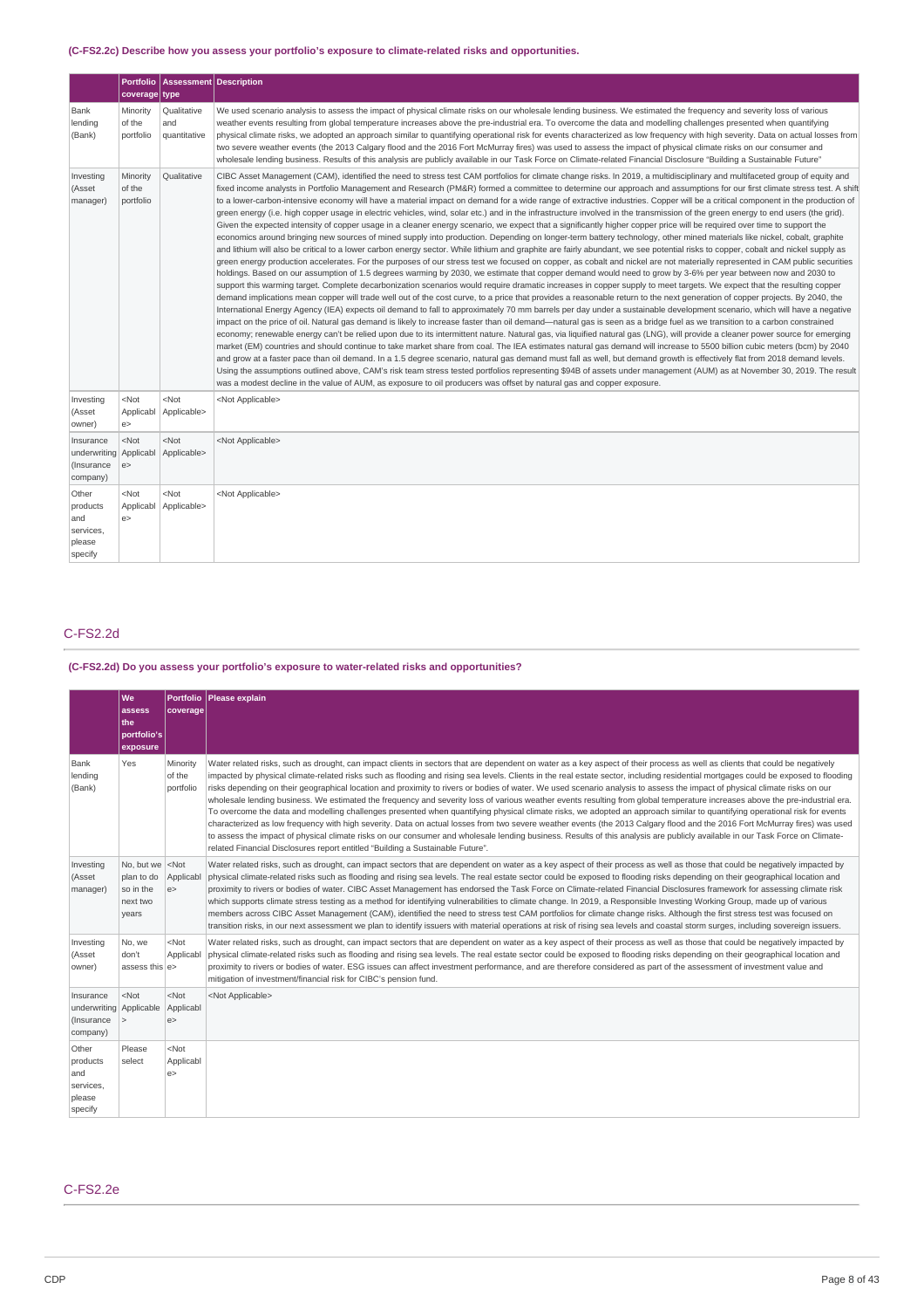### (C-FS2.2c) Describe how you assess your portfolio's exposure to climate-related risks and opportunities.

| | Portfolio coverage | Assessment type | Description |
|---|---|---|---|
| Bank lending (Bank) | Minority of the portfolio | Qualitative and quantitative | We used scenario analysis to assess the impact of physical climate risks on our wholesale lending business. We estimated the frequency and severity loss of various weather events resulting from global temperature increases above the pre-industrial era. To overcome the data and modelling challenges presented when quantifying physical climate risks, we adopted an approach similar to quantifying operational risk for events characterized as low frequency with high severity. Data on actual losses from two severe weather events (the 2013 Calgary flood and the 2016 Fort McMurray fires) was used to assess the impact of physical climate risks on our consumer and wholesale lending business. Results of this analysis are publicly available in our Task Force on Climate-related Financial Disclosure "Building a Sustainable Future" |
| Investing (Asset manager) | Minority of the portfolio | Qualitative | CIBC Asset Management (CAM), identified the need to stress test CAM portfolios for climate change risks. In 2019, a multidisciplinary and multifaceted group of equity and fixed income analysts in Portfolio Management and Research (PM&R) formed a committee to determine our approach and assumptions for our first climate stress test. A shift to a lower-carbon-intensive economy will have a material impact on demand for a wide range of extractive industries. Copper will be a critical component in the production of green energy (i.e. high copper usage in electric vehicles, wind, solar etc.) and in the infrastructure involved in the transmission of the green energy to end users (the grid). Given the expected intensity of copper usage in a cleaner energy scenario, we expect that a significantly higher copper price will be required over time to support the economics around bringing new sources of mined supply into production. Depending on longer-term battery technology, other mined materials like nickel, cobalt, graphite and lithium will also be critical to a lower carbon energy sector. While lithium and graphite are fairly abundant, we see potential risks to copper, cobalt and nickel supply as green energy production accelerates. For the purposes of our stress test we focused on copper, as cobalt and nickel are not materially represented in CAM public securities holdings. Based on our assumption of 1.5 degrees warming by 2030, we estimate that copper demand would need to grow by 3-6% per year between now and 2030 to support this warming target. Complete decarbonization scenarios would require dramatic increases in copper supply to meet targets. We expect that the resulting copper demand implications mean copper will trade well out of the cost curve, to a price that provides a reasonable return to the next generation of copper projects. By 2040, the International Energy Agency (IEA) expects oil demand to fall to approximately 70 mm barrels per day under a sustainable development scenario, which will have a negative impact on the price of oil. Natural gas demand is likely to increase faster than oil demand—natural gas is seen as a bridge fuel as we transition to a carbon constrained economy; renewable energy can't be relied upon due to its intermittent nature. Natural gas, via liquified natural gas (LNG), will provide a cleaner power source for emerging market (EM) countries and should continue to take market share from coal. The IEA estimates natural gas demand will increase to 5500 billion cubic meters (bcm) by 2040 and grow at a faster pace than oil demand. In a 1.5 degree scenario, natural gas demand must fall as well, but demand growth is effectively flat from 2018 demand levels. Using the assumptions outlined above, CAM's risk team stress tested portfolios representing $94B of assets under management (AUM) as at November 30, 2019. The result was a modest decline in the value of AUM, as exposure to oil producers was offset by natural gas and copper exposure. |
| Investing (Asset owner) | <Not Applicable> | <Not Applicable> | <Not Applicable> |
| Insurance underwriting (Insurance company) | <Not Applicable> | <Not Applicable> | <Not Applicable> |
| Other products and services, please specify | <Not Applicable> | <Not Applicable> | <Not Applicable> |

## C-FS2.2d

### (C-FS2.2d) Do you assess your portfolio's exposure to water-related risks and opportunities?

| | We assess the portfolio's exposure | Portfolio coverage | Please explain |
|---|---|---|---|
| Bank lending (Bank) | Yes | Minority of the portfolio | Water related risks, such as drought, can impact clients in sectors that are dependent on water as a key aspect of their process as well as clients that could be negatively impacted by physical climate-related risks such as flooding and rising sea levels. Clients in the real estate sector, including residential mortgages could be exposed to flooding risks depending on their geographical location and proximity to rivers or bodies of water. We used scenario analysis to assess the impact of physical climate risks on our wholesale lending business. We estimated the frequency and severity loss of various weather events resulting from global temperature increases above the pre-industrial era. To overcome the data and modelling challenges presented when quantifying physical climate risks, we adopted an approach similar to quantifying operational risk for events characterized as low frequency with high severity. Data on actual losses from two severe weather events (the 2013 Calgary flood and the 2016 Fort McMurray fires) was used to assess the impact of physical climate risks on our consumer and wholesale lending business. Results of this analysis are publicly available in our Task Force on Climate-related Financial Disclosures report entitled "Building a Sustainable Future". |
| Investing (Asset manager) | No, but we plan to do so in the next two years | <Not Applicable> | Water related risks, such as drought, can impact sectors that are dependent on water as a key aspect of their process as well as those that could be negatively impacted by physical climate-related risks such as flooding and rising sea levels. The real estate sector could be exposed to flooding risks depending on their geographical location and proximity to rivers or bodies of water. CIBC Asset Management has endorsed the Task Force on Climate-related Financial Disclosures framework for assessing climate risk which supports climate stress testing as a method for identifying vulnerabilities to climate change. In 2019, a Responsible Investing Working Group, made up of various members across CIBC Asset Management (CAM), identified the need to stress test CAM portfolios for climate change risks. Although the first stress test was focused on transition risks, in our next assessment we plan to identify issuers with material operations at risk of rising sea levels and coastal storm surges, including sovereign issuers. |
| Investing (Asset owner) | No, we don't assess this | <Not Applicable> | Water related risks, such as drought, can impact sectors that are dependent on water as a key aspect of their process as well as those that could be negatively impacted by physical climate-related risks such as flooding and rising sea levels. The real estate sector could be exposed to flooding risks depending on their geographical location and proximity to rivers or bodies of water. ESG issues can affect investment performance, and are therefore considered as part of the assessment of investment value and mitigation of investment/financial risk for CIBC's pension fund. |
| Insurance underwriting (Insurance company) | <Not Applicable> | <Not Applicable> | <Not Applicable> |
| Other products and services, please specify | Please select | <Not Applicable> | |

## C-FS2.2e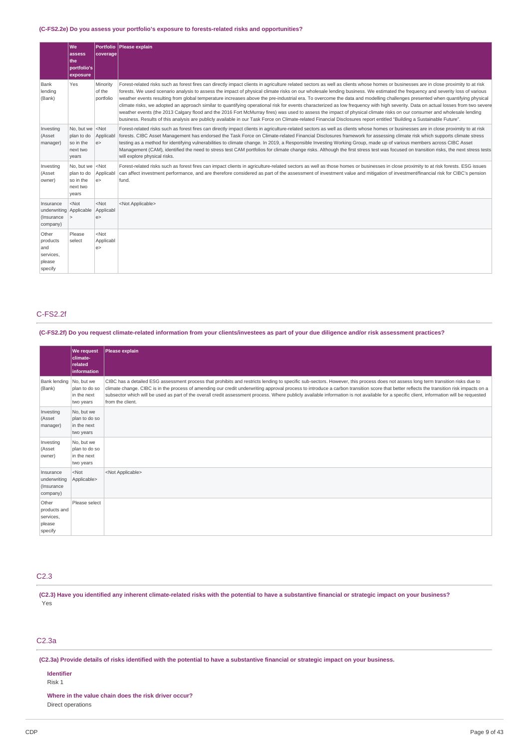### (C-FS2.2e) Do you assess your portfolio's exposure to forests-related risks and opportunities?

| | We assess the portfolio's exposure | Portfolio coverage | Please explain |
|---|---|---|---|
| Bank lending (Bank) | Yes | Minority of the portfolio | Forest-related risks such as forest fires can directly impact clients in agriculture related sectors as well as clients whose homes or businesses are in close proximity to at risk forests. We used scenario analysis to assess the impact of physical climate risks on our wholesale lending business. We estimated the frequency and severity loss of various weather events resulting from global temperature increases above the pre-industrial era. To overcome the data and modelling challenges presented when quantifying physical climate risks, we adopted an approach similar to quantifying operational risk for events characterized as low frequency with high severity. Data on actual losses from two severe weather events (the 2013 Calgary flood and the 2016 Fort McMurray fires) was used to assess the impact of physical climate risks on our consumer and wholesale lending business. Results of this analysis are publicly available in our Task Force on Climate-related Financial Disclosures report entitled "Building a Sustainable Future". |
| Investing (Asset manager) | No, but we plan to do so in the next two years | <Not Applicable> | Forest-related risks such as forest fires can directly impact clients in agriculture-related sectors as well as clients whose homes or businesses are in close proximity to at risk forests. CIBC Asset Management has endorsed the Task Force on Climate-related Financial Disclosures framework for assessing climate risk which supports climate stress testing as a method for identifying vulnerabilities to climate change. In 2019, a Responsible Investing Working Group, made up of various members across CIBC Asset Management (CAM), identified the need to stress test CAM portfolios for climate change risks. Although the first stress test was focused on transition risks, the next stress tests will explore physical risks. |
| Investing (Asset owner) | No, but we plan to do so in the next two years | <Not Applicable> | Forest-related risks such as forest fires can impact clients in agriculture-related sectors as well as those homes or businesses in close proximity to at risk forests. ESG issues can affect investment performance, and are therefore considered as part of the assessment of investment value and mitigation of investment/financial risk for CIBC's pension fund. |
| Insurance underwriting (Insurance company) | <Not Applicable> | <Not Applicable> | <Not Applicable> |
| Other products and services, please specify | Please select | <Not Applicable> | |

## C-FS2.2f

### (C-FS2.2f) Do you request climate-related information from your clients/investees as part of your due diligence and/or risk assessment practices?

| | We request climate-related information | Please explain |
|---|---|---|
| Bank lending (Bank) | No, but we plan to do so in the next two years | CIBC has a detailed ESG assessment process that prohibits and restricts lending to specific sub-sectors. However, this process does not assess long term transition risks due to climate change. CIBC is in the process of amending our credit underwriting approval process to introduce a carbon transition score that better reflects the transition risk impacts on a subsector which will be used as part of the overall credit assessment process. Where publicly available information is not available for a specific client, information will be requested from the client. |
| Investing (Asset manager) | No, but we plan to do so in the next two years | |
| Investing (Asset owner) | No, but we plan to do so in the next two years | |
| Insurance underwriting (Insurance company) | <Not Applicable> | <Not Applicable> |
| Other products and services, please specify | Please select | |

## C2.3

### (C2.3) Have you identified any inherent climate-related risks with the potential to have a substantive financial or strategic impact on your business?

Yes

## C2.3a

### (C2.3a) Provide details of risks identified with the potential to have a substantive financial or strategic impact on your business.

**Identifier**
Risk 1

**Where in the value chain does the risk driver occur?**
Direct operations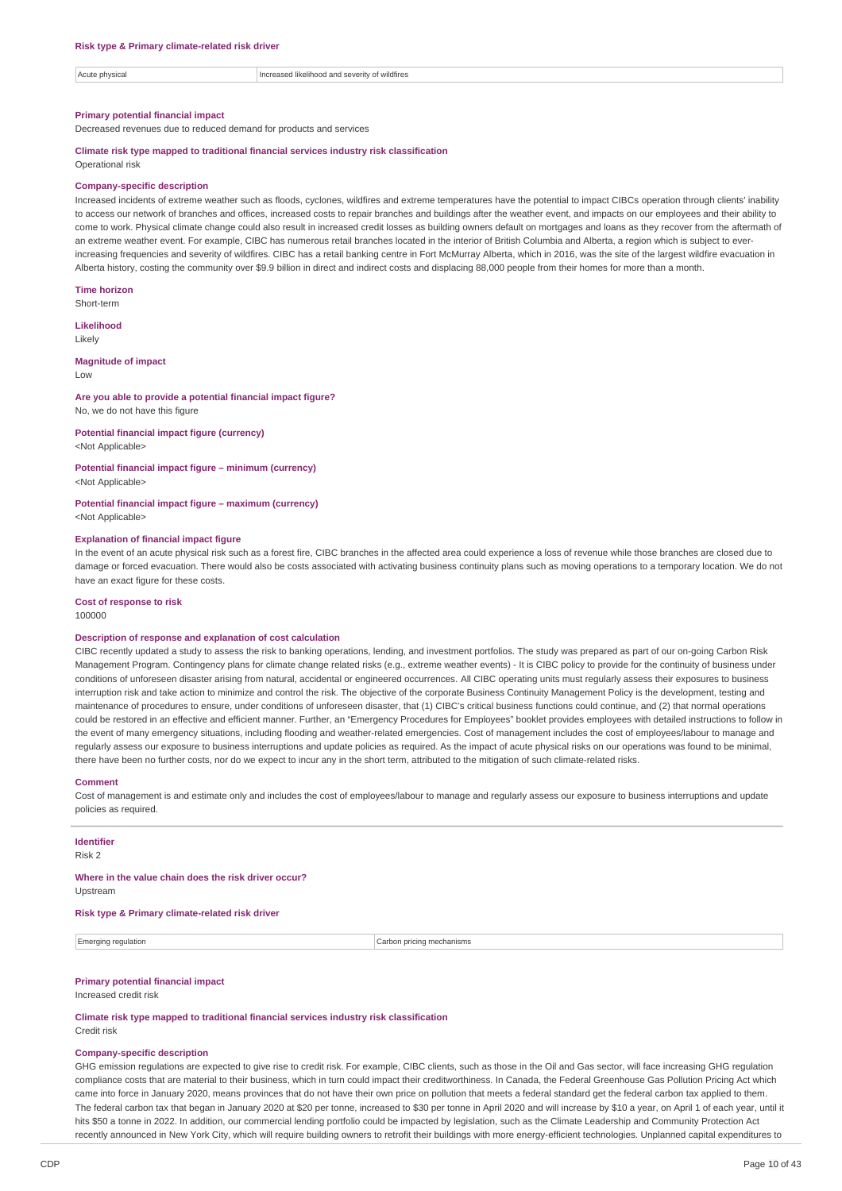**Risk type & Primary climate-related risk driver**

| Acute physical | Increased likelihood and severity of wildfires |
|---|---|

**Primary potential financial impact**

Decreased revenues due to reduced demand for products and services

**Climate risk type mapped to traditional financial services industry risk classification**

Operational risk

**Company-specific description**

Increased incidents of extreme weather such as floods, cyclones, wildfires and extreme temperatures have the potential to impact CIBCs operation through clients' inability to access our network of branches and offices, increased costs to repair branches and buildings after the weather event, and impacts on our employees and their ability to come to work. Physical climate change could also result in increased credit losses as building owners default on mortgages and loans as they recover from the aftermath of an extreme weather event. For example, CIBC has numerous retail branches located in the interior of British Columbia and Alberta, a region which is subject to ever-increasing frequencies and severity of wildfires. CIBC has a retail banking centre in Fort McMurray Alberta, which in 2016, was the site of the largest wildfire evacuation in Alberta history, costing the community over $9.9 billion in direct and indirect costs and displacing 88,000 people from their homes for more than a month.

**Time horizon**

Short-term

**Likelihood**

Likely

**Magnitude of impact**

Low

**Are you able to provide a potential financial impact figure?**

No, we do not have this figure

**Potential financial impact figure (currency)**

<Not Applicable>

**Potential financial impact figure – minimum (currency)**

<Not Applicable>

**Potential financial impact figure – maximum (currency)**

<Not Applicable>

**Explanation of financial impact figure**

In the event of an acute physical risk such as a forest fire, CIBC branches in the affected area could experience a loss of revenue while those branches are closed due to damage or forced evacuation. There would also be costs associated with activating business continuity plans such as moving operations to a temporary location. We do not have an exact figure for these costs.

**Cost of response to risk**

100000

**Description of response and explanation of cost calculation**

CIBC recently updated a study to assess the risk to banking operations, lending, and investment portfolios. The study was prepared as part of our on-going Carbon Risk Management Program. Contingency plans for climate change related risks (e.g., extreme weather events) - It is CIBC policy to provide for the continuity of business under conditions of unforeseen disaster arising from natural, accidental or engineered occurrences. All CIBC operating units must regularly assess their exposures to business interruption risk and take action to minimize and control the risk. The objective of the corporate Business Continuity Management Policy is the development, testing and maintenance of procedures to ensure, under conditions of unforeseen disaster, that (1) CIBC's critical business functions could continue, and (2) that normal operations could be restored in an effective and efficient manner. Further, an "Emergency Procedures for Employees" booklet provides employees with detailed instructions to follow in the event of many emergency situations, including flooding and weather-related emergencies. Cost of management includes the cost of employees/labour to manage and regularly assess our exposure to business interruptions and update policies as required. As the impact of acute physical risks on our operations was found to be minimal, there have been no further costs, nor do we expect to incur any in the short term, attributed to the mitigation of such climate-related risks.

**Comment**

Cost of management is and estimate only and includes the cost of employees/labour to manage and regularly assess our exposure to business interruptions and update policies as required.

---

**Identifier**

Risk 2

**Where in the value chain does the risk driver occur?**

Upstream

**Risk type & Primary climate-related risk driver**

| Emerging regulation | Carbon pricing mechanisms |
|---|---|

**Primary potential financial impact**

Increased credit risk

**Climate risk type mapped to traditional financial services industry risk classification**

Credit risk

**Company-specific description**

GHG emission regulations are expected to give rise to credit risk. For example, CIBC clients, such as those in the Oil and Gas sector, will face increasing GHG regulation compliance costs that are material to their business, which in turn could impact their creditworthiness. In Canada, the Federal Greenhouse Gas Pollution Pricing Act which came into force in January 2020, means provinces that do not have their own price on pollution that meets a federal standard get the federal carbon tax applied to them. The federal carbon tax that began in January 2020 at $20 per tonne, increased to $30 per tonne in April 2020 and will increase by $10 a year, on April 1 of each year, until it hits $50 a tonne in 2022. In addition, our commercial lending portfolio could be impacted by legislation, such as the Climate Leadership and Community Protection Act recently announced in New York City, which will require building owners to retrofit their buildings with more energy-efficient technologies. Unplanned capital expenditures to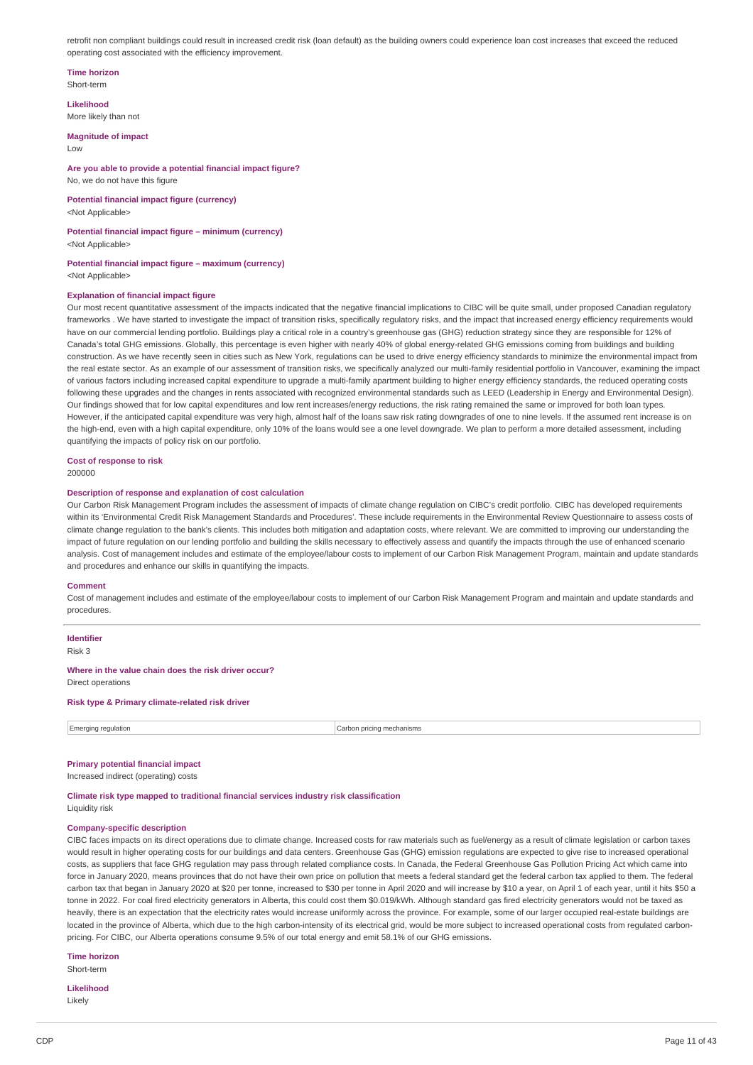retrofit non compliant buildings could result in increased credit risk (loan default) as the building owners could experience loan cost increases that exceed the reduced operating cost associated with the efficiency improvement.

**Time horizon**
Short-term

**Likelihood**
More likely than not

**Magnitude of impact**
Low

**Are you able to provide a potential financial impact figure?**
No, we do not have this figure

**Potential financial impact figure (currency)**
<Not Applicable>

**Potential financial impact figure – minimum (currency)**
<Not Applicable>

**Potential financial impact figure – maximum (currency)**
<Not Applicable>

**Explanation of financial impact figure**
Our most recent quantitative assessment of the impacts indicated that the negative financial implications to CIBC will be quite small, under proposed Canadian regulatory frameworks . We have started to investigate the impact of transition risks, specifically regulatory risks, and the impact that increased energy efficiency requirements would have on our commercial lending portfolio. Buildings play a critical role in a country's greenhouse gas (GHG) reduction strategy since they are responsible for 12% of Canada's total GHG emissions. Globally, this percentage is even higher with nearly 40% of global energy-related GHG emissions coming from buildings and building construction. As we have recently seen in cities such as New York, regulations can be used to drive energy efficiency standards to minimize the environmental impact from the real estate sector. As an example of our assessment of transition risks, we specifically analyzed our multi-family residential portfolio in Vancouver, examining the impact of various factors including increased capital expenditure to upgrade a multi-family apartment building to higher energy efficiency standards, the reduced operating costs following these upgrades and the changes in rents associated with recognized environmental standards such as LEED (Leadership in Energy and Environmental Design). Our findings showed that for low capital expenditures and low rent increases/energy reductions, the risk rating remained the same or improved for both loan types. However, if the anticipated capital expenditure was very high, almost half of the loans saw risk rating downgrades of one to nine levels. If the assumed rent increase is on the high-end, even with a high capital expenditure, only 10% of the loans would see a one level downgrade. We plan to perform a more detailed assessment, including quantifying the impacts of policy risk on our portfolio.

**Cost of response to risk**
200000

**Description of response and explanation of cost calculation**
Our Carbon Risk Management Program includes the assessment of impacts of climate change regulation on CIBC's credit portfolio. CIBC has developed requirements within its 'Environmental Credit Risk Management Standards and Procedures'. These include requirements in the Environmental Review Questionnaire to assess costs of climate change regulation to the bank's clients. This includes both mitigation and adaptation costs, where relevant. We are committed to improving our understanding the impact of future regulation on our lending portfolio and building the skills necessary to effectively assess and quantify the impacts through the use of enhanced scenario analysis. Cost of management includes and estimate of the employee/labour costs to implement of our Carbon Risk Management Program, maintain and update standards and procedures and enhance our skills in quantifying the impacts.

**Comment**
Cost of management includes and estimate of the employee/labour costs to implement of our Carbon Risk Management Program and maintain and update standards and procedures.

---

**Identifier**
Risk 3

**Where in the value chain does the risk driver occur?**
Direct operations

**Risk type & Primary climate-related risk driver**

| Emerging regulation | Carbon pricing mechanisms |
|---|---|

**Primary potential financial impact**
Increased indirect (operating) costs

**Climate risk type mapped to traditional financial services industry risk classification**
Liquidity risk

**Company-specific description**
CIBC faces impacts on its direct operations due to climate change. Increased costs for raw materials such as fuel/energy as a result of climate legislation or carbon taxes would result in higher operating costs for our buildings and data centers. Greenhouse Gas (GHG) emission regulations are expected to give rise to increased operational costs, as suppliers that face GHG regulation may pass through related compliance costs. In Canada, the Federal Greenhouse Gas Pollution Pricing Act which came into force in January 2020, means provinces that do not have their own price on pollution that meets a federal standard get the federal carbon tax applied to them. The federal carbon tax that began in January 2020 at $20 per tonne, increased to $30 per tonne in April 2020 and will increase by $10 a year, on April 1 of each year, until it hits $50 a tonne in 2022. For coal fired electricity generators in Alberta, this could cost them $0.019/kWh. Although standard gas fired electricity generators would not be taxed as heavily, there is an expectation that the electricity rates would increase uniformly across the province. For example, some of our larger occupied real-estate buildings are located in the province of Alberta, which due to the high carbon-intensity of its electrical grid, would be more subject to increased operational costs from regulated carbon-pricing. For CIBC, our Alberta operations consume 9.5% of our total energy and emit 58.1% of our GHG emissions.

**Time horizon**
Short-term

**Likelihood**
Likely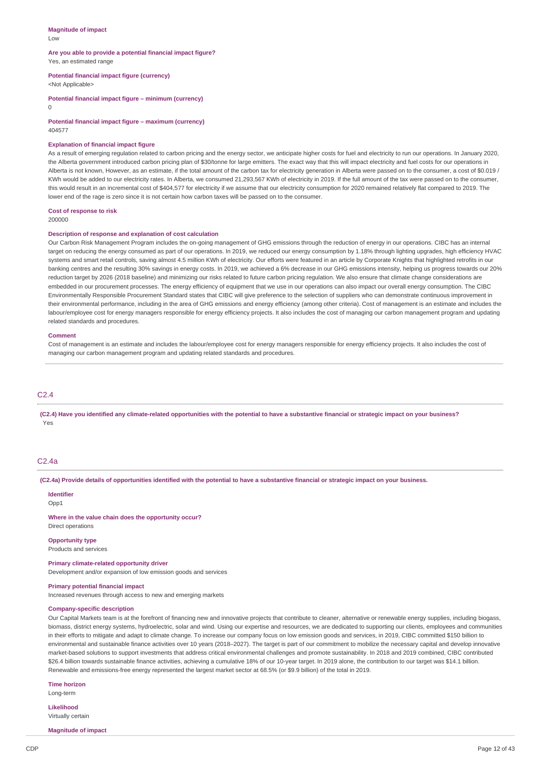**Magnitude of impact**
Low

**Are you able to provide a potential financial impact figure?**
Yes, an estimated range

**Potential financial impact figure (currency)**
<Not Applicable>

**Potential financial impact figure – minimum (currency)**
0

**Potential financial impact figure – maximum (currency)**
404577

**Explanation of financial impact figure**
As a result of emerging regulation related to carbon pricing and the energy sector, we anticipate higher costs for fuel and electricity to run our operations. In January 2020, the Alberta government introduced carbon pricing plan of $30/tonne for large emitters. The exact way that this will impact electricity and fuel costs for our operations in Alberta is not known, However, as an estimate, if the total amount of the carbon tax for electricity generation in Alberta were passed on to the consumer, a cost of $0.019 / KWh would be added to our electricity rates. In Alberta, we consumed 21,293,567 KWh of electricity in 2019. If the full amount of the tax were passed on to the consumer, this would result in an incremental cost of $404,577 for electricity if we assume that our electricity consumption for 2020 remained relatively flat compared to 2019. The lower end of the rage is zero since it is not certain how carbon taxes will be passed on to the consumer.

**Cost of response to risk**
200000

**Description of response and explanation of cost calculation**
Our Carbon Risk Management Program includes the on-going management of GHG emissions through the reduction of energy in our operations. CIBC has an internal target on reducing the energy consumed as part of our operations. In 2019, we reduced our energy consumption by 1.18% through lighting upgrades, high efficiency HVAC systems and smart retail controls, saving almost 4.5 million KWh of electricity. Our efforts were featured in an article by Corporate Knights that highlighted retrofits in our banking centres and the resulting 30% savings in energy costs. In 2019, we achieved a 6% decrease in our GHG emissions intensity, helping us progress towards our 20% reduction target by 2026 (2018 baseline) and minimizing our risks related to future carbon pricing regulation. We also ensure that climate change considerations are embedded in our procurement processes. The energy efficiency of equipment that we use in our operations can also impact our overall energy consumption. The CIBC Environmentally Responsible Procurement Standard states that CIBC will give preference to the selection of suppliers who can demonstrate continuous improvement in their environmental performance, including in the area of GHG emissions and energy efficiency (among other criteria). Cost of management is an estimate and includes the labour/employee cost for energy managers responsible for energy efficiency projects. It also includes the cost of managing our carbon management program and updating related standards and procedures.

**Comment**
Cost of management is an estimate and includes the labour/employee cost for energy managers responsible for energy efficiency projects. It also includes the cost of managing our carbon management program and updating related standards and procedures.

## C2.4

**(C2.4) Have you identified any climate-related opportunities with the potential to have a substantive financial or strategic impact on your business?**
Yes

## C2.4a

**(C2.4a) Provide details of opportunities identified with the potential to have a substantive financial or strategic impact on your business.**

**Identifier**
Opp1

**Where in the value chain does the opportunity occur?**
Direct operations

**Opportunity type**
Products and services

**Primary climate-related opportunity driver**
Development and/or expansion of low emission goods and services

**Primary potential financial impact**
Increased revenues through access to new and emerging markets

**Company-specific description**
Our Capital Markets team is at the forefront of financing new and innovative projects that contribute to cleaner, alternative or renewable energy supplies, including biogass, biomass, district energy systems, hydroelectric, solar and wind. Using our expertise and resources, we are dedicated to supporting our clients, employees and communities in their efforts to mitigate and adapt to climate change. To increase our company focus on low emission goods and services, in 2019, CIBC committed $150 billion to environmental and sustainable finance activities over 10 years (2018–2027). The target is part of our commitment to mobilize the necessary capital and develop innovative market-based solutions to support investments that address critical environmental challenges and promote sustainability. In 2018 and 2019 combined, CIBC contributed $26.4 billion towards sustainable finance activities, achieving a cumulative 18% of our 10-year target. In 2019 alone, the contribution to our target was $14.1 billion. Renewable and emissions-free energy represented the largest market sector at 68.5% (or $9.9 billion) of the total in 2019.

**Time horizon**
Long-term

**Likelihood**
Virtually certain

**Magnitude of impact**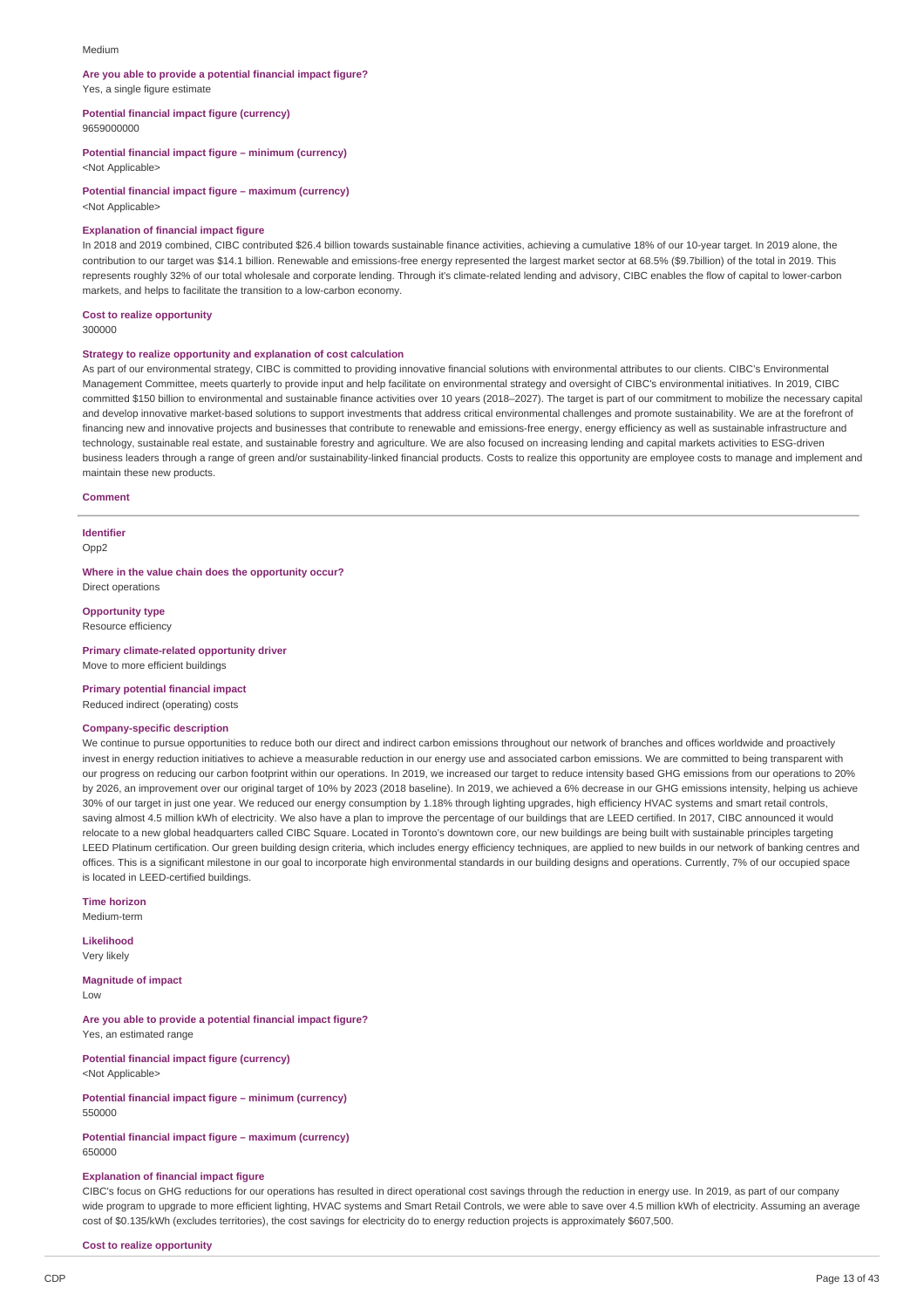Medium

**Are you able to provide a potential financial impact figure?**
Yes, a single figure estimate

**Potential financial impact figure (currency)**
9659000000

**Potential financial impact figure – minimum (currency)**
<Not Applicable>

**Potential financial impact figure – maximum (currency)**
<Not Applicable>

**Explanation of financial impact figure**
In 2018 and 2019 combined, CIBC contributed $26.4 billion towards sustainable finance activities, achieving a cumulative 18% of our 10-year target. In 2019 alone, the contribution to our target was $14.1 billion. Renewable and emissions-free energy represented the largest market sector at 68.5% ($9.7billion) of the total in 2019. This represents roughly 32% of our total wholesale and corporate lending. Through it's climate-related lending and advisory, CIBC enables the flow of capital to lower-carbon markets, and helps to facilitate the transition to a low-carbon economy.

**Cost to realize opportunity**
300000

**Strategy to realize opportunity and explanation of cost calculation**
As part of our environmental strategy, CIBC is committed to providing innovative financial solutions with environmental attributes to our clients. CIBC's Environmental Management Committee, meets quarterly to provide input and help facilitate on environmental strategy and oversight of CIBC's environmental initiatives. In 2019, CIBC committed $150 billion to environmental and sustainable finance activities over 10 years (2018–2027). The target is part of our commitment to mobilize the necessary capital and develop innovative market-based solutions to support investments that address critical environmental challenges and promote sustainability. We are at the forefront of financing new and innovative projects and businesses that contribute to renewable and emissions-free energy, energy efficiency as well as sustainable infrastructure and technology, sustainable real estate, and sustainable forestry and agriculture. We are also focused on increasing lending and capital markets activities to ESG-driven business leaders through a range of green and/or sustainability-linked financial products. Costs to realize this opportunity are employee costs to manage and implement and maintain these new products.

**Comment**

---

**Identifier**
Opp2

**Where in the value chain does the opportunity occur?**
Direct operations

**Opportunity type**
Resource efficiency

**Primary climate-related opportunity driver**
Move to more efficient buildings

**Primary potential financial impact**
Reduced indirect (operating) costs

**Company-specific description**
We continue to pursue opportunities to reduce both our direct and indirect carbon emissions throughout our network of branches and offices worldwide and proactively invest in energy reduction initiatives to achieve a measurable reduction in our energy use and associated carbon emissions. We are committed to being transparent with our progress on reducing our carbon footprint within our operations. In 2019, we increased our target to reduce intensity based GHG emissions from our operations to 20% by 2026, an improvement over our original target of 10% by 2023 (2018 baseline). In 2019, we achieved a 6% decrease in our GHG emissions intensity, helping us achieve 30% of our target in just one year. We reduced our energy consumption by 1.18% through lighting upgrades, high efficiency HVAC systems and smart retail controls, saving almost 4.5 million kWh of electricity. We also have a plan to improve the percentage of our buildings that are LEED certified. In 2017, CIBC announced it would relocate to a new global headquarters called CIBC Square. Located in Toronto's downtown core, our new buildings are being built with sustainable principles targeting LEED Platinum certification. Our green building design criteria, which includes energy efficiency techniques, are applied to new builds in our network of banking centres and offices. This is a significant milestone in our goal to incorporate high environmental standards in our building designs and operations. Currently, 7% of our occupied space is located in LEED-certified buildings.

**Time horizon**
Medium-term

**Likelihood**
Very likely

**Magnitude of impact**
Low

**Are you able to provide a potential financial impact figure?**
Yes, an estimated range

**Potential financial impact figure (currency)**
<Not Applicable>

**Potential financial impact figure – minimum (currency)**
550000

**Potential financial impact figure – maximum (currency)**
650000

**Explanation of financial impact figure**
CIBC's focus on GHG reductions for our operations has resulted in direct operational cost savings through the reduction in energy use. In 2019, as part of our company wide program to upgrade to more efficient lighting, HVAC systems and Smart Retail Controls, we were able to save over 4.5 million kWh of electricity. Assuming an average cost of $0.135/kWh (excludes territories), the cost savings for electricity do to energy reduction projects is approximately $607,500.

**Cost to realize opportunity**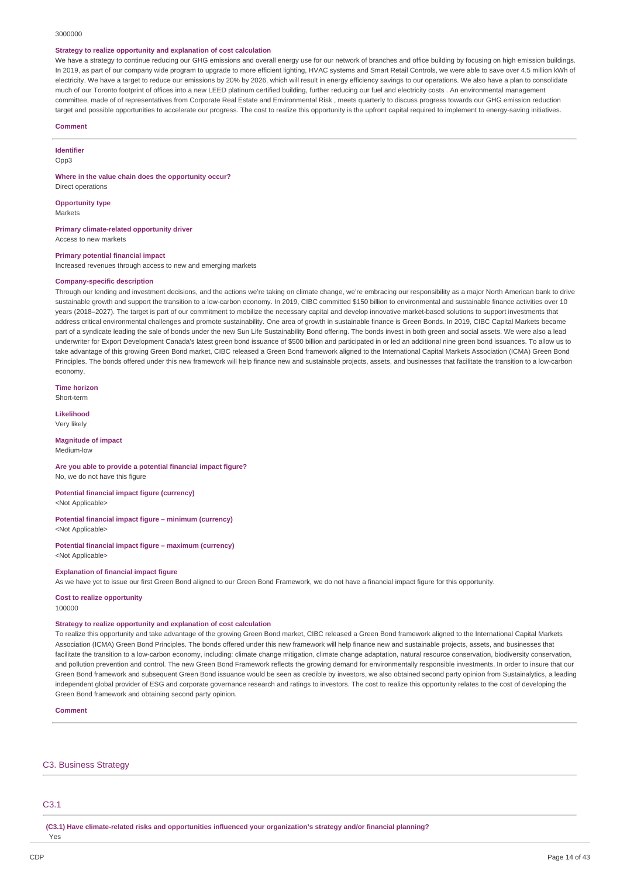3000000

**Strategy to realize opportunity and explanation of cost calculation**

We have a strategy to continue reducing our GHG emissions and overall energy use for our network of branches and office building by focusing on high emission buildings. In 2019, as part of our company wide program to upgrade to more efficient lighting, HVAC systems and Smart Retail Controls, we were able to save over 4.5 million kWh of electricity. We have a target to reduce our emissions by 20% by 2026, which will result in energy efficiency savings to our operations. We also have a plan to consolidate much of our Toronto footprint of offices into a new LEED platinum certified building, further reducing our fuel and electricity costs . An environmental management committee, made of of representatives from Corporate Real Estate and Environmental Risk , meets quarterly to discuss progress towards our GHG emission reduction target and possible opportunities to accelerate our progress. The cost to realize this opportunity is the upfront capital required to implement to energy-saving initiatives.

**Comment**

---

**Identifier**

Opp3

**Where in the value chain does the opportunity occur?**

Direct operations

**Opportunity type**

Markets

**Primary climate-related opportunity driver**

Access to new markets

**Primary potential financial impact**

Increased revenues through access to new and emerging markets

**Company-specific description**

Through our lending and investment decisions, and the actions we're taking on climate change, we're embracing our responsibility as a major North American bank to drive sustainable growth and support the transition to a low-carbon economy. In 2019, CIBC committed $150 billion to environmental and sustainable finance activities over 10 years (2018–2027). The target is part of our commitment to mobilize the necessary capital and develop innovative market-based solutions to support investments that address critical environmental challenges and promote sustainability. One area of growth in sustainable finance is Green Bonds. In 2019, CIBC Capital Markets became part of a syndicate leading the sale of bonds under the new Sun Life Sustainability Bond offering. The bonds invest in both green and social assets. We were also a lead underwriter for Export Development Canada's latest green bond issuance of $500 billion and participated in or led an additional nine green bond issuances. To allow us to take advantage of this growing Green Bond market, CIBC released a Green Bond framework aligned to the International Capital Markets Association (ICMA) Green Bond Principles. The bonds offered under this new framework will help finance new and sustainable projects, assets, and businesses that facilitate the transition to a low-carbon economy.

**Time horizon**

Short-term

**Likelihood**

Very likely

**Magnitude of impact**

Medium-low

**Are you able to provide a potential financial impact figure?**

No, we do not have this figure

**Potential financial impact figure (currency)**

<Not Applicable>

**Potential financial impact figure – minimum (currency)**

<Not Applicable>

**Potential financial impact figure – maximum (currency)**

<Not Applicable>

**Explanation of financial impact figure**

As we have yet to issue our first Green Bond aligned to our Green Bond Framework, we do not have a financial impact figure for this opportunity.

**Cost to realize opportunity**

100000

**Strategy to realize opportunity and explanation of cost calculation**

To realize this opportunity and take advantage of the growing Green Bond market, CIBC released a Green Bond framework aligned to the International Capital Markets Association (ICMA) Green Bond Principles. The bonds offered under this new framework will help finance new and sustainable projects, assets, and businesses that facilitate the transition to a low-carbon economy, including: climate change mitigation, climate change adaptation, natural resource conservation, biodiversity conservation, and pollution prevention and control. The new Green Bond Framework reflects the growing demand for environmentally responsible investments. In order to insure that our Green Bond framework and subsequent Green Bond issuance would be seen as credible by investors, we also obtained second party opinion from Sustainalytics, a leading independent global provider of ESG and corporate governance research and ratings to investors. The cost to realize this opportunity relates to the cost of developing the Green Bond framework and obtaining second party opinion.

**Comment**

---

## C3. Business Strategy

### C3.1

**(C3.1) Have climate-related risks and opportunities influenced your organization's strategy and/or financial planning?**

Yes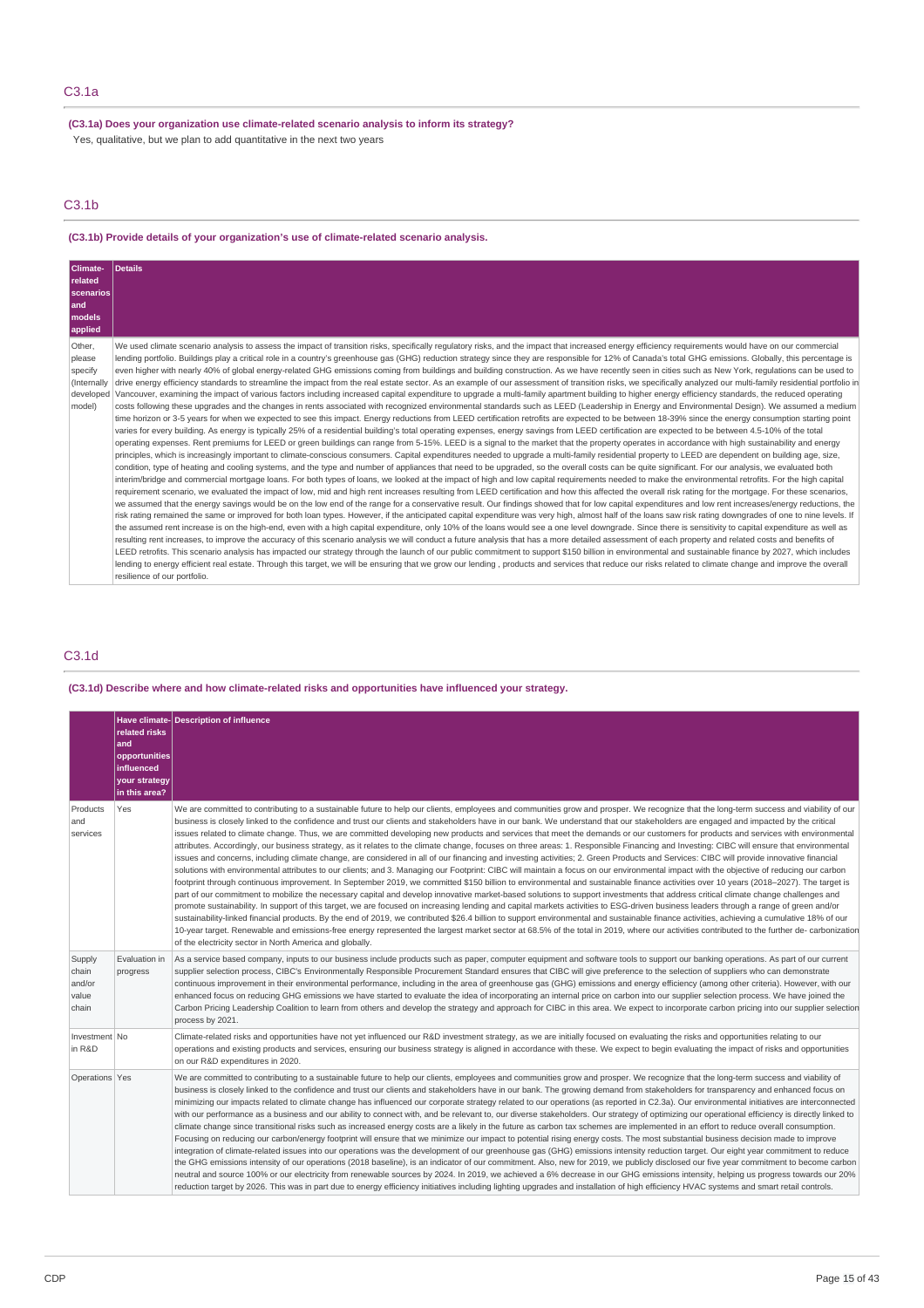## C3.1a

**(C3.1a) Does your organization use climate-related scenario analysis to inform its strategy?**

Yes, qualitative, but we plan to add quantitative in the next two years

## C3.1b

**(C3.1b) Provide details of your organization's use of climate-related scenario analysis.**

| Climate-related scenarios and models applied | Details |
|---|---|
| Other, please specify (Internally developed model) | We used climate scenario analysis to assess the impact of transition risks, specifically regulatory risks, and the impact that increased energy efficiency requirements would have on our commercial lending portfolio. Buildings play a critical role in a country's greenhouse gas (GHG) reduction strategy since they are responsible for 12% of Canada's total GHG emissions. Globally, this percentage is even higher with nearly 40% of global energy-related GHG emissions coming from buildings and building construction. As we have recently seen in cities such as New York, regulations can be used to drive energy efficiency standards to streamline the impact from the real estate sector. As an example of our assessment of transition risks, we specifically analyzed our multi-family residential portfolio in Vancouver, examining the impact of various factors including increased capital expenditure to upgrade a multi-family apartment building to higher energy efficiency standards, the reduced operating costs following these upgrades and the changes in rents associated with recognized environmental standards such as LEED (Leadership in Energy and Environmental Design). We assumed a medium time horizon or 3-5 years for when we expected to see this impact. Energy reductions from LEED certification retrofits are expected to be between 18-39% since the energy consumption starting point varies for every building. As energy is typically 25% of a residential building's total operating expenses, energy savings from LEED certification are expected to be between 4.5-10% of the total operating expenses. Rent premiums for LEED or green buildings can range from 5-15%. LEED is a signal to the market that the property operates in accordance with high sustainability and energy principles, which is increasingly important to climate-conscious consumers. Capital expenditures needed to upgrade a multi-family residential property to LEED are dependent on building age, size, condition, type of heating and cooling systems, and the type and number of appliances that need to be upgraded, so the overall costs can be quite significant. For our analysis, we evaluated both interim/bridge and commercial mortgage loans. For both types of loans, we looked at the impact of high and low capital requirements needed to make the environmental retrofits. For the high capital requirement scenario, we evaluated the impact of low, mid and high rent increases resulting from LEED certification and how this affected the overall risk rating for the mortgage. For these scenarios, we assumed that the energy savings would be on the low end of the range for a conservative result. Our findings showed that for low capital expenditures and low rent increases/energy reductions, the risk rating remained the same or improved for both loan types. However, if the anticipated capital expenditure was very high, almost half of the loans saw risk rating downgrades of one to nine levels. If the assumed rent increase is on the high-end, even with a high capital expenditure, only 10% of the loans would see a one level downgrade. Since there is sensitivity to capital expenditure as well as resulting rent increases, to improve the accuracy of this scenario analysis we will conduct a future analysis that has a more detailed assessment of each property and related costs and benefits of LEED retrofits. This scenario analysis has impacted our strategy through the launch of our public commitment to support $150 billion in environmental and sustainable finance by 2027, which includes lending to energy efficient real estate. Through this target, we will be ensuring that we grow our lending , products and services that reduce our risks related to climate change and improve the overall resilience of our portfolio. |

## C3.1d

**(C3.1d) Describe where and how climate-related risks and opportunities have influenced your strategy.**

| | Have climate-related risks and opportunities influenced your strategy in this area? | Description of influence |
|---|---|---|
| Products and services | Yes | We are committed to contributing to a sustainable future to help our clients, employees and communities grow and prosper. We recognize that the long-term success and viability of our business is closely linked to the confidence and trust our clients and stakeholders have in our bank. We understand that our stakeholders are engaged and impacted by the critical issues related to climate change. Thus, we are committed developing new products and services that meet the demands or our customers for products and services with environmental attributes. Accordingly, our business strategy, as it relates to the climate change, focuses on three areas: 1. Responsible Financing and Investing: CIBC will ensure that environmental issues and concerns, including climate change, are considered in all of our financing and investing activities; 2. Green Products and Services: CIBC will provide innovative financial solutions with environmental attributes to our clients; and 3. Managing our Footprint: CIBC will maintain a focus on our environmental impact with the objective of reducing our carbon footprint through through continuous improvement. In September 2019, we committed $150 billion to environmental and sustainable finance activities over 10 years (2018–2027). The target is part of our commitment to mobilize the necessary capital and develop innovative market-based solutions to support investments that address critical climate change challenges and promote sustainability. In support of this target, we are focused on increasing lending and capital markets activities to ESG-driven business leaders through a range of green and/or sustainability-linked financial products. By the end of 2019, we contributed $26.4 billion to support environmental and sustainable finance activities, achieving a cumulative 18% of our 10-year target. Renewable and emissions-free energy represented the largest market sector at 68.5% of the total in 2019, where our activities contributed to the further de- carbonization of the electricity sector in North America and globally. |
| Supply chain and/or value chain | Evaluation in progress | As a service based company, inputs to our business include products such as paper, computer equipment and software tools to support our banking operations. As part of our current supplier selection process, CIBC's Environmentally Responsible Procurement Standard ensures that CIBC will give preference to the selection of suppliers who can demonstrate continuous improvement in their environmental performance, including in the area of greenhouse gas (GHG) emissions and energy efficiency (among other criteria). However, with our enhanced focus on reducing GHG emissions we have started to evaluate the idea of incorporating an internal price on carbon into our supplier selection process. We have joined the Carbon Pricing Leadership Coalition to learn from others and develop the strategy and approach for CIBC in this area. We expect to incorporate carbon pricing into our supplier selection process by 2021. |
| Investment in R&D | No | Climate-related risks and opportunities have not yet influenced our R&D investment strategy, as we are initially focused on evaluating the risks and opportunities relating to our operations and existing products and services, ensuring our business strategy is aligned in accordance with these. We expect to begin evaluating the impact of risks and opportunities on our R&D expenditures in 2020. |
| Operations | Yes | We are committed to contributing to a sustainable future to help our clients, employees and communities grow and prosper. We recognize that the long-term success and viability of our business is closely linked to the confidence and trust our clients and stakeholders have in our bank. The growing demand from stakeholders for transparency and enhanced focus on minimizing our impacts related to climate change has influenced our corporate strategy related to our operations (as reported in C2.3a). Our environmental initiatives are interconnected with our performance as a business and our ability to connect with, and be relevant to, our diverse stakeholders. Our strategy of optimizing our operational efficiency is directly linked to climate change since transitional risks such as increased energy costs are a likely in the future as carbon tax schemes are implemented in an effort to reduce overall consumption. Focusing on reducing our carbon/energy footprint will ensure that we minimize our impact to potential rising energy costs. The most substantial business decision made to improve integration of climate-related issues into our operations was the development of our greenhouse gas (GHG) emissions intensity reduction target. Our eight year commitment to reduce the GHG emissions intensity of our operations (2018 baseline), is an indicator of our commitment. Also, new for 2019, we publicly disclosed our five year commitment to become carbon neutral and source 100% or our electricity from renewable sources by 2024. In 2019, we achieved a 6% decrease in our GHG emissions intensity, helping us progress towards our 20% reduction target by 2026. This was in part due to energy efficiency initiatives including lighting upgrades and installation of high efficiency HVAC systems and smart retail controls. |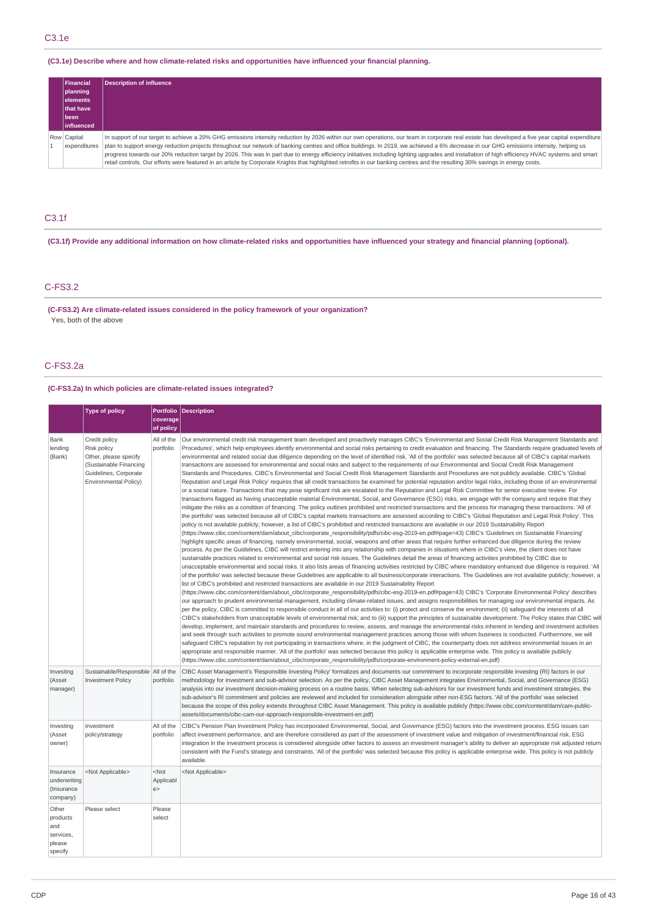## C3.1e

**(C3.1e) Describe where and how climate-related risks and opportunities have influenced your financial planning.**

| | Financial planning elements that have been influenced | Description of influence |
|---|---|---|
| Row 1 | Capital expenditures | In support of our target to achieve a 20% GHG emissions intensity reduction by 2026 within our own operations, our team in corporate real estate has developed a five year capital expenditure plan to support energy reduction projects throughout our network of banking centres and office buildings. In 2019, we achieved a 6% decrease in our GHG emissions intensity, helping us progress towards our 20% reduction target by 2026. This was in part due to energy efficiency initiatives including lighting upgrades and installation of high efficiency HVAC systems and smart retail controls. Our efforts were featured in an article by Corporate Knights that highlighted retrofits in our banking centres and the resulting 30% savings in energy costs. |

## C3.1f

**(C3.1f) Provide any additional information on how climate-related risks and opportunities have influenced your strategy and financial planning (optional).**

## C-FS3.2

**(C-FS3.2) Are climate-related issues considered in the policy framework of your organization?**

Yes, both of the above

## C-FS3.2a

**(C-FS3.2a) In which policies are climate-related issues integrated?**

| | Type of policy | Portfolio coverage of policy | Description |
|---|---|---|---|
| Bank lending (Bank) | Credit policy<br>Risk policy<br>Other, please specify (Sustainable Financing Guidelines, Corporate Environmental Policy) | All of the portfolio | Our environmental credit risk management team developed and proactively manages CIBC's 'Environmental and Social Credit Risk Management Standards and Procedures', which help employees identify environmental and social risks pertaining to credit evaluation and financing. The Standards require graduated levels of environmental and related social due diligence depending on the level of identified risk. 'All of the portfolio' was selected because all of CIBC's capital markets transactions are assessed for environmental and social risks and subject to the requirements of our Environmental and Social Credit Risk Management Standards and Procedures. CIBC's Environmental and Social Credit Risk Management Standards and Procedures are not publicly available. CIBC's 'Global Reputation and Legal Risk Policy' requires that all credit transactions be examined for potential reputation and/or legal risks, including those of an environmental or a social nature. Transactions that may pose significant risk are escalated to the Reputation and Legal Risk Committee for senior executive review. For transactions flagged as having unacceptable material Environmental, Social, and Governance (ESG) risks, we engage with the company and require that they mitigate the risks as a condition of financing. The policy outlines prohibited and restricted transactions and the process for managing these transactions. 'All of the portfolio' was selected because all of CIBC's capital markets transactions are assessed according to CIBC's 'Global Reputation and Legal Risk Policy'. This policy is not available publicly; however, a list of CIBC's prohibited and restricted transactions are available in our 2019 Sustainability Report (https://www.cibc.com/content/dam/about_cibc/corporate_responsibility/pdfs/cibc-esg-2019-en.pdf#page=43) CIBC's 'Guidelines on Sustainable Financing' highlight specific areas of financing, namely environmental, social, weapons and other areas that require further enhanced due diligence during the review process. As per the Guidelines, CIBC will restrict entering into any relationship with companies in situations where in CIBC's view, the client does not have sustainable practices related to environmental and social risk issues. The Guidelines detail the areas of financing activities prohibited by CIBC due to unacceptable environmental and social risks. It also lists areas of financing activities restricted by CIBC where mandatory enhanced due diligence is required. 'All of the portfolio' was selected because these Guidelines are applicable to all business/corporate interactions. The Guidelines are not available publicly; however, a list of CIBC's prohibited and restricted transactions are available in our 2019 Sustainability Report (https://www.cibc.com/content/dam/about_cibc/corporate_responsibility/pdfs/cibc-esg-2019-en.pdf#page=43) CIBC's 'Corporate Environmental Policy' describes our approach to prudent environmental management, including climate-related issues, and assigns responsibilities for managing our environmental impacts. As per the policy, CIBC is committed to responsible conduct in all of our activities to: (i) protect and conserve the environment; (ii) safeguard the interests of all CIBC's stakeholders from unacceptable levels of environmental risk; and to (iii) support the principles of sustainable development. The Policy states that CIBC will develop, implement, and maintain standards and procedures to review, assess, and manage the environmental risks inherent in lending and investment activities and seek through such activities to promote sound environmental management practices among those with whom business is conducted. Furthermore, we will safeguard CIBC's reputation by not participating in transactions where, in the judgment of CIBC, the counterparty does not address environmental issues in an appropriate and responsible manner. 'All of the portfolio' was selected because this policy is applicable enterprise wide. This policy is available publicly (https://www.cibc.com/content/dam/about_cibc/corporate_responsibility/pdfs/corporate-environment-policy-external-en.pdf) |
| Investing (Asset manager) | Sustainable/Responsible Investment Policy | All of the portfolio | CIBC Asset Management's 'Responsible Investing Policy' formalizes and documents our commitment to incorporate responsible investing (RI) factors in our methodology for investment and sub-advisor selection. As per the policy, CIBC Asset Management integrates Environmental, Social, and Governance (ESG) analysis into our investment decision-making process on a routine basis. When selecting sub-advisors for our investment funds and investment strategies, the sub-advisor's RI commitment and policies are reviewed and included for consideration alongside other non-ESG factors. 'All of the portfolio' was selected because the scope of this policy extends throughout CIBC Asset Management. This policy is available publicly (https://www.cibc.com/content/dam/cam-public-assets/documents/cibc-cam-our-approach-responsible-investment-en.pdf) |
| Investing (Asset owner) | Investment policy/strategy | All of the portfolio | CIBC's Pension Plan Investment Policy has incorporated Environmental, Social, and Governance (ESG) factors into the investment process. ESG issues can affect investment performance, and are therefore considered as part of the assessment of investment value and mitigation of investment/financial risk. ESG integration in the investment process is considered alongside other factors to assess an investment manager's ability to deliver an appropriate risk adjusted return consistent with the Fund's strategy and constraints. 'All of the portfolio' was selected because this policy is applicable enterprise wide. This policy is not publicly available. |
| Insurance underwriting (Insurance company) | <Not Applicable> | <Not Applicable> | <Not Applicable> |
| Other products and services, please specify | Please select | Please select | |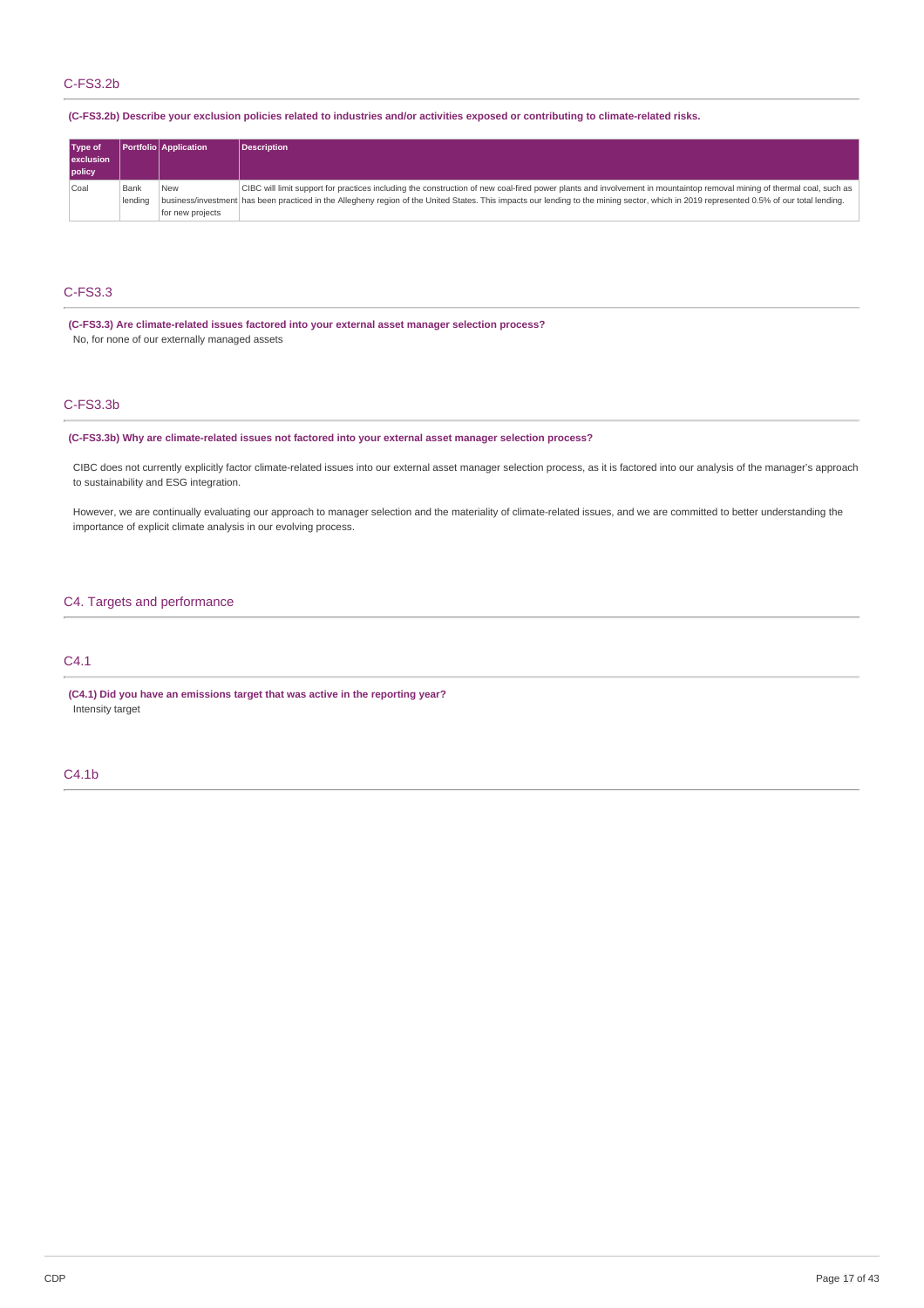## C-FS3.2b

**(C-FS3.2b) Describe your exclusion policies related to industries and/or activities exposed or contributing to climate-related risks.**

| Type of exclusion policy | Portfolio | Application | Description |
|---|---|---|---|
| Coal | Bank lending | New business/investment for new projects | CIBC will limit support for practices including the construction of new coal-fired power plants and involvement in mountaintop removal mining of thermal coal, such as has been practiced in the Allegheny region of the United States. This impacts our lending to the mining sector, which in 2019 represented 0.5% of our total lending. |

## C-FS3.3

**(C-FS3.3) Are climate-related issues factored into your external asset manager selection process?**

No, for none of our externally managed assets

## C-FS3.3b

**(C-FS3.3b) Why are climate-related issues not factored into your external asset manager selection process?**

CIBC does not currently explicitly factor climate-related issues into our external asset manager selection process, as it is factored into our analysis of the manager's approach to sustainability and ESG integration.

However, we are continually evaluating our approach to manager selection and the materiality of climate-related issues, and we are committed to better understanding the importance of explicit climate analysis in our evolving process.

# C4. Targets and performance

## C4.1

**(C4.1) Did you have an emissions target that was active in the reporting year?**

Intensity target

## C4.1b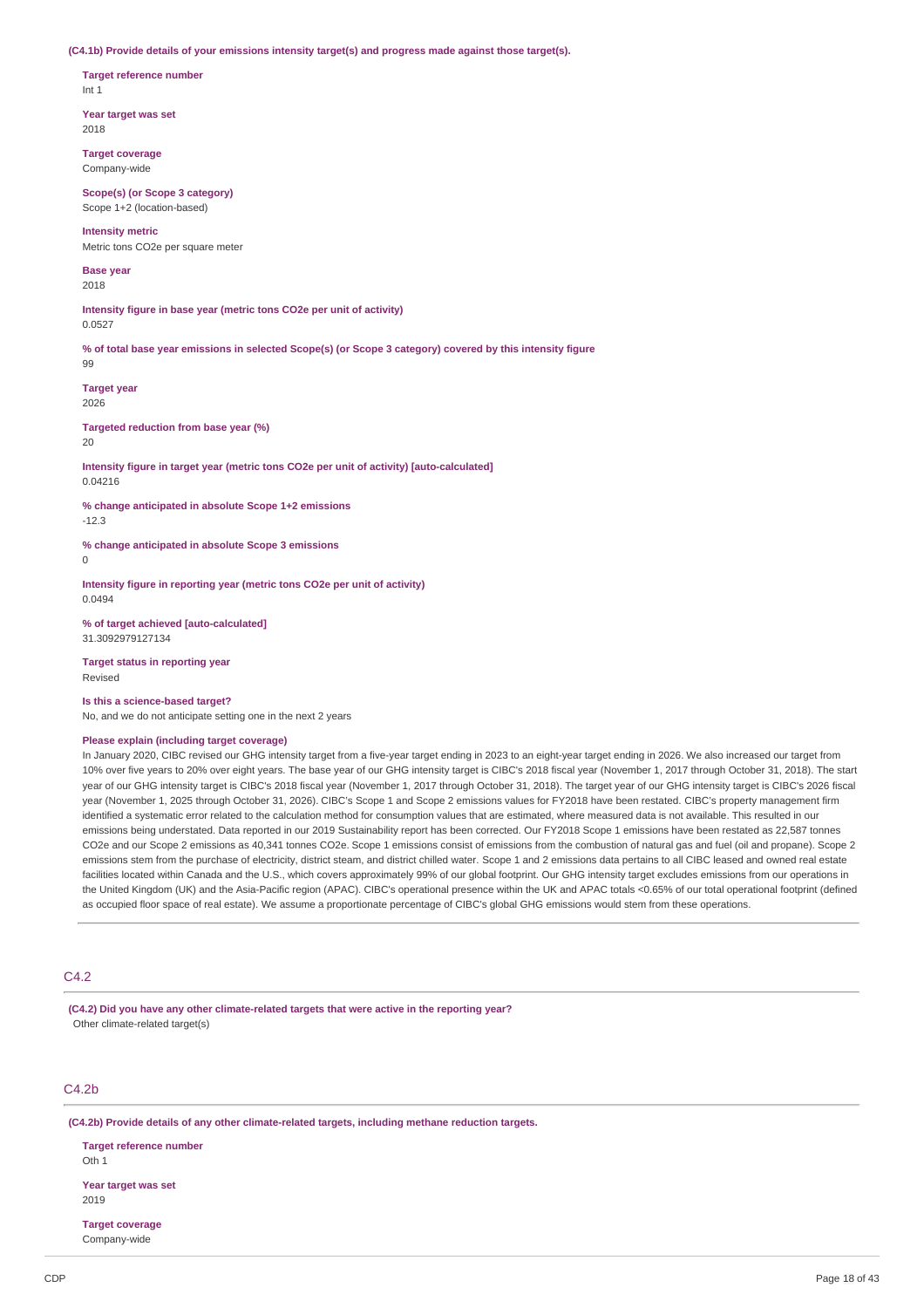**(C4.1b) Provide details of your emissions intensity target(s) and progress made against those target(s).**

**Target reference number**
Int 1

**Year target was set**
2018

**Target coverage**
Company-wide

**Scope(s) (or Scope 3 category)**
Scope 1+2 (location-based)

**Intensity metric**
Metric tons CO2e per square meter

**Base year**
2018

**Intensity figure in base year (metric tons CO2e per unit of activity)**
0.0527

**% of total base year emissions in selected Scope(s) (or Scope 3 category) covered by this intensity figure**
99

**Target year**
2026

**Targeted reduction from base year (%)**
20

**Intensity figure in target year (metric tons CO2e per unit of activity) [auto-calculated]**
0.04216

**% change anticipated in absolute Scope 1+2 emissions**
-12.3

**% change anticipated in absolute Scope 3 emissions**
0

**Intensity figure in reporting year (metric tons CO2e per unit of activity)**
0.0494

**% of target achieved [auto-calculated]**
31.3092979127134

**Target status in reporting year**
Revised

**Is this a science-based target?**
No, and we do not anticipate setting one in the next 2 years

**Please explain (including target coverage)**
In January 2020, CIBC revised our GHG intensity target from a five-year target ending in 2023 to an eight-year target ending in 2026. We also increased our target from 10% over five years to 20% over eight years. The base year of our GHG intensity target is CIBC's 2018 fiscal year (November 1, 2017 through October 31, 2018). The start year of our GHG intensity target is CIBC's 2018 fiscal year (November 1, 2017 through October 31, 2018). The target year of our GHG intensity target is CIBC's 2026 fiscal year (November 1, 2025 through October 31, 2026). CIBC's Scope 1 and Scope 2 emissions values for FY2018 have been restated. CIBC's property management firm identified a systematic error related to the calculation method for consumption values that are estimated, where measured data is not available. This resulted in our emissions being understated. Data reported in our 2019 Sustainability report has been corrected. Our FY2018 Scope 1 emissions have been restated as 22,587 tonnes CO2e and our Scope 2 emissions as 40,341 tonnes CO2e. Scope 1 emissions consist of emissions from the combustion of natural gas and fuel (oil and propane). Scope 2 emissions stem from the purchase of electricity, district steam, and district chilled water. Scope 1 and 2 emissions data pertains to all CIBC leased and owned real estate facilities located within Canada and the U.S., which covers approximately 99% of our global footprint. Our GHG intensity target excludes emissions from our operations in the United Kingdom (UK) and the Asia-Pacific region (APAC). CIBC's operational presence within the UK and APAC totals <0.65% of our total operational footprint (defined as occupied floor space of real estate). We assume a proportionate percentage of CIBC's global GHG emissions would stem from these operations.

## C4.2

**(C4.2) Did you have any other climate-related targets that were active in the reporting year?**
Other climate-related target(s)

## C4.2b

**(C4.2b) Provide details of any other climate-related targets, including methane reduction targets.**

**Target reference number**
Oth 1

**Year target was set**
2019

**Target coverage**
Company-wide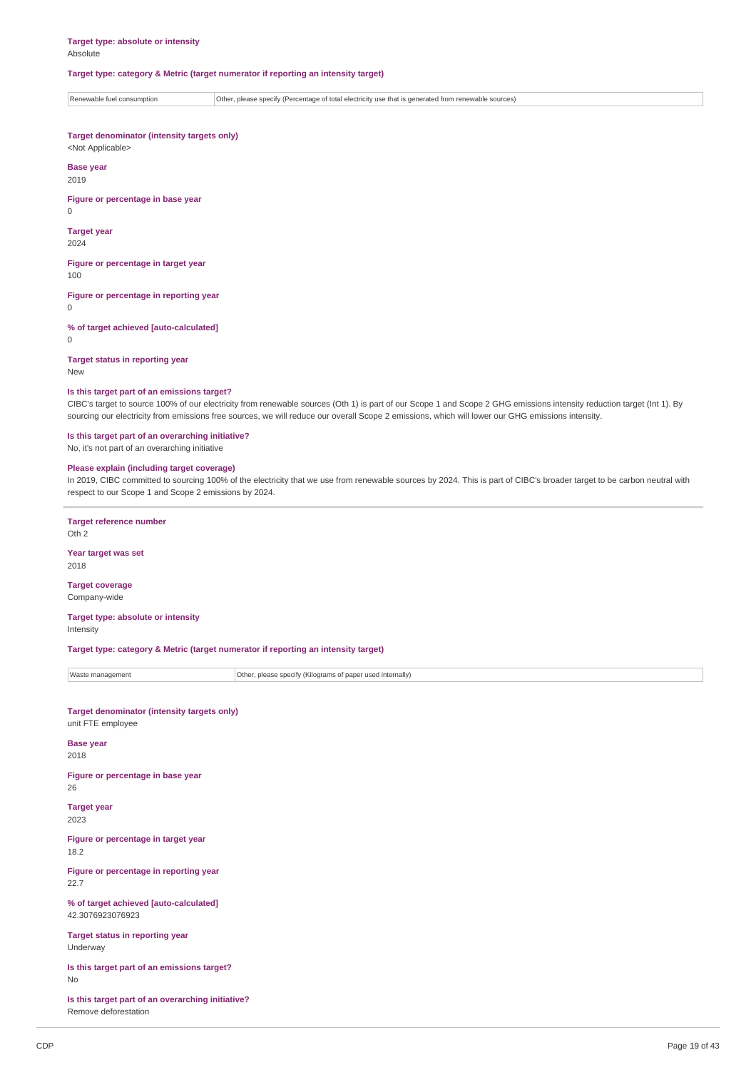**Target type: absolute or intensity**
Absolute

**Target type: category & Metric (target numerator if reporting an intensity target)**

| Renewable fuel consumption | Other, please specify (Percentage of total electricity use that is generated from renewable sources) |
|---|---|

**Target denominator (intensity targets only)**
<Not Applicable>

**Base year**
2019

**Figure or percentage in base year**
0

**Target year**
2024

**Figure or percentage in target year**
100

**Figure or percentage in reporting year**
0

**% of target achieved [auto-calculated]**
0

**Target status in reporting year**
New

**Is this target part of an emissions target?**
CIBC's target to source 100% of our electricity from renewable sources (Oth 1) is part of our Scope 1 and Scope 2 GHG emissions intensity reduction target (Int 1). By sourcing our electricity from emissions free sources, we will reduce our overall Scope 2 emissions, which will lower our GHG emissions intensity.

**Is this target part of an overarching initiative?**
No, it's not part of an overarching initiative

**Please explain (including target coverage)**
In 2019, CIBC committed to sourcing 100% of the electricity that we use from renewable sources by 2024. This is part of CIBC's broader target to be carbon neutral with respect to our Scope 1 and Scope 2 emissions by 2024.

---

**Target reference number**
Oth 2

**Year target was set**
2018

**Target coverage**
Company-wide

**Target type: absolute or intensity**
Intensity

**Target type: category & Metric (target numerator if reporting an intensity target)**

| Waste management | Other, please specify (Kilograms of paper used internally) |
|---|---|

**Target denominator (intensity targets only)**
unit FTE employee

**Base year**
2018

**Figure or percentage in base year**
26

**Target year**
2023

**Figure or percentage in target year**
18.2

**Figure or percentage in reporting year**
22.7

**% of target achieved [auto-calculated]**
42.3076923076923

**Target status in reporting year**
Underway

**Is this target part of an emissions target?**
No

**Is this target part of an overarching initiative?**
Remove deforestation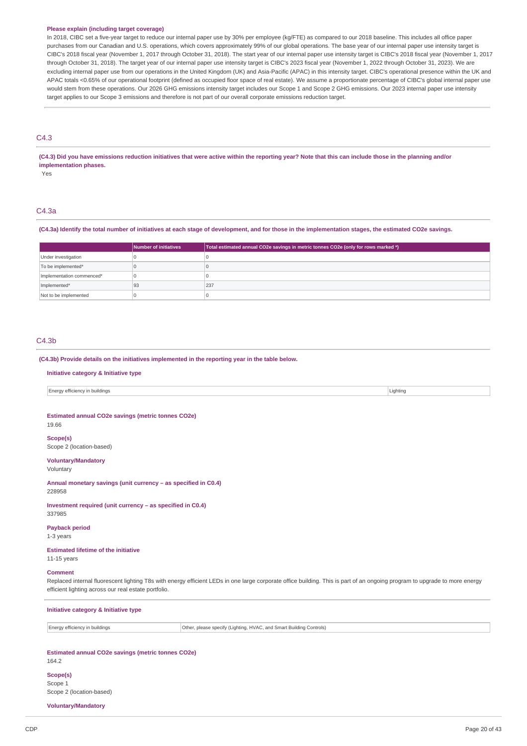**Please explain (including target coverage)**

In 2018, CIBC set a five-year target to reduce our internal paper use by 30% per employee (kg/FTE) as compared to our 2018 baseline. This includes all office paper purchases from our Canadian and U.S. operations, which covers approximately 99% of our global operations. The base year of our internal paper use intensity target is CIBC's 2018 fiscal year (November 1, 2017 through October 31, 2018). The start year of our internal paper use intensity target is CIBC's 2018 fiscal year (November 1, 2017 through October 31, 2018). The target year of our internal paper use intensity target is CIBC's 2023 fiscal year (November 1, 2022 through October 31, 2023). We are excluding internal paper use from our operations in the United Kingdom (UK) and Asia-Pacific (APAC) in this intensity target. CIBC's operational presence within the UK and APAC totals <0.65% of our operational footprint (defined as occupied floor space of real estate). We assume a proportionate percentage of CIBC's global internal paper use would stem from these operations. Our 2026 GHG emissions intensity target includes our Scope 1 and Scope 2 GHG emissions. Our 2023 internal paper use intensity target applies to our Scope 3 emissions and therefore is not part of our overall corporate emissions reduction target.

## C4.3

**(C4.3) Did you have emissions reduction initiatives that were active within the reporting year? Note that this can include those in the planning and/or implementation phases.**

Yes

## C4.3a

**(C4.3a) Identify the total number of initiatives at each stage of development, and for those in the implementation stages, the estimated CO2e savings.**

| | Number of initiatives | Total estimated annual CO2e savings in metric tonnes CO2e (only for rows marked *) |
|---|---|---|
| Under investigation | 0 | 0 |
| To be implemented* | 0 | 0 |
| Implementation commenced* | 0 | 0 |
| Implemented* | 93 | 237 |
| Not to be implemented | 0 | 0 |

## C4.3b

**(C4.3b) Provide details on the initiatives implemented in the reporting year in the table below.**

**Initiative category & Initiative type**

| Energy efficiency in buildings | Lighting |
|---|---|

**Estimated annual CO2e savings (metric tonnes CO2e)**

19.66

**Scope(s)**

Scope 2 (location-based)

**Voluntary/Mandatory**

Voluntary

**Annual monetary savings (unit currency – as specified in C0.4)**

228958

**Investment required (unit currency – as specified in C0.4)**

337985

**Payback period**

1-3 years

**Estimated lifetime of the initiative**

11-15 years

**Comment**

Replaced internal fluorescent lighting T8s with energy efficient LEDs in one large corporate office building. This is part of an ongoing program to upgrade to more energy efficient lighting across our real estate portfolio.

**Initiative category & Initiative type**

| Energy efficiency in buildings | Other, please specify (Lighting, HVAC, and Smart Building Controls) |
|---|---|

**Estimated annual CO2e savings (metric tonnes CO2e)**

164.2

**Scope(s)**

Scope 1

Scope 2 (location-based)

**Voluntary/Mandatory**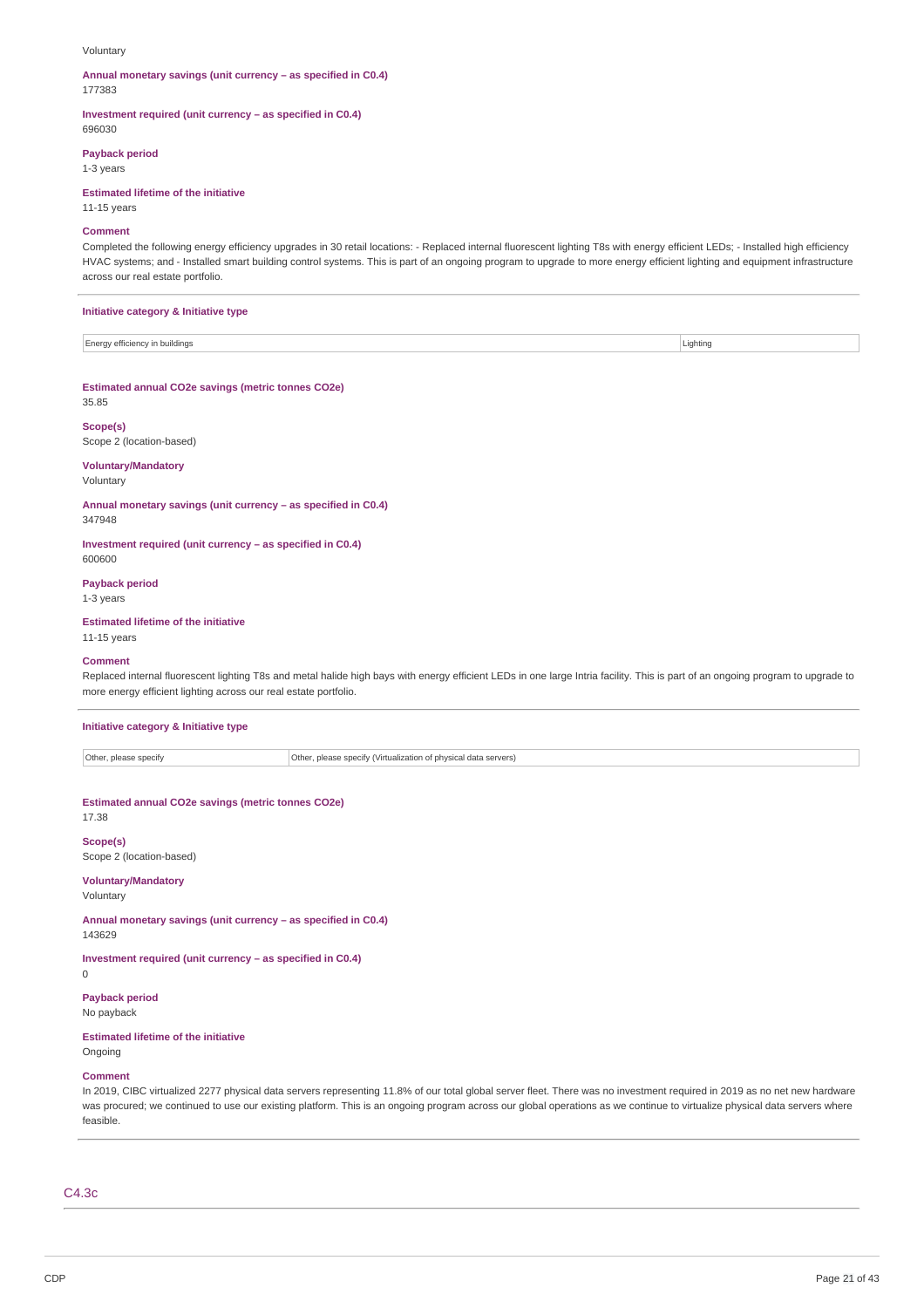Voluntary

**Annual monetary savings (unit currency – as specified in C0.4)**
177383

**Investment required (unit currency – as specified in C0.4)**
696030

**Payback period**
1-3 years

**Estimated lifetime of the initiative**
11-15 years

**Comment**
Completed the following energy efficiency upgrades in 30 retail locations: - Replaced internal fluorescent lighting T8s with energy efficient LEDs; - Installed high efficiency HVAC systems; and - Installed smart building control systems. This is part of an ongoing program to upgrade to more energy efficient lighting and equipment infrastructure across our real estate portfolio.

**Initiative category & Initiative type**

| | |
|---|---|
| Energy efficiency in buildings | Lighting |

**Estimated annual CO2e savings (metric tonnes CO2e)**
35.85

**Scope(s)**
Scope 2 (location-based)

**Voluntary/Mandatory**
Voluntary

**Annual monetary savings (unit currency – as specified in C0.4)**
347948

**Investment required (unit currency – as specified in C0.4)**
600600

**Payback period**
1-3 years

**Estimated lifetime of the initiative**
11-15 years

**Comment**
Replaced internal fluorescent lighting T8s and metal halide high bays with energy efficient LEDs in one large Intria facility. This is part of an ongoing program to upgrade to more energy efficient lighting across our real estate portfolio.

**Initiative category & Initiative type**

| | |
|---|---|
| Other, please specify | Other, please specify (Virtualization of physical data servers) |

**Estimated annual CO2e savings (metric tonnes CO2e)**
17.38

**Scope(s)**
Scope 2 (location-based)

**Voluntary/Mandatory**
Voluntary

**Annual monetary savings (unit currency – as specified in C0.4)**
143629

**Investment required (unit currency – as specified in C0.4)**
0

**Payback period**
No payback

**Estimated lifetime of the initiative**
Ongoing

**Comment**
In 2019, CIBC virtualized 2277 physical data servers representing 11.8% of our total global server fleet. There was no investment required in 2019 as no net new hardware was procured; we continued to use our existing platform. This is an ongoing program across our global operations as we continue to virtualize physical data servers where feasible.

## C4.3c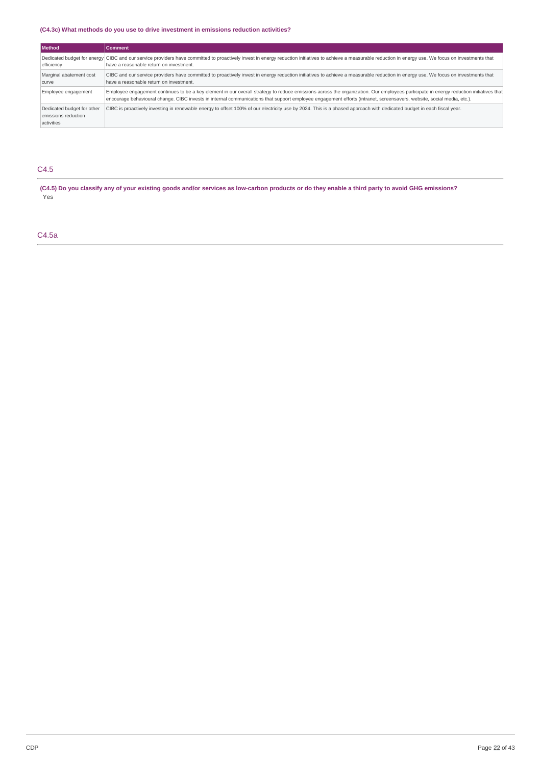### (C4.3c) What methods do you use to drive investment in emissions reduction activities?

| Method | Comment |
|---|---|
| Dedicated budget for energy efficiency | CIBC and our service providers have committed to proactively invest in energy reduction initiatives to achieve a measurable reduction in energy use. We focus on investments that have a reasonable return on investment. |
| Marginal abatement cost curve | CIBC and our service providers have committed to proactively invest in energy reduction initiatives to achieve a measurable reduction in energy use. We focus on investments that have a reasonable return on investment. |
| Employee engagement | Employee engagement continues to be a key element in our overall strategy to reduce emissions across the organization. Our employees participate in energy reduction initiatives that encourage behavioural change. CIBC invests in internal communications that support employee engagement efforts (intranet, screensavers, website, social media, etc.). |
| Dedicated budget for other emissions reduction activities | CIBC is proactively investing in renewable energy to offset 100% of our electricity use by 2024. This is a phased approach with dedicated budget in each fiscal year. |

## C4.5

### (C4.5) Do you classify any of your existing goods and/or services as low-carbon products or do they enable a third party to avoid GHG emissions?

Yes

## C4.5a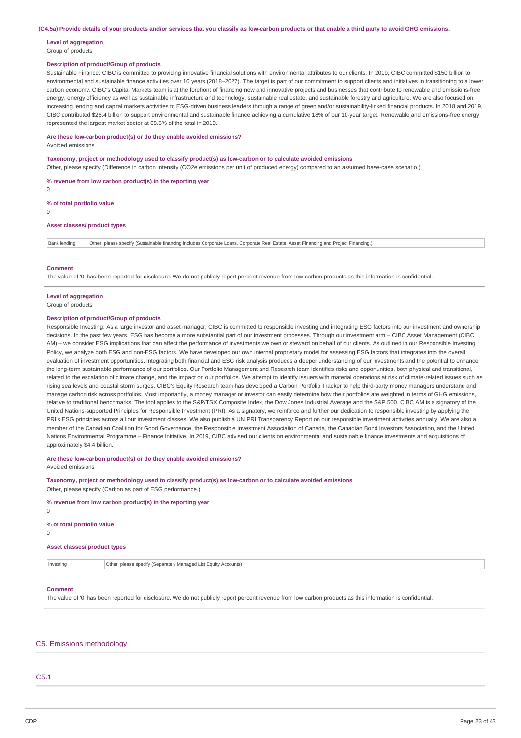**(C4.5a) Provide details of your products and/or services that you classify as low-carbon products or that enable a third party to avoid GHG emissions.**

**Level of aggregation**
Group of products

**Description of product/Group of products**
Sustainable Finance: CIBC is committed to providing innovative financial solutions with environmental attributes to our clients. In 2019, CIBC committed $150 billion to environmental and sustainable finance activities over 10 years (2018–2027). The target is part of our commitment to support clients and initiatives in transitioning to a lower carbon economy. CIBC's Capital Markets team is at the forefront of financing new and innovative projects and businesses that contribute to renewable and emissions-free energy, energy efficiency as well as sustainable infrastructure and technology, sustainable real estate, and sustainable forestry and agriculture. We are also focused on increasing lending and capital markets activities to ESG-driven business leaders through a range of green and/or sustainability-linked financial products. In 2018 and 2019, CIBC contributed $26.4 billion to support environmental and sustainable finance achieving a cumulative 18% of our 10-year target. Renewable and emissions-free energy represented the largest market sector at 68.5% of the total in 2019.

**Are these low-carbon product(s) or do they enable avoided emissions?**
Avoided emissions

**Taxonomy, project or methodology used to classify product(s) as low-carbon or to calculate avoided emissions**
Other, please specify (Difference in carbon intensity (CO2e emissions per unit of produced energy) compared to an assumed base-case scenario.)

**% revenue from low carbon product(s) in the reporting year**
0

**% of total portfolio value**
0

**Asset classes/ product types**

| Bank lending | Other, please specify (Sustainable financing includes Corporate Loans, Corporate Real Estate, Asset Financing and Project Financing.) |
|---|---|

**Comment**
The value of '0' has been reported for disclosure. We do not publicly report percent revenue from low carbon products as this information is confidential.

**Level of aggregation**
Group of products

**Description of product/Group of products**
Responsible Investing: As a large investor and asset manager, CIBC is committed to responsible investing and integrating ESG factors into our investment and ownership decisions. In the past few years, ESG has become a more substantial part of our investment processes. Through our investment arm – CIBC Asset Management (CIBC AM) – we consider ESG implications that can affect the performance of investments we own or steward on behalf of our clients. As outlined in our Responsible Investing Policy, we analyze both ESG and non-ESG factors. We have developed our own internal proprietary model for assessing ESG factors that integrates into the overall evaluation of investment opportunities. Integrating both financial and ESG risk analysis produces a deeper understanding of our investments and the potential to enhance the long-term sustainable performance of our portfolios. Our Portfolio Management and Research team identifies risks and opportunities, both physical and transitional, related to the escalation of climate change, and the impact on our portfolios. We attempt to identify issuers with material operations at risk of climate-related issues such as rising sea levels and coastal storm surges. CIBC's Equity Research team has developed a Carbon Portfolio Tracker to help third-party money managers understand and manage carbon risk across portfolios. Most importantly, a money manager or investor can easily determine how their portfolios are weighted in terms of GHG emissions, relative to traditional benchmarks. The tool applies to the S&P/TSX Composite Index, the Dow Jones Industrial Average and the S&P 500. CIBC AM is a signatory of the United Nations-supported Principles for Responsible Investment (PRI). As a signatory, we reinforce and further our dedication to responsible investing by applying the PRI's ESG principles across all our investment classes. We also publish a UN PRI Transparency Report on our responsible investment activities annually. We are also a member of the Canadian Coalition for Good Governance, the Responsible Investment Association of Canada, the Canadian Bond Investors Association, and the United Nations Environmental Programme – Finance Initiative. In 2019, CIBC advised our clients on environmental and sustainable finance investments and acquisitions of approximately $4.4 billion.

**Are these low-carbon product(s) or do they enable avoided emissions?**
Avoided emissions

**Taxonomy, project or methodology used to classify product(s) as low-carbon or to calculate avoided emissions**
Other, please specify (Carbon as part of ESG performance.)

**% revenue from low carbon product(s) in the reporting year**
0

**% of total portfolio value**
0

**Asset classes/ product types**

| Investing | Other, please specify (Separately Managed List Equity Accounts) |
|---|---|

**Comment**
The value of '0' has been reported for disclosure. We do not publicly report percent revenue from low carbon products as this information is confidential.

## C5. Emissions methodology

### C5.1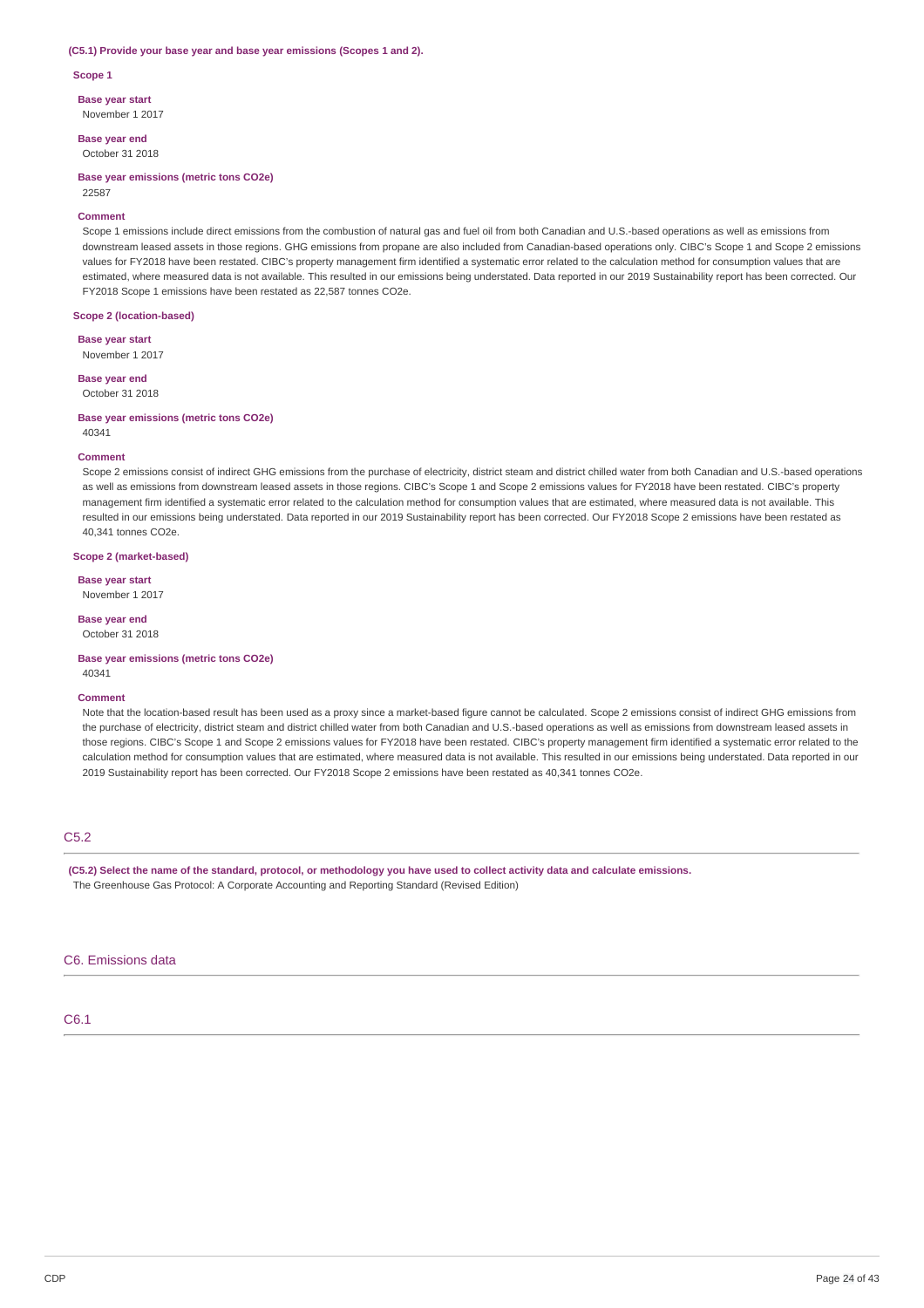**(C5.1) Provide your base year and base year emissions (Scopes 1 and 2).**

**Scope 1**

**Base year start**
November 1 2017

**Base year end**
October 31 2018

**Base year emissions (metric tons CO2e)**
22587

**Comment**
Scope 1 emissions include direct emissions from the combustion of natural gas and fuel oil from both Canadian and U.S.-based operations as well as emissions from downstream leased assets in those regions. GHG emissions from propane are also included from Canadian-based operations only. CIBC's Scope 1 and Scope 2 emissions values for FY2018 have been restated. CIBC's property management firm identified a systematic error related to the calculation method for consumption values that are estimated, where measured data is not available. This resulted in our emissions being understated. Data reported in our 2019 Sustainability report has been corrected. Our FY2018 Scope 1 emissions have been restated as 22,587 tonnes CO2e.

**Scope 2 (location-based)**

**Base year start**
November 1 2017

**Base year end**
October 31 2018

**Base year emissions (metric tons CO2e)**
40341

**Comment**
Scope 2 emissions consist of indirect GHG emissions from the purchase of electricity, district steam and district chilled water from both Canadian and U.S.-based operations as well as emissions from downstream leased assets in those regions. CIBC's Scope 1 and Scope 2 emissions values for FY2018 have been restated. CIBC's property management firm identified a systematic error related to the calculation method for consumption values that are estimated, where measured data is not available. This resulted in our emissions being understated. Data reported in our 2019 Sustainability report has been corrected. Our FY2018 Scope 2 emissions have been restated as 40,341 tonnes CO2e.

**Scope 2 (market-based)**

**Base year start**
November 1 2017

**Base year end**
October 31 2018

**Base year emissions (metric tons CO2e)**
40341

**Comment**
Note that the location-based result has been used as a proxy since a market-based figure cannot be calculated. Scope 2 emissions consist of indirect GHG emissions from the purchase of electricity, district steam and district chilled water from both Canadian and U.S.-based operations as well as emissions from downstream leased assets in those regions. CIBC's Scope 1 and Scope 2 emissions values for FY2018 have been restated. CIBC's property management firm identified a systematic error related to the calculation method for consumption values that are estimated, where measured data is not available. This resulted in our emissions being understated. Data reported in our 2019 Sustainability report has been corrected. Our FY2018 Scope 2 emissions have been restated as 40,341 tonnes CO2e.

## C5.2

**(C5.2) Select the name of the standard, protocol, or methodology you have used to collect activity data and calculate emissions.**
The Greenhouse Gas Protocol: A Corporate Accounting and Reporting Standard (Revised Edition)

## C6. Emissions data

## C6.1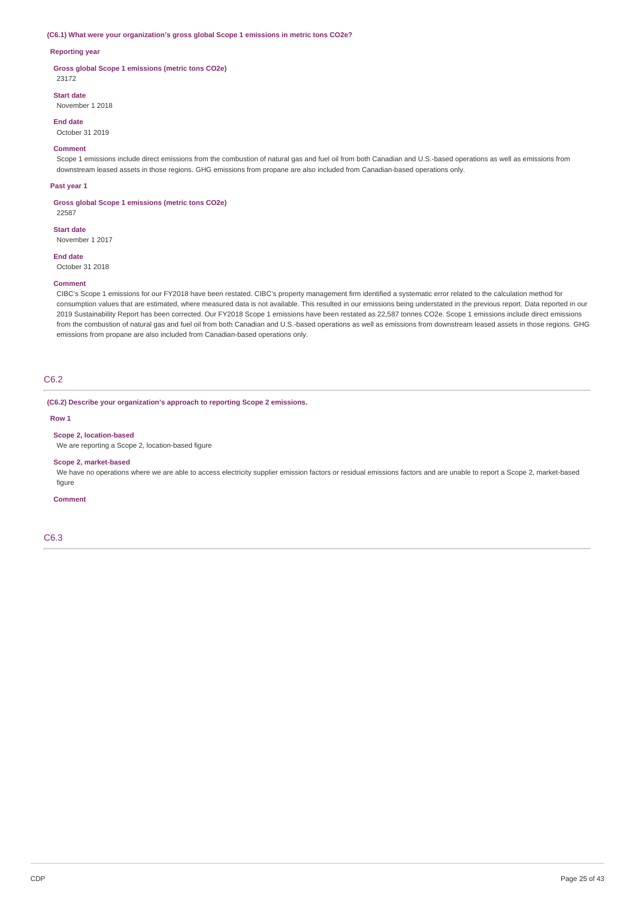**(C6.1) What were your organization's gross global Scope 1 emissions in metric tons CO2e?**

**Reporting year**

**Gross global Scope 1 emissions (metric tons CO2e)**

23172

**Start date**

November 1 2018

**End date**

October 31 2019

**Comment**

Scope 1 emissions include direct emissions from the combustion of natural gas and fuel oil from both Canadian and U.S.-based operations as well as emissions from downstream leased assets in those regions. GHG emissions from propane are also included from Canadian-based operations only.

**Past year 1**

**Gross global Scope 1 emissions (metric tons CO2e)**

22587

**Start date**

November 1 2017

**End date**

October 31 2018

**Comment**

CIBC's Scope 1 emissions for our FY2018 have been restated. CIBC's property management firm identified a systematic error related to the calculation method for consumption values that are estimated, where measured data is not available. This resulted in our emissions being understated in the previous report. Data reported in our 2019 Sustainability Report has been corrected. Our FY2018 Scope 1 emissions have been restated as 22,587 tonnes CO2e. Scope 1 emissions include direct emissions from the combustion of natural gas and fuel oil from both Canadian and U.S.-based operations as well as emissions from downstream leased assets in those regions. GHG emissions from propane are also included from Canadian-based operations only.

## C6.2

**(C6.2) Describe your organization's approach to reporting Scope 2 emissions.**

**Row 1**

**Scope 2, location-based**

We are reporting a Scope 2, location-based figure

**Scope 2, market-based**

We have no operations where we are able to access electricity supplier emission factors or residual emissions factors and are unable to report a Scope 2, market-based figure

**Comment**

## C6.3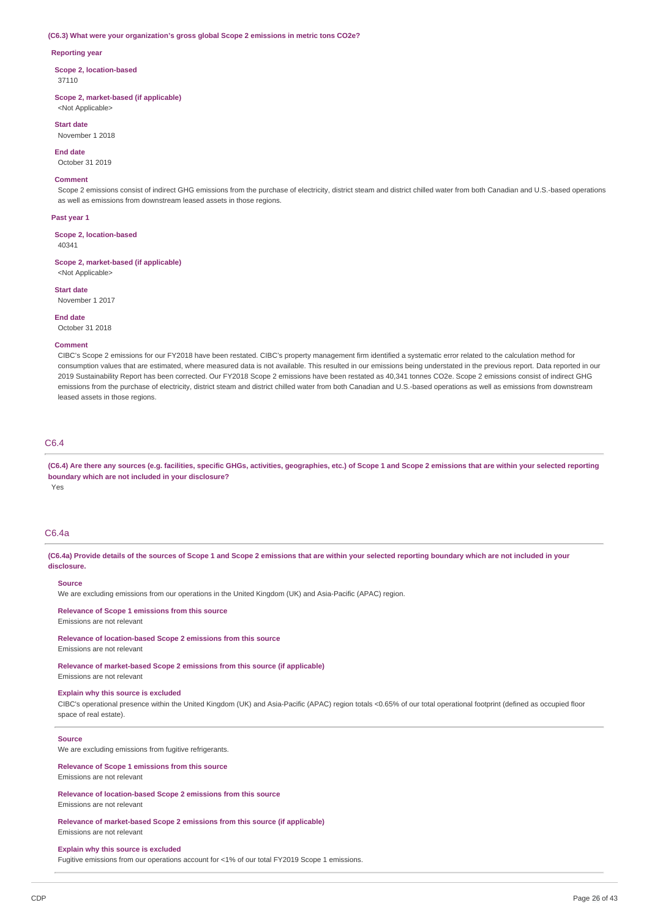**(C6.3) What were your organization's gross global Scope 2 emissions in metric tons CO2e?**

**Reporting year**

**Scope 2, location-based**
37110

**Scope 2, market-based (if applicable)**
<Not Applicable>

**Start date**
November 1 2018

**End date**
October 31 2019

**Comment**
Scope 2 emissions consist of indirect GHG emissions from the purchase of electricity, district steam and district chilled water from both Canadian and U.S.-based operations as well as emissions from downstream leased assets in those regions.

**Past year 1**

**Scope 2, location-based**
40341

**Scope 2, market-based (if applicable)**
<Not Applicable>

**Start date**
November 1 2017

**End date**
October 31 2018

**Comment**
CIBC's Scope 2 emissions for our FY2018 have been restated. CIBC's property management firm identified a systematic error related to the calculation method for consumption values that are estimated, where measured data is not available. This resulted in our emissions being understated in the previous report. Data reported in our 2019 Sustainability Report has been corrected. Our FY2018 Scope 2 emissions have been restated as 40,341 tonnes CO2e. Scope 2 emissions consist of indirect GHG emissions from the purchase of electricity, district steam and district chilled water from both Canadian and U.S.-based operations as well as emissions from downstream leased assets in those regions.

## C6.4

**(C6.4) Are there any sources (e.g. facilities, specific GHGs, activities, geographies, etc.) of Scope 1 and Scope 2 emissions that are within your selected reporting boundary which are not included in your disclosure?**
Yes

## C6.4a

**(C6.4a) Provide details of the sources of Scope 1 and Scope 2 emissions that are within your selected reporting boundary which are not included in your disclosure.**

**Source**
We are excluding emissions from our operations in the United Kingdom (UK) and Asia-Pacific (APAC) region.

**Relevance of Scope 1 emissions from this source**
Emissions are not relevant

**Relevance of location-based Scope 2 emissions from this source**
Emissions are not relevant

**Relevance of market-based Scope 2 emissions from this source (if applicable)**
Emissions are not relevant

**Explain why this source is excluded**
CIBC's operational presence within the United Kingdom (UK) and Asia-Pacific (APAC) region totals <0.65% of our total operational footprint (defined as occupied floor space of real estate).

---

**Source**
We are excluding emissions from fugitive refrigerants.

**Relevance of Scope 1 emissions from this source**
Emissions are not relevant

**Relevance of location-based Scope 2 emissions from this source**
Emissions are not relevant

**Relevance of market-based Scope 2 emissions from this source (if applicable)**
Emissions are not relevant

**Explain why this source is excluded**
Fugitive emissions from our operations account for <1% of our total FY2019 Scope 1 emissions.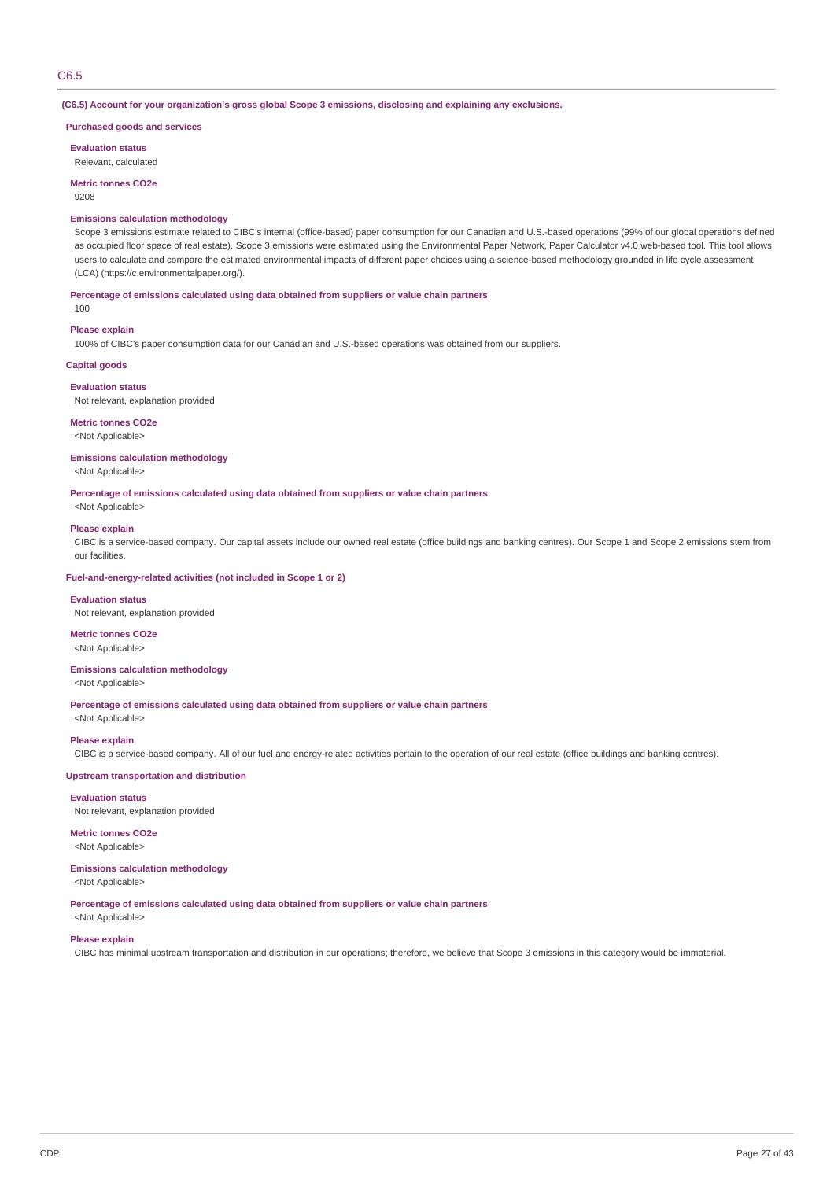## C6.5

**(C6.5) Account for your organization's gross global Scope 3 emissions, disclosing and explaining any exclusions.**

### Purchased goods and services

**Evaluation status**

Relevant, calculated

**Metric tonnes CO2e**

9208

**Emissions calculation methodology**

Scope 3 emissions estimate related to CIBC's internal (office-based) paper consumption for our Canadian and U.S.-based operations (99% of our global operations defined as occupied floor space of real estate). Scope 3 emissions were estimated using the Environmental Paper Network, Paper Calculator v4.0 web-based tool. This tool allows users to calculate and compare the estimated environmental impacts of different paper choices using a science-based methodology grounded in life cycle assessment (LCA) (https://c.environmentalpaper.org/).

**Percentage of emissions calculated using data obtained from suppliers or value chain partners**

100

**Please explain**

100% of CIBC's paper consumption data for our Canadian and U.S.-based operations was obtained from our suppliers.

### Capital goods

**Evaluation status**

Not relevant, explanation provided

**Metric tonnes CO2e**

<Not Applicable>

**Emissions calculation methodology**

<Not Applicable>

**Percentage of emissions calculated using data obtained from suppliers or value chain partners**

<Not Applicable>

**Please explain**

CIBC is a service-based company. Our capital assets include our owned real estate (office buildings and banking centres). Our Scope 1 and Scope 2 emissions stem from our facilities.

### Fuel-and-energy-related activities (not included in Scope 1 or 2)

**Evaluation status**

Not relevant, explanation provided

**Metric tonnes CO2e**

<Not Applicable>

**Emissions calculation methodology**

<Not Applicable>

**Percentage of emissions calculated using data obtained from suppliers or value chain partners**

<Not Applicable>

**Please explain**

CIBC is a service-based company. All of our fuel and energy-related activities pertain to the operation of our real estate (office buildings and banking centres).

### Upstream transportation and distribution

**Evaluation status**

Not relevant, explanation provided

**Metric tonnes CO2e**

<Not Applicable>

**Emissions calculation methodology**

<Not Applicable>

**Percentage of emissions calculated using data obtained from suppliers or value chain partners**

<Not Applicable>

**Please explain**

CIBC has minimal upstream transportation and distribution in our operations; therefore, we believe that Scope 3 emissions in this category would be immaterial.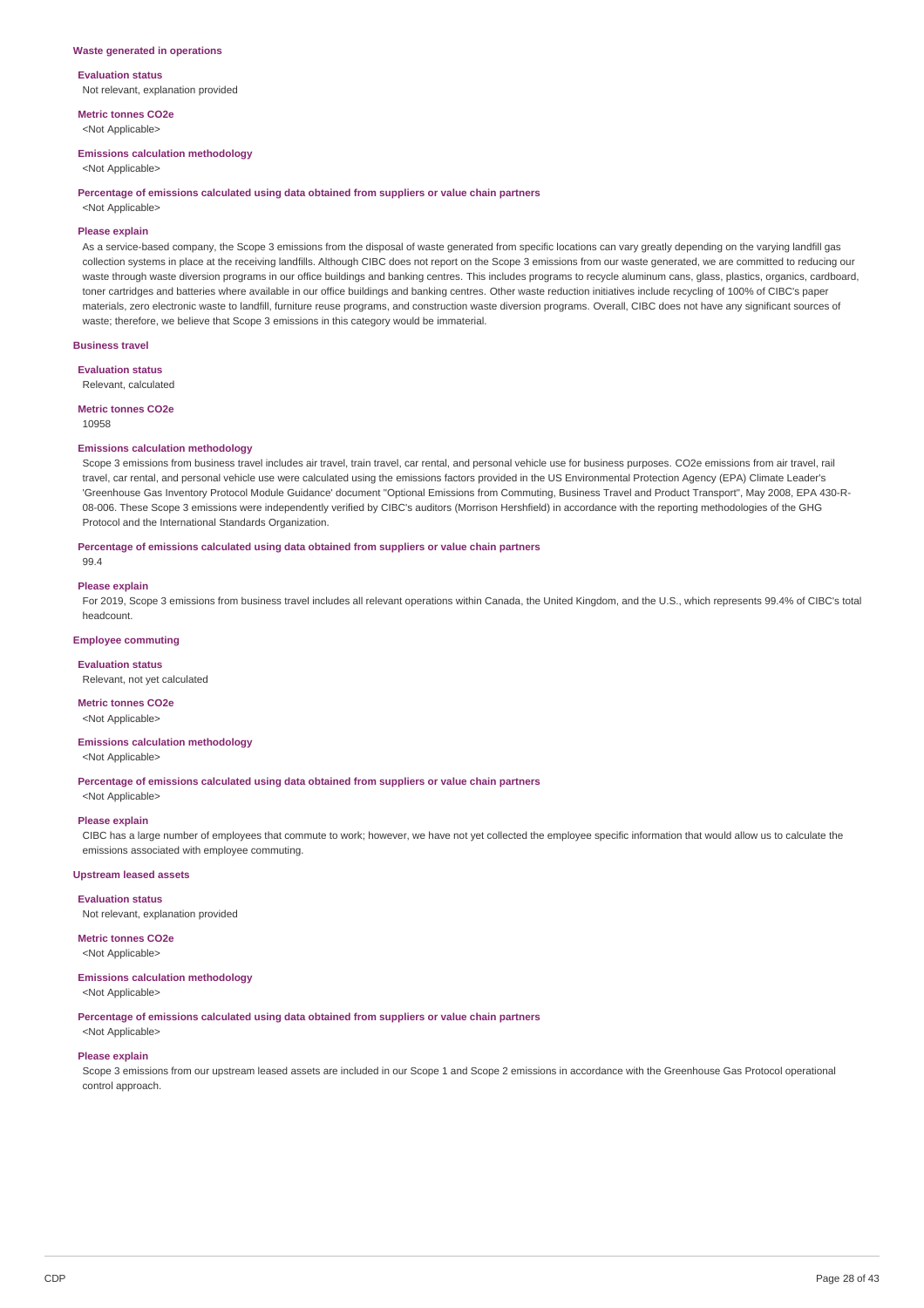### Waste generated in operations

**Evaluation status**
Not relevant, explanation provided

**Metric tonnes CO2e**
<Not Applicable>

**Emissions calculation methodology**
<Not Applicable>

**Percentage of emissions calculated using data obtained from suppliers or value chain partners**
<Not Applicable>

**Please explain**
As a service-based company, the Scope 3 emissions from the disposal of waste generated from specific locations can vary greatly depending on the varying landfill gas collection systems in place at the receiving landfills. Although CIBC does not report on the Scope 3 emissions from our waste generated, we are committed to reducing our waste through waste diversion programs in our office buildings and banking centres. This includes programs to recycle aluminum cans, glass, plastics, organics, cardboard, toner cartridges and batteries where available in our office buildings and banking centres. Other waste reduction initiatives include recycling of 100% of CIBC's paper materials, zero electronic waste to landfill, furniture reuse programs, and construction waste diversion programs. Overall, CIBC does not have any significant sources of waste; therefore, we believe that Scope 3 emissions in this category would be immaterial.

### Business travel

**Evaluation status**
Relevant, calculated

**Metric tonnes CO2e**
10958

**Emissions calculation methodology**
Scope 3 emissions from business travel includes air travel, train travel, car rental, and personal vehicle use for business purposes. CO2e emissions from air travel, rail travel, car rental, and personal vehicle use were calculated using the emissions factors provided in the US Environmental Protection Agency (EPA) Climate Leader's 'Greenhouse Gas Inventory Protocol Module Guidance' document "Optional Emissions from Commuting, Business Travel and Product Transport", May 2008, EPA 430-R-08-006. These Scope 3 emissions were independently verified by CIBC's auditors (Morrison Hershfield) in accordance with the reporting methodologies of the GHG Protocol and the International Standards Organization.

**Percentage of emissions calculated using data obtained from suppliers or value chain partners**
99.4

**Please explain**
For 2019, Scope 3 emissions from business travel includes all relevant operations within Canada, the United Kingdom, and the U.S., which represents 99.4% of CIBC's total headcount.

### Employee commuting

**Evaluation status**
Relevant, not yet calculated

**Metric tonnes CO2e**
<Not Applicable>

**Emissions calculation methodology**
<Not Applicable>

**Percentage of emissions calculated using data obtained from suppliers or value chain partners**
<Not Applicable>

**Please explain**
CIBC has a large number of employees that commute to work; however, we have not yet collected the employee specific information that would allow us to calculate the emissions associated with employee commuting.

### Upstream leased assets

**Evaluation status**
Not relevant, explanation provided

**Metric tonnes CO2e**
<Not Applicable>

**Emissions calculation methodology**
<Not Applicable>

**Percentage of emissions calculated using data obtained from suppliers or value chain partners**
<Not Applicable>

**Please explain**
Scope 3 emissions from our upstream leased assets are included in our Scope 1 and Scope 2 emissions in accordance with the Greenhouse Gas Protocol operational control approach.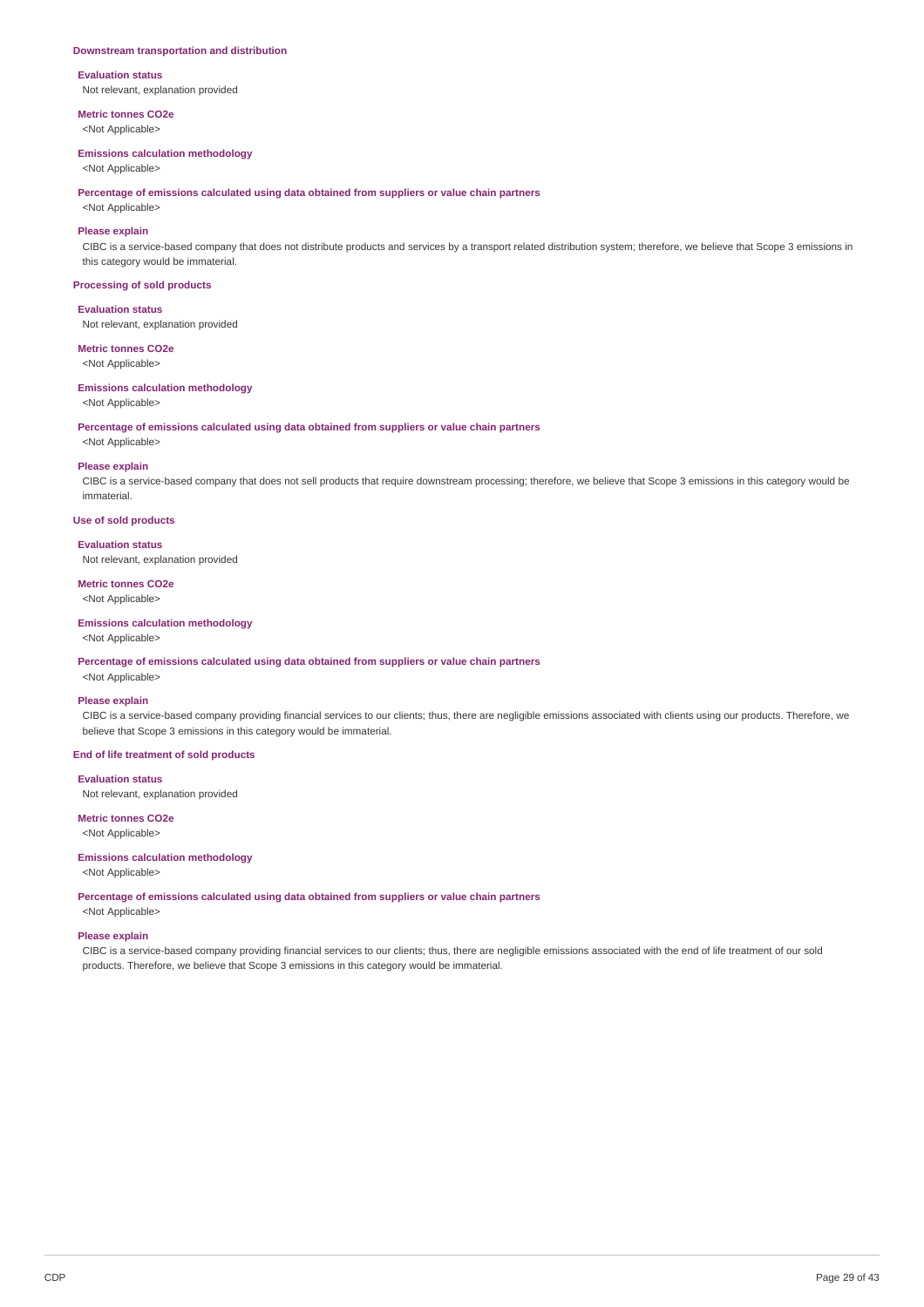### Downstream transportation and distribution

**Evaluation status**

Not relevant, explanation provided

**Metric tonnes CO2e**

<Not Applicable>

**Emissions calculation methodology**

<Not Applicable>

**Percentage of emissions calculated using data obtained from suppliers or value chain partners**

<Not Applicable>

**Please explain**

CIBC is a service-based company that does not distribute products and services by a transport related distribution system; therefore, we believe that Scope 3 emissions in this category would be immaterial.

### Processing of sold products

**Evaluation status**

Not relevant, explanation provided

**Metric tonnes CO2e**

<Not Applicable>

**Emissions calculation methodology**

<Not Applicable>

**Percentage of emissions calculated using data obtained from suppliers or value chain partners**

<Not Applicable>

**Please explain**

CIBC is a service-based company that does not sell products that require downstream processing; therefore, we believe that Scope 3 emissions in this category would be immaterial.

### Use of sold products

**Evaluation status**

Not relevant, explanation provided

**Metric tonnes CO2e**

<Not Applicable>

**Emissions calculation methodology**

<Not Applicable>

**Percentage of emissions calculated using data obtained from suppliers or value chain partners**

<Not Applicable>

**Please explain**

CIBC is a service-based company providing financial services to our clients; thus, there are negligible emissions associated with clients using our products. Therefore, we believe that Scope 3 emissions in this category would be immaterial.

### End of life treatment of sold products

**Evaluation status**

Not relevant, explanation provided

**Metric tonnes CO2e**

<Not Applicable>

**Emissions calculation methodology**

<Not Applicable>

**Percentage of emissions calculated using data obtained from suppliers or value chain partners**

<Not Applicable>

**Please explain**

CIBC is a service-based company providing financial services to our clients; thus, there are negligible emissions associated with the end of life treatment of our sold products. Therefore, we believe that Scope 3 emissions in this category would be immaterial.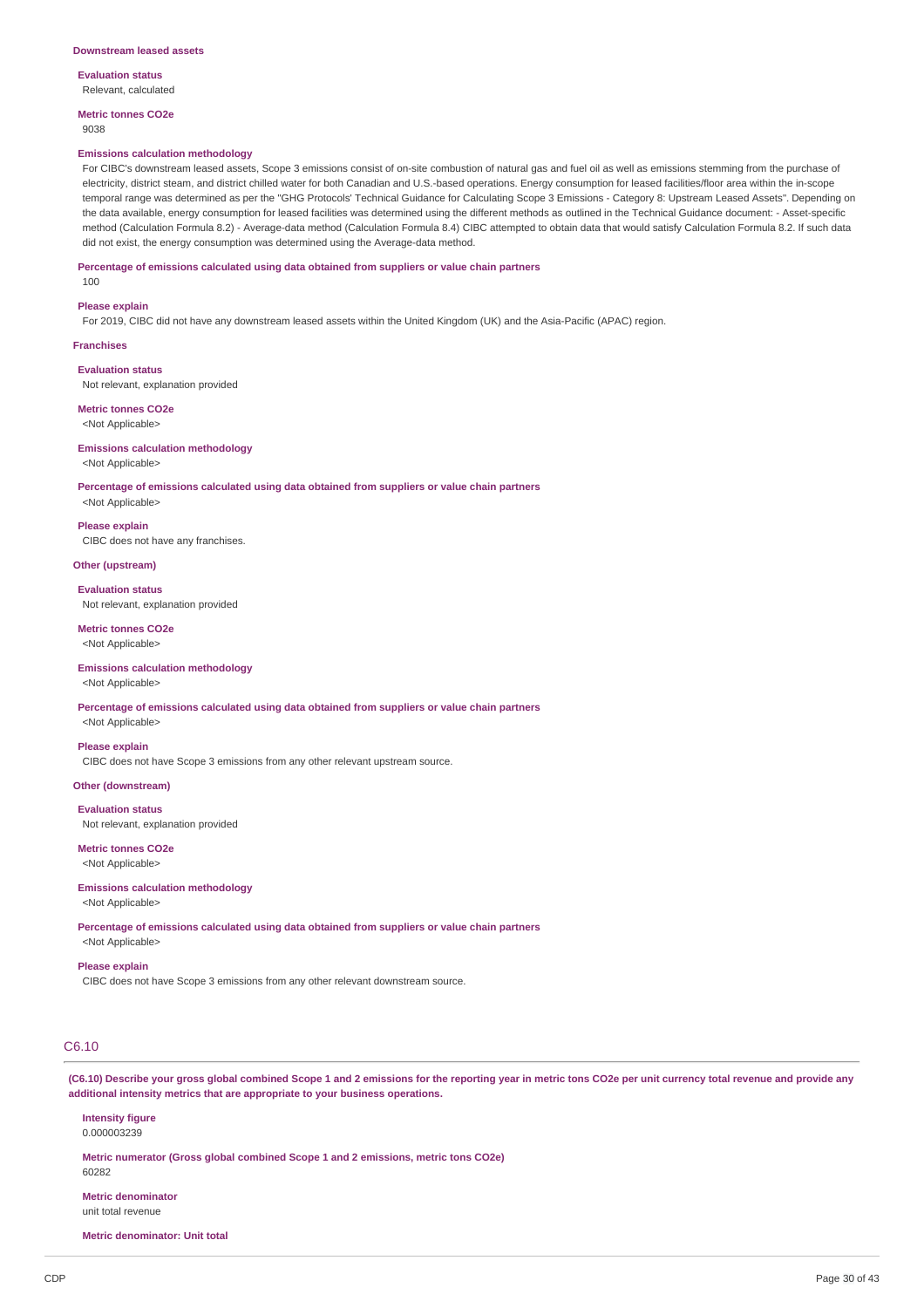### Downstream leased assets

**Evaluation status**

Relevant, calculated

**Metric tonnes CO2e**

9038

**Emissions calculation methodology**

For CIBC's downstream leased assets, Scope 3 emissions consist of on-site combustion of natural gas and fuel oil as well as emissions stemming from the purchase of electricity, district steam, and district chilled water for both Canadian and U.S.-based operations. Energy consumption for leased facilities/floor area within the in-scope temporal range was determined as per the "GHG Protocols' Technical Guidance for Calculating Scope 3 Emissions - Category 8: Upstream Leased Assets". Depending on the data available, energy consumption for leased facilities was determined using the different methods as outlined in the Technical Guidance document: - Asset-specific method (Calculation Formula 8.2) - Average-data method (Calculation Formula 8.4) CIBC attempted to obtain data that would satisfy Calculation Formula 8.2. If such data did not exist, the energy consumption was determined using the Average-data method.

**Percentage of emissions calculated using data obtained from suppliers or value chain partners**

100

**Please explain**

For 2019, CIBC did not have any downstream leased assets within the United Kingdom (UK) and the Asia-Pacific (APAC) region.

### Franchises

**Evaluation status**

Not relevant, explanation provided

**Metric tonnes CO2e**

<Not Applicable>

**Emissions calculation methodology**

<Not Applicable>

**Percentage of emissions calculated using data obtained from suppliers or value chain partners**

<Not Applicable>

**Please explain**

CIBC does not have any franchises.

### Other (upstream)

**Evaluation status**

Not relevant, explanation provided

**Metric tonnes CO2e**

<Not Applicable>

**Emissions calculation methodology**

<Not Applicable>

**Percentage of emissions calculated using data obtained from suppliers or value chain partners**

<Not Applicable>

**Please explain**

CIBC does not have Scope 3 emissions from any other relevant upstream source.

### Other (downstream)

**Evaluation status**

Not relevant, explanation provided

**Metric tonnes CO2e**

<Not Applicable>

**Emissions calculation methodology**

<Not Applicable>

**Percentage of emissions calculated using data obtained from suppliers or value chain partners**

<Not Applicable>

**Please explain**

CIBC does not have Scope 3 emissions from any other relevant downstream source.

## C6.10

**(C6.10) Describe your gross global combined Scope 1 and 2 emissions for the reporting year in metric tons CO2e per unit currency total revenue and provide any additional intensity metrics that are appropriate to your business operations.**

**Intensity figure**

0.000003239

**Metric numerator (Gross global combined Scope 1 and 2 emissions, metric tons CO2e)**

60282

**Metric denominator**

unit total revenue

**Metric denominator: Unit total**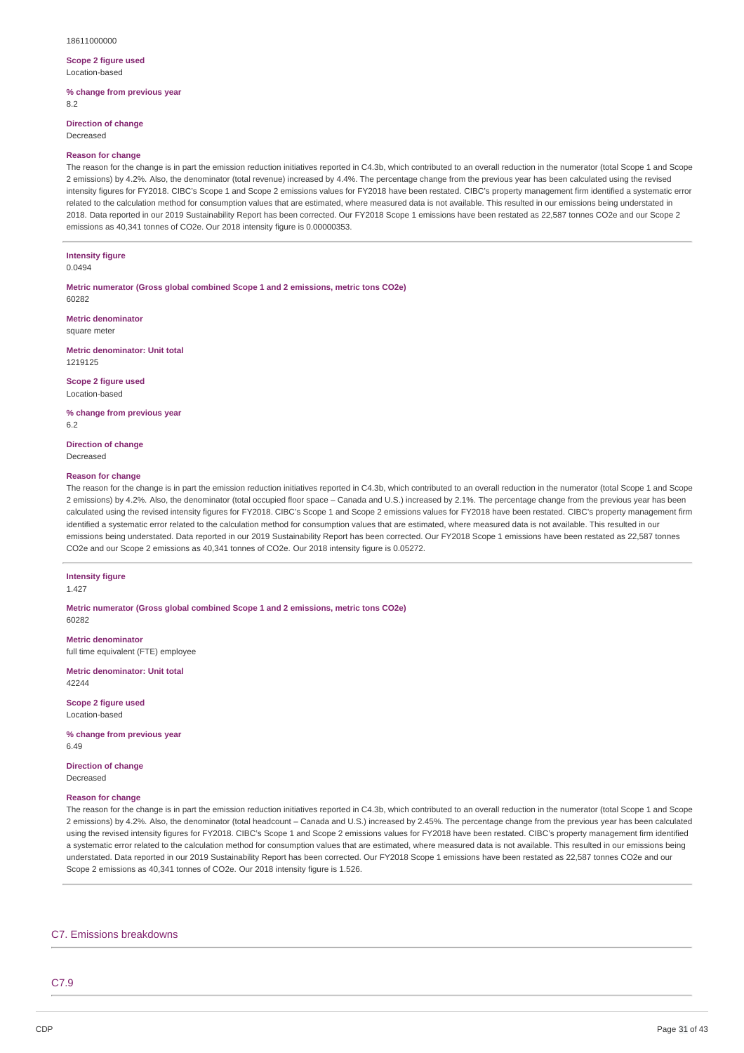18611000000

**Scope 2 figure used**
Location-based

**% change from previous year**
8.2

**Direction of change**
Decreased

**Reason for change**
The reason for the change is in part the emission reduction initiatives reported in C4.3b, which contributed to an overall reduction in the numerator (total Scope 1 and Scope 2 emissions) by 4.2%. Also, the denominator (total revenue) increased by 4.4%. The percentage change from the previous year has been calculated using the revised intensity figures for FY2018. CIBC's Scope 1 and Scope 2 emissions values for FY2018 have been restated. CIBC's property management firm identified a systematic error related to the calculation method for consumption values that are estimated, where measured data is not available. This resulted in our emissions being understated in 2018. Data reported in our 2019 Sustainability Report has been corrected. Our FY2018 Scope 1 emissions have been restated as 22,587 tonnes CO2e and our Scope 2 emissions as 40,341 tonnes of CO2e. Our 2018 intensity figure is 0.00000353.

---

**Intensity figure**
0.0494

**Metric numerator (Gross global combined Scope 1 and 2 emissions, metric tons CO2e)**
60282

**Metric denominator**
square meter

**Metric denominator: Unit total**
1219125

**Scope 2 figure used**
Location-based

**% change from previous year**
6.2

**Direction of change**
Decreased

**Reason for change**
The reason for the change is in part the emission reduction initiatives reported in C4.3b, which contributed to an overall reduction in the numerator (total Scope 1 and Scope 2 emissions) by 4.2%. Also, the denominator (total occupied floor space – Canada and U.S.) increased by 2.1%. The percentage change from the previous year has been calculated using the revised intensity figures for FY2018. CIBC's Scope 1 and Scope 2 emissions values for FY2018 have been restated. CIBC's property management firm identified a systematic error related to the calculation method for consumption values that are estimated, where measured data is not available. This resulted in our emissions being understated. Data reported in our 2019 Sustainability Report has been corrected. Our FY2018 Scope 1 emissions have been restated as 22,587 tonnes CO2e and our Scope 2 emissions as 40,341 tonnes of CO2e. Our 2018 intensity figure is 0.05272.

---

**Intensity figure**
1.427

**Metric numerator (Gross global combined Scope 1 and 2 emissions, metric tons CO2e)**
60282

**Metric denominator**
full time equivalent (FTE) employee

**Metric denominator: Unit total**
42244

**Scope 2 figure used**
Location-based

**% change from previous year**
6.49

**Direction of change**
Decreased

**Reason for change**
The reason for the change is in part the emission reduction initiatives reported in C4.3b, which contributed to an overall reduction in the numerator (total Scope 1 and Scope 2 emissions) by 4.2%. Also, the denominator (total headcount – Canada and U.S.) increased by 2.45%. The percentage change from the previous year has been calculated using the revised intensity figures for FY2018. CIBC's Scope 1 and Scope 2 emissions values for FY2018 have been restated. CIBC's property management firm identified a systematic error related to the calculation method for consumption values that are estimated, where measured data is not available. This resulted in our emissions being understated. Data reported in our 2019 Sustainability Report has been corrected. Our FY2018 Scope 1 emissions have been restated as 22,587 tonnes CO2e and our Scope 2 emissions as 40,341 tonnes of CO2e. Our 2018 intensity figure is 1.526.

---

## C7. Emissions breakdowns

### C7.9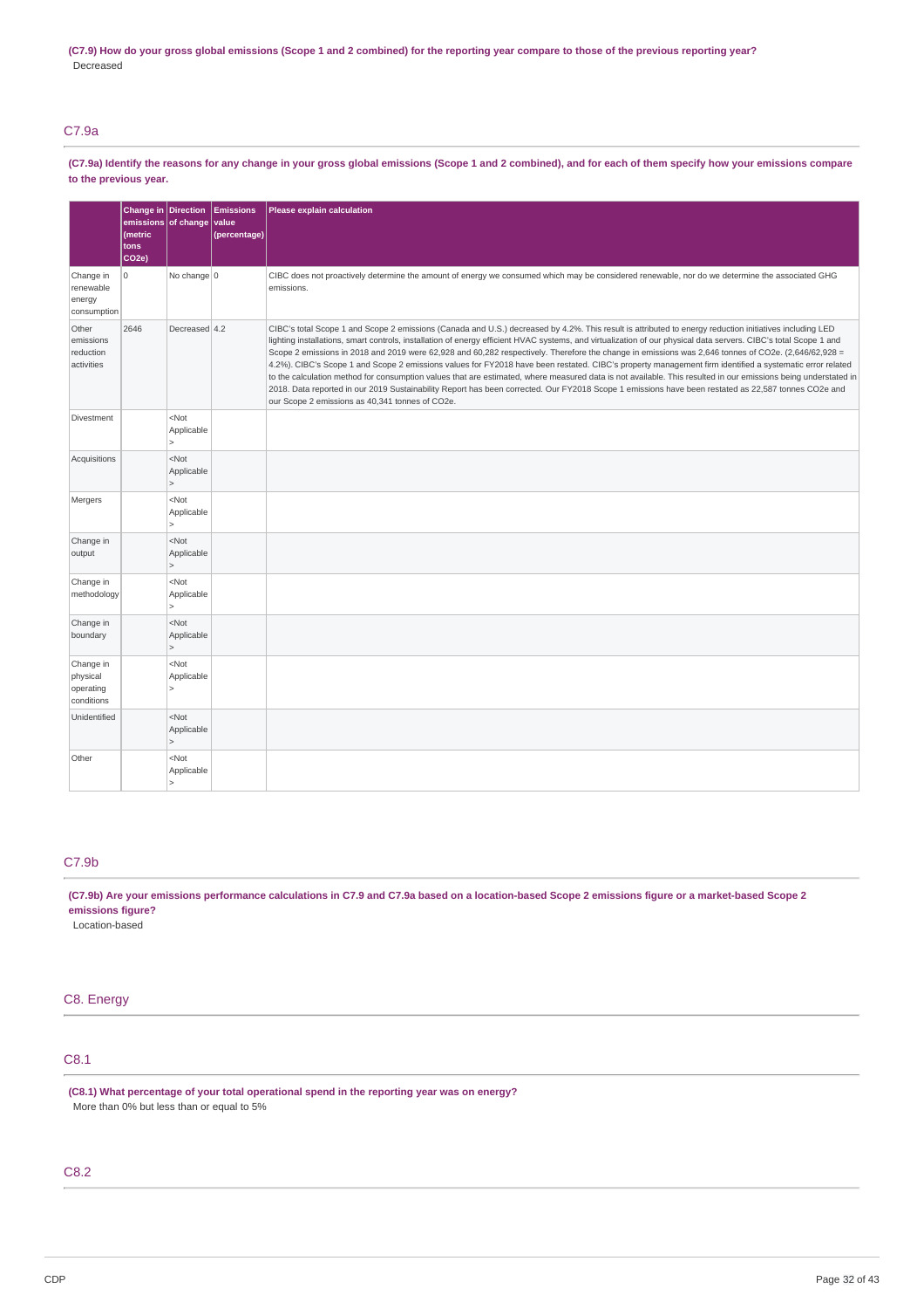**(C7.9) How do your gross global emissions (Scope 1 and 2 combined) for the reporting year compare to those of the previous reporting year?**

Decreased

## C7.9a

**(C7.9a) Identify the reasons for any change in your gross global emissions (Scope 1 and 2 combined), and for each of them specify how your emissions compare to the previous year.**

| | Change in emissions (metric tons CO2e) | Direction of change | Emissions value (percentage) | Please explain calculation |
|---|---|---|---|---|
| Change in renewable energy consumption | 0 | No change | 0 | CIBC does not proactively determine the amount of energy we consumed which may be considered renewable, nor do we determine the associated GHG emissions. |
| Other emissions reduction activities | 2646 | Decreased | 4.2 | CIBC's total Scope 1 and Scope 2 emissions (Canada and U.S.) decreased by 4.2%. This result is attributed to energy reduction initiatives including LED lighting installations, smart controls, installation of energy efficient HVAC systems, and virtualization of our physical data servers. CIBC's total Scope 1 and Scope 2 emissions in 2018 and 2019 were 62,928 and 60,282 respectively. Therefore the change in emissions was 2,646 tonnes of CO2e. (2,646/62,928 = 4.2%). CIBC's Scope 1 and Scope 2 emissions values for FY2018 have been restated. CIBC's property management firm identified a systematic error related to the calculation method for consumption values that are estimated, where measured data is not available. This resulted in our emissions being understated in 2018. Data reported in our 2019 Sustainability Report has been corrected. Our FY2018 Scope 1 emissions have been restated as 22,587 tonnes CO2e and our Scope 2 emissions as 40,341 tonnes of CO2e. |
| Divestment | | <Not Applicable> | | |
| Acquisitions | | <Not Applicable> | | |
| Mergers | | <Not Applicable> | | |
| Change in output | | <Not Applicable> | | |
| Change in methodology | | <Not Applicable> | | |
| Change in boundary | | <Not Applicable> | | |
| Change in physical operating conditions | | <Not Applicable> | | |
| Unidentified | | <Not Applicable> | | |
| Other | | <Not Applicable> | | |

## C7.9b

**(C7.9b) Are your emissions performance calculations in C7.9 and C7.9a based on a location-based Scope 2 emissions figure or a market-based Scope 2 emissions figure?**

Location-based

# C8. Energy

## C8.1

**(C8.1) What percentage of your total operational spend in the reporting year was on energy?**

More than 0% but less than or equal to 5%

## C8.2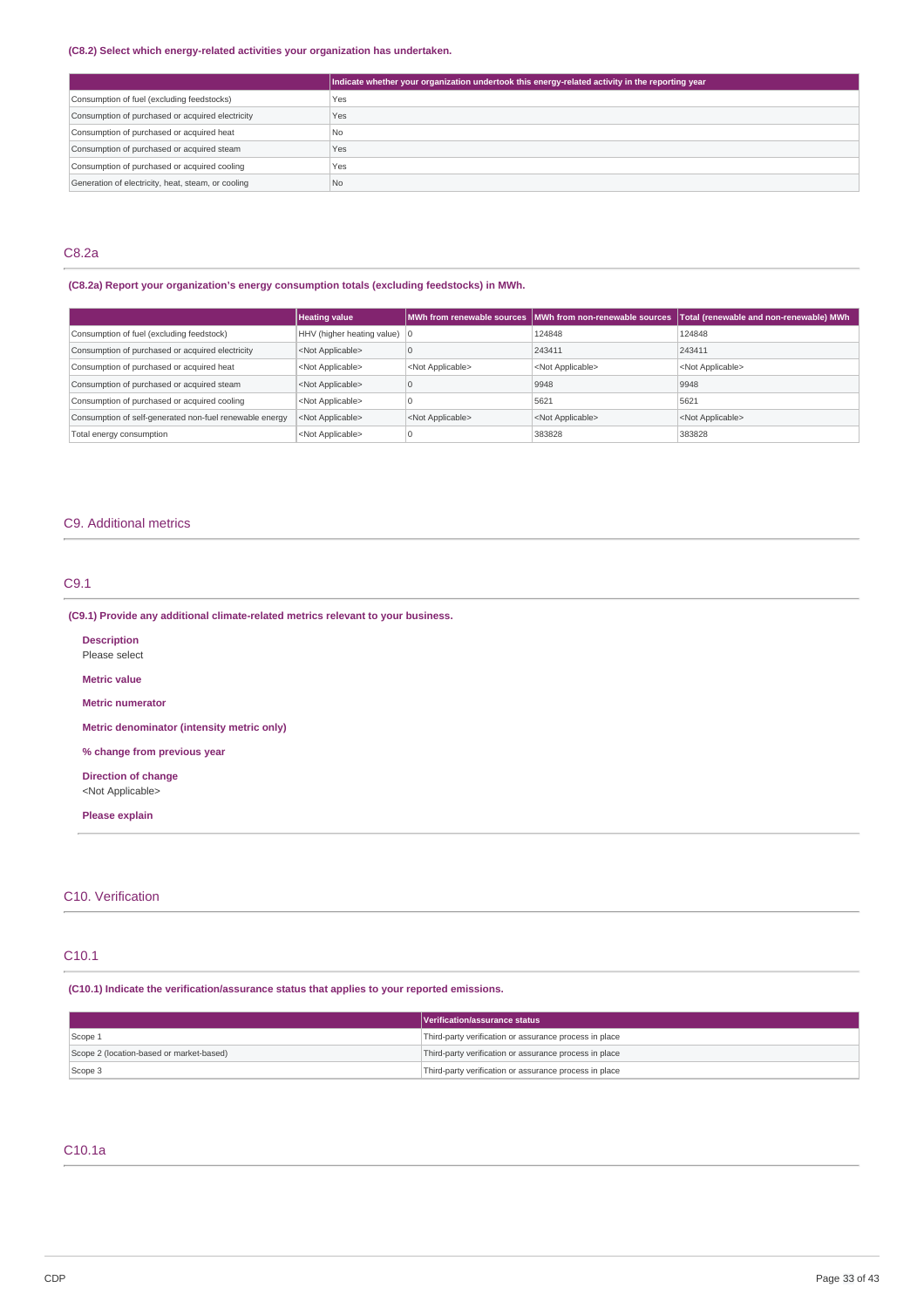**(C8.2) Select which energy-related activities your organization has undertaken.**

| | Indicate whether your organization undertook this energy-related activity in the reporting year |
|---|---|
| Consumption of fuel (excluding feedstocks) | Yes |
| Consumption of purchased or acquired electricity | Yes |
| Consumption of purchased or acquired heat | No |
| Consumption of purchased or acquired steam | Yes |
| Consumption of purchased or acquired cooling | Yes |
| Generation of electricity, heat, steam, or cooling | No |

## C8.2a

**(C8.2a) Report your organization's energy consumption totals (excluding feedstocks) in MWh.**

| | Heating value | MWh from renewable sources | MWh from non-renewable sources | Total (renewable and non-renewable) MWh |
|---|---|---|---|---|
| Consumption of fuel (excluding feedstock) | HHV (higher heating value) | 0 | 124848 | 124848 |
| Consumption of purchased or acquired electricity | <Not Applicable> | 0 | 243411 | 243411 |
| Consumption of purchased or acquired heat | <Not Applicable> | <Not Applicable> | <Not Applicable> | <Not Applicable> |
| Consumption of purchased or acquired steam | <Not Applicable> | 0 | 9948 | 9948 |
| Consumption of purchased or acquired cooling | <Not Applicable> | 0 | 5621 | 5621 |
| Consumption of self-generated non-fuel renewable energy | <Not Applicable> | <Not Applicable> | <Not Applicable> | <Not Applicable> |
| Total energy consumption | <Not Applicable> | 0 | 383828 | 383828 |

## C9. Additional metrics

## C9.1

**(C9.1) Provide any additional climate-related metrics relevant to your business.**

**Description**
Please select

**Metric value**

**Metric numerator**

**Metric denominator (intensity metric only)**

**% change from previous year**

**Direction of change**
<Not Applicable>

**Please explain**

## C10. Verification

## C10.1

**(C10.1) Indicate the verification/assurance status that applies to your reported emissions.**

| | Verification/assurance status |
|---|---|
| Scope 1 | Third-party verification or assurance process in place |
| Scope 2 (location-based or market-based) | Third-party verification or assurance process in place |
| Scope 3 | Third-party verification or assurance process in place |

## C10.1a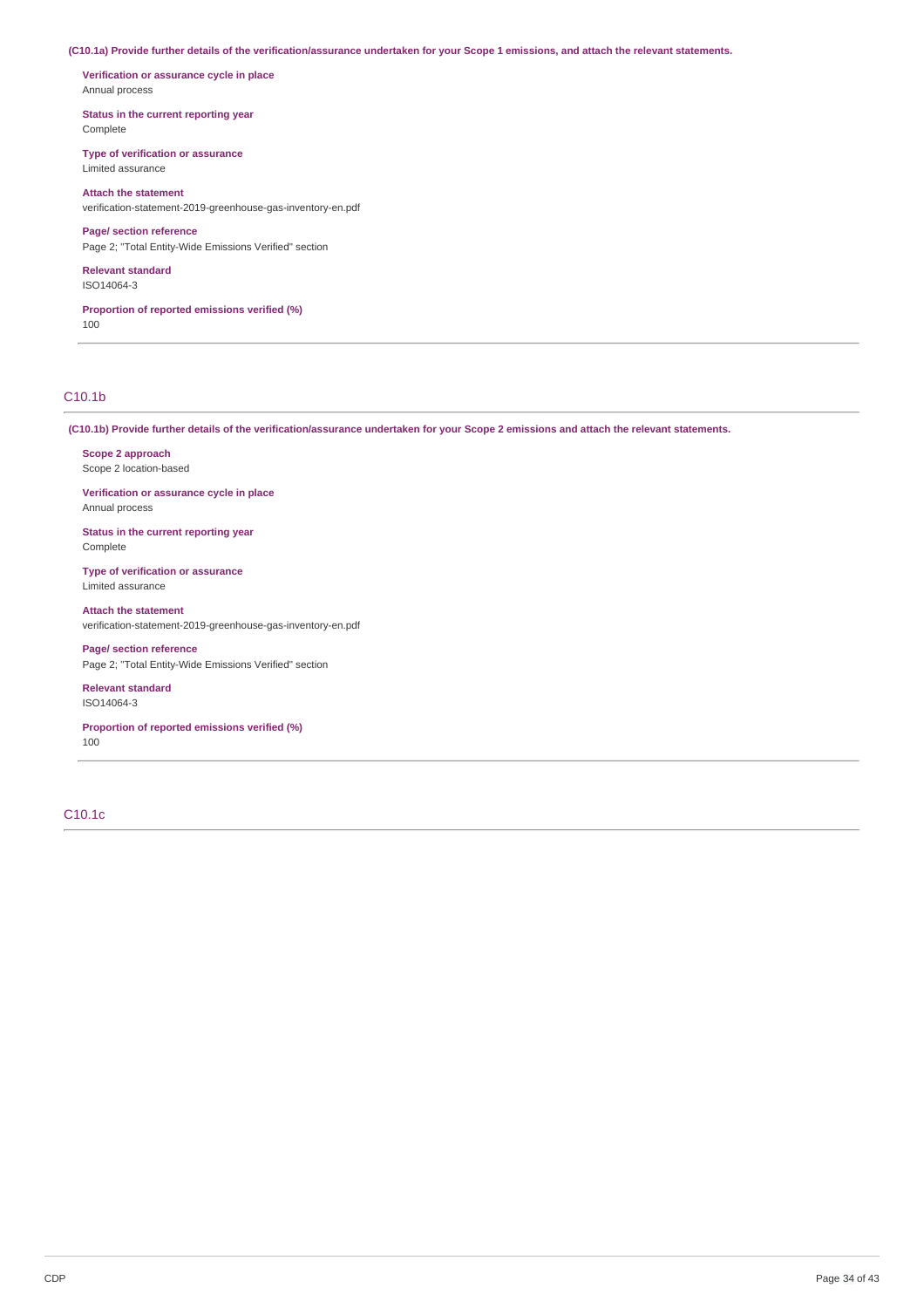**(C10.1a) Provide further details of the verification/assurance undertaken for your Scope 1 emissions, and attach the relevant statements.**

**Verification or assurance cycle in place**
Annual process

**Status in the current reporting year**
Complete

**Type of verification or assurance**
Limited assurance

**Attach the statement**
verification-statement-2019-greenhouse-gas-inventory-en.pdf

**Page/ section reference**
Page 2; "Total Entity-Wide Emissions Verified" section

**Relevant standard**
ISO14064-3

**Proportion of reported emissions verified (%)**
100

## C10.1b

**(C10.1b) Provide further details of the verification/assurance undertaken for your Scope 2 emissions and attach the relevant statements.**

**Scope 2 approach**
Scope 2 location-based

**Verification or assurance cycle in place**
Annual process

**Status in the current reporting year**
Complete

**Type of verification or assurance**
Limited assurance

**Attach the statement**
verification-statement-2019-greenhouse-gas-inventory-en.pdf

**Page/ section reference**
Page 2; "Total Entity-Wide Emissions Verified" section

**Relevant standard**
ISO14064-3

**Proportion of reported emissions verified (%)**
100

## C10.1c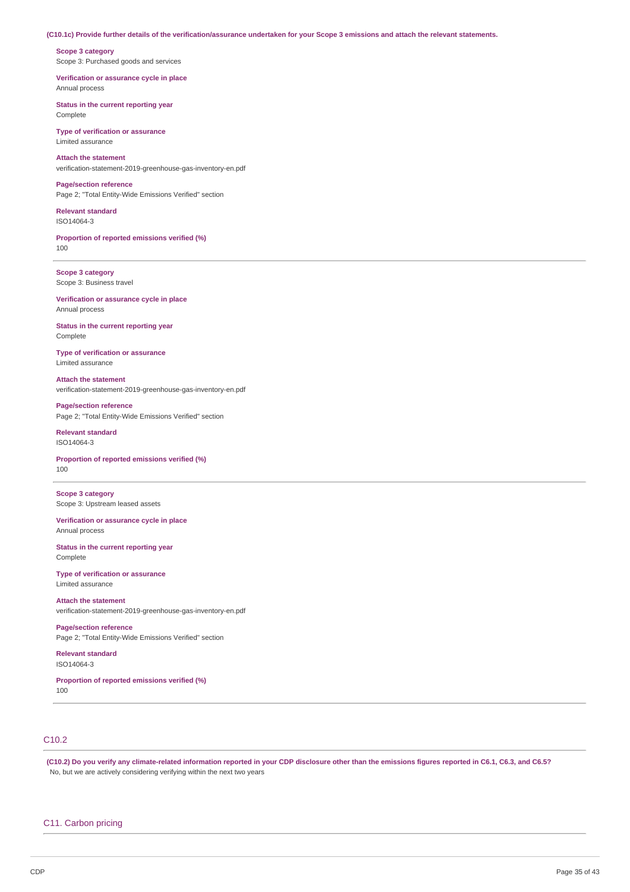**(C10.1c) Provide further details of the verification/assurance undertaken for your Scope 3 emissions and attach the relevant statements.**

**Scope 3 category**
Scope 3: Purchased goods and services

**Verification or assurance cycle in place**
Annual process

**Status in the current reporting year**
Complete

**Type of verification or assurance**
Limited assurance

**Attach the statement**
verification-statement-2019-greenhouse-gas-inventory-en.pdf

**Page/section reference**
Page 2; "Total Entity-Wide Emissions Verified" section

**Relevant standard**
ISO14064-3

**Proportion of reported emissions verified (%)**
100

---

**Scope 3 category**
Scope 3: Business travel

**Verification or assurance cycle in place**
Annual process

**Status in the current reporting year**
Complete

**Type of verification or assurance**
Limited assurance

**Attach the statement**
verification-statement-2019-greenhouse-gas-inventory-en.pdf

**Page/section reference**
Page 2; "Total Entity-Wide Emissions Verified" section

**Relevant standard**
ISO14064-3

**Proportion of reported emissions verified (%)**
100

---

**Scope 3 category**
Scope 3: Upstream leased assets

**Verification or assurance cycle in place**
Annual process

**Status in the current reporting year**
Complete

**Type of verification or assurance**
Limited assurance

**Attach the statement**
verification-statement-2019-greenhouse-gas-inventory-en.pdf

**Page/section reference**
Page 2; "Total Entity-Wide Emissions Verified" section

**Relevant standard**
ISO14064-3

**Proportion of reported emissions verified (%)**
100

---

## C10.2

**(C10.2) Do you verify any climate-related information reported in your CDP disclosure other than the emissions figures reported in C6.1, C6.3, and C6.5?**
No, but we are actively considering verifying within the next two years

# C11. Carbon pricing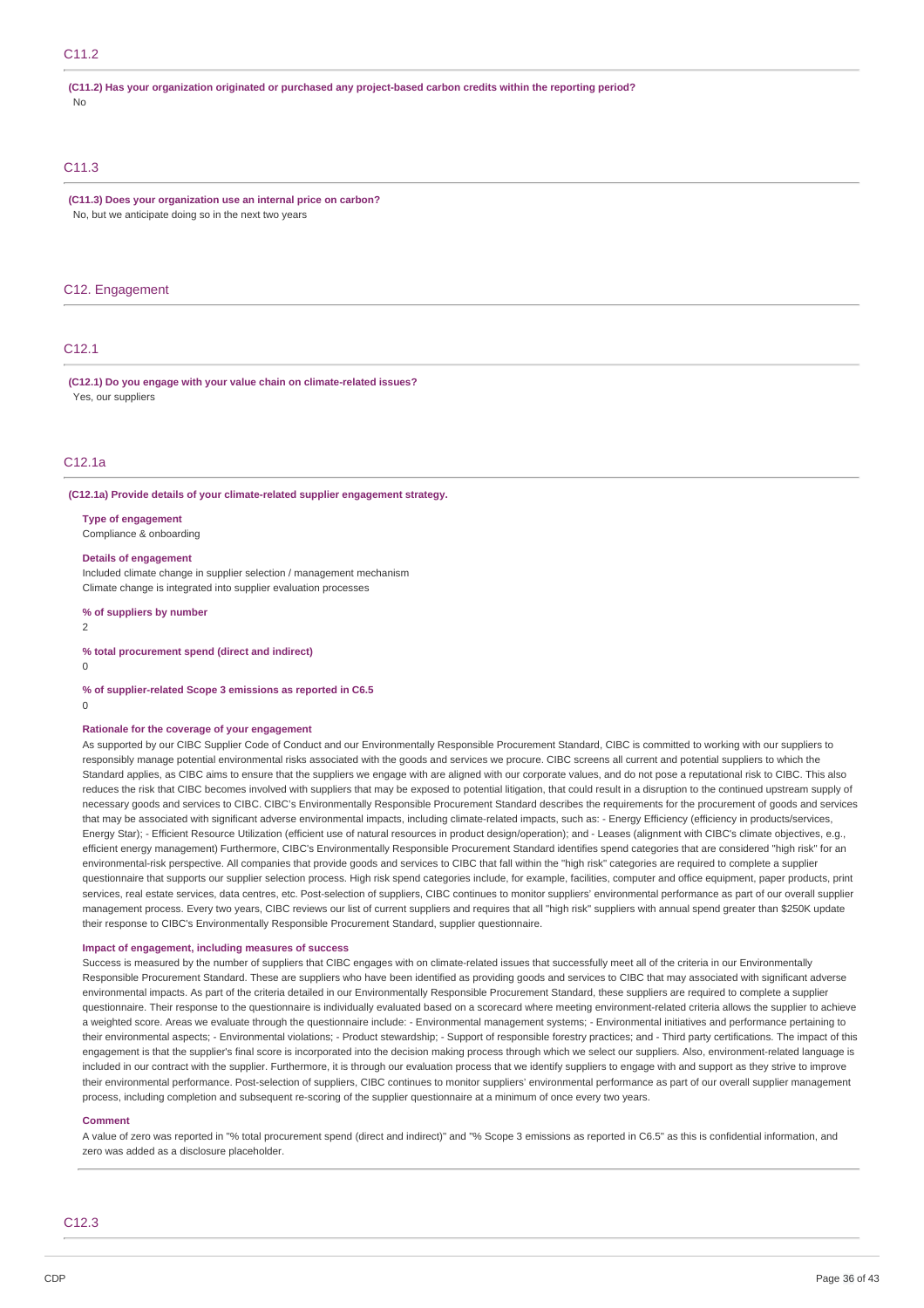## C11.2

**(C11.2) Has your organization originated or purchased any project-based carbon credits within the reporting period?**

No

## C11.3

**(C11.3) Does your organization use an internal price on carbon?**

No, but we anticipate doing so in the next two years

# C12. Engagement

## C12.1

**(C12.1) Do you engage with your value chain on climate-related issues?**

Yes, our suppliers

## C12.1a

**(C12.1a) Provide details of your climate-related supplier engagement strategy.**

**Type of engagement**

Compliance & onboarding

**Details of engagement**

Included climate change in supplier selection / management mechanism

Climate change is integrated into supplier evaluation processes

**% of suppliers by number**

2

**% total procurement spend (direct and indirect)**

0

**% of supplier-related Scope 3 emissions as reported in C6.5**

0

**Rationale for the coverage of your engagement**

As supported by our CIBC Supplier Code of Conduct and our Environmentally Responsible Procurement Standard, CIBC is committed to working with our suppliers to responsibly manage potential environmental risks associated with the goods and services we procure. CIBC screens all current and potential suppliers to which the Standard applies, as CIBC aims to ensure that the suppliers we engage with are aligned with our corporate values, and do not pose a reputational risk to CIBC. This also reduces the risk that CIBC becomes involved with suppliers that may be exposed to potential litigation, that could result in a disruption to the continued upstream supply of necessary goods and services to CIBC. CIBC's Environmentally Responsible Procurement Standard describes the requirements for the procurement of goods and services that may be associated with significant adverse environmental impacts, including climate-related impacts, such as: - Energy Efficiency (efficiency in products/services, Energy Star); - Efficient Resource Utilization (efficient use of natural resources in product design/operation); and - Leases (alignment with CIBC's climate objectives, e.g., efficient energy management) Furthermore, CIBC's Environmentally Responsible Procurement Standard identifies spend categories that are considered "high risk" for an environmental-risk perspective. All companies that provide goods and services to CIBC that fall within the "high risk" categories are required to complete a supplier questionnaire that supports our supplier selection process. High risk spend categories include, for example, facilities, computer and office equipment, paper products, print services, real estate services, data centres, etc. Post-selection of suppliers, CIBC continues to monitor suppliers' environmental performance as part of our overall supplier management process. Every two years, CIBC reviews our list of current suppliers and requires that all "high risk" suppliers with annual spend greater than $250K update their response to CIBC's Environmentally Responsible Procurement Standard, supplier questionnaire.

**Impact of engagement, including measures of success**

Success is measured by the number of suppliers that CIBC engages with on climate-related issues that successfully meet all of the criteria in our Environmentally Responsible Procurement Standard. These are suppliers who have been identified as providing goods and services to CIBC that may associated with significant adverse environmental impacts. As part of the criteria detailed in our Environmentally Responsible Procurement Standard, these suppliers are required to complete a supplier questionnaire. Their response to the questionnaire is individually evaluated based on a scorecard where meeting environment-related criteria allows the supplier to achieve a weighted score. Areas we evaluate through the questionnaire include: - Environmental management systems; - Environmental initiatives and performance pertaining to their environmental aspects; - Environmental violations; - Product stewardship; - Support of responsible forestry practices; and - Third party certifications. The impact of this engagement is that the supplier's final score is incorporated into the decision making process through which we select our suppliers. Also, environment-related language is included in our contract with the supplier. Furthermore, it is through our evaluation process that we identify suppliers to engage with and support as they strive to improve their environmental performance. Post-selection of suppliers, CIBC continues to monitor suppliers' environmental performance as part of our overall supplier management process, including completion and subsequent re-scoring of the supplier questionnaire at a minimum of once every two years.

**Comment**

A value of zero was reported in "% total procurement spend (direct and indirect)" and "% Scope 3 emissions as reported in C6.5" as this is confidential information, and zero was added as a disclosure placeholder.

## C12.3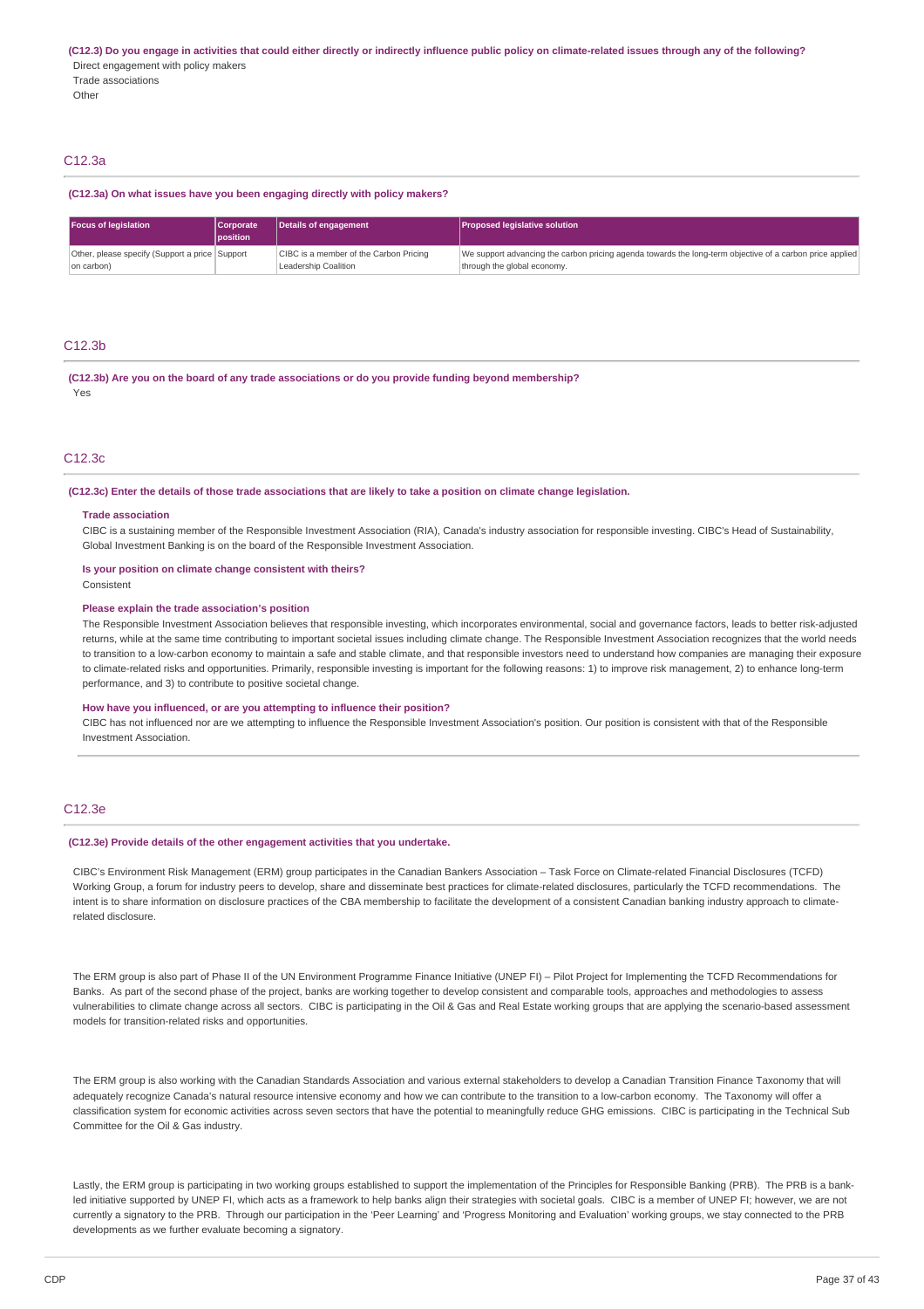**(C12.3) Do you engage in activities that could either directly or indirectly influence public policy on climate-related issues through any of the following?**

Direct engagement with policy makers
Trade associations
Other

## C12.3a

**(C12.3a) On what issues have you been engaging directly with policy makers?**

| Focus of legislation | Corporate position | Details of engagement | Proposed legislative solution |
|---|---|---|---|
| Other, please specify (Support a price on carbon) | Support | CIBC is a member of the Carbon Pricing Leadership Coalition | We support advancing the carbon pricing agenda towards the long-term objective of a carbon price applied through the global economy. |

## C12.3b

**(C12.3b) Are you on the board of any trade associations or do you provide funding beyond membership?**

Yes

## C12.3c

**(C12.3c) Enter the details of those trade associations that are likely to take a position on climate change legislation.**

**Trade association**

CIBC is a sustaining member of the Responsible Investment Association (RIA), Canada's industry association for responsible investing. CIBC's Head of Sustainability, Global Investment Banking is on the board of the Responsible Investment Association.

**Is your position on climate change consistent with theirs?**

Consistent

**Please explain the trade association's position**

The Responsible Investment Association believes that responsible investing, which incorporates environmental, social and governance factors, leads to better risk-adjusted returns, while at the same time contributing to important societal issues including climate change. The Responsible Investment Association recognizes that the world needs to transition to a low-carbon economy to maintain a safe and stable climate, and that responsible investors need to understand how companies are managing their exposure to climate-related risks and opportunities. Primarily, responsible investing is important for the following reasons: 1) to improve risk management, 2) to enhance long-term performance, and 3) to contribute to positive societal change.

**How have you influenced, or are you attempting to influence their position?**

CIBC has not influenced nor are we attempting to influence the Responsible Investment Association's position. Our position is consistent with that of the Responsible Investment Association.

## C12.3e

**(C12.3e) Provide details of the other engagement activities that you undertake.**

CIBC's Environment Risk Management (ERM) group participates in the Canadian Bankers Association – Task Force on Climate-related Financial Disclosures (TCFD) Working Group, a forum for industry peers to develop, share and disseminate best practices for climate-related disclosures, particularly the TCFD recommendations. The intent is to share information on disclosure practices of the CBA membership to facilitate the development of a consistent Canadian banking industry approach to climate-related disclosure.

The ERM group is also part of Phase II of the UN Environment Programme Finance Initiative (UNEP FI) – Pilot Project for Implementing the TCFD Recommendations for Banks. As part of the second phase of the project, banks are working together to develop consistent and comparable tools, approaches and methodologies to assess vulnerabilities to climate change across all sectors. CIBC is participating in the Oil & Gas and Real Estate working groups that are applying the scenario-based assessment models for transition-related risks and opportunities.

The ERM group is also working with the Canadian Standards Association and various external stakeholders to develop a Canadian Transition Finance Taxonomy that will adequately recognize Canada's natural resource intensive economy and how we can contribute to the transition to a low-carbon economy. The Taxonomy will offer a classification system for economic activities across seven sectors that have the potential to meaningfully reduce GHG emissions. CIBC is participating in the Technical Sub Committee for the Oil & Gas industry.

Lastly, the ERM group is participating in two working groups established to support the implementation of the Principles for Responsible Banking (PRB). The PRB is a bank-led initiative supported by UNEP FI, which acts as a framework to help banks align their strategies with societal goals. CIBC is a member of UNEP FI; however, we are not currently a signatory to the PRB. Through our participation in the 'Peer Learning' and 'Progress Monitoring and Evaluation' working groups, we stay connected to the PRB developments as we further evaluate becoming a signatory.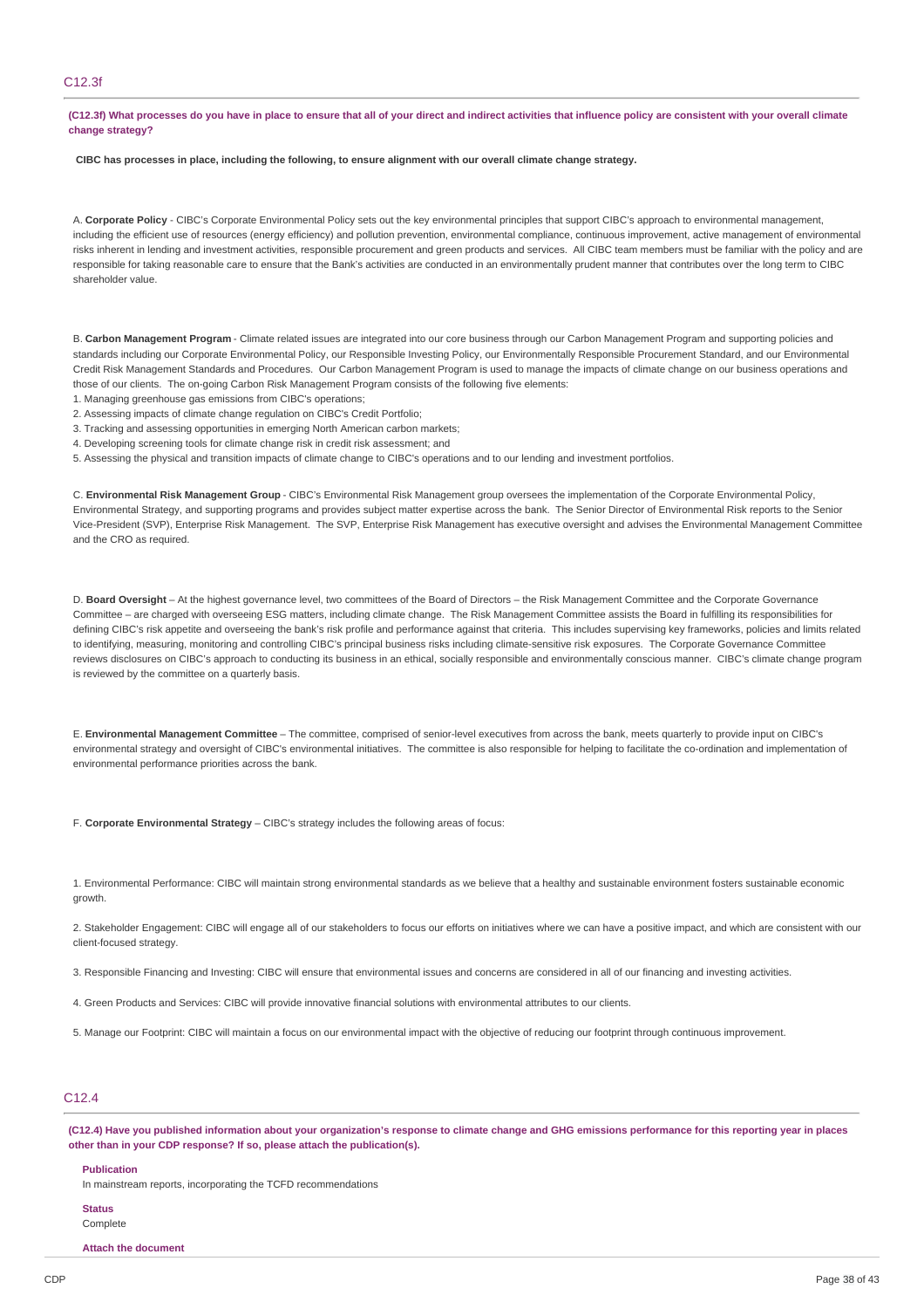## C12.3f

**(C12.3f) What processes do you have in place to ensure that all of your direct and indirect activities that influence policy are consistent with your overall climate change strategy?**

**CIBC has processes in place, including the following, to ensure alignment with our overall climate change strategy.**

A. **Corporate Policy** - CIBC's Corporate Environmental Policy sets out the key environmental principles that support CIBC's approach to environmental management, including the efficient use of resources (energy efficiency) and pollution prevention, environmental compliance, continuous improvement, active management of environmental risks inherent in lending and investment activities, responsible procurement and green products and services. All CIBC team members must be familiar with the policy and are responsible for taking reasonable care to ensure that the Bank's activities are conducted in an environmentally prudent manner that contributes over the long term to CIBC shareholder value.

B. **Carbon Management Program** - Climate related issues are integrated into our core business through our Carbon Management Program and supporting policies and standards including our Corporate Environmental Policy, our Responsible Investing Policy, our Environmentally Responsible Procurement Standard, and our Environmental Credit Risk Management Standards and Procedures. Our Carbon Management Program is used to manage the impacts of climate change on our business operations and those of our clients. The on-going Carbon Risk Management Program consists of the following five elements:

1. Managing greenhouse gas emissions from CIBC's operations;
2. Assessing impacts of climate change regulation on CIBC's Credit Portfolio;
3. Tracking and assessing opportunities in emerging North American carbon markets;
4. Developing screening tools for climate change risk in credit risk assessment; and
5. Assessing the physical and transition impacts of climate change to CIBC's operations and to our lending and investment portfolios.

C. **Environmental Risk Management Group** - CIBC's Environmental Risk Management group oversees the implementation of the Corporate Environmental Policy, Environmental Strategy, and supporting programs and provides subject matter expertise across the bank. The Senior Director of Environmental Risk reports to the Senior Vice-President (SVP), Enterprise Risk Management. The SVP, Enterprise Risk Management has executive oversight and advises the Environmental Management Committee and the CRO as required.

D. **Board Oversight** – At the highest governance level, two committees of the Board of Directors – the Risk Management Committee and the Corporate Governance Committee – are charged with overseeing ESG matters, including climate change. The Risk Management Committee assists the Board in fulfilling its responsibilities for defining CIBC's risk appetite and overseeing the bank's risk profile and performance against that criteria. This includes supervising key frameworks, policies and limits related to identifying, measuring, monitoring and controlling CIBC's principal business risks including climate-sensitive risk exposures. The Corporate Governance Committee reviews disclosures on CIBC's approach to conducting its business in an ethical, socially responsible and environmentally conscious manner. CIBC's climate change program is reviewed by the committee on a quarterly basis.

E. **Environmental Management Committee** – The committee, comprised of senior-level executives from across the bank, meets quarterly to provide input on CIBC's environmental strategy and oversight of CIBC's environmental initiatives. The committee is also responsible for helping to facilitate the co-ordination and implementation of environmental performance priorities across the bank.

F. **Corporate Environmental Strategy** – CIBC's strategy includes the following areas of focus:

1. Environmental Performance: CIBC will maintain strong environmental standards as we believe that a healthy and sustainable environment fosters sustainable economic growth.

2. Stakeholder Engagement: CIBC will engage all of our stakeholders to focus our efforts on initiatives where we can have a positive impact, and which are consistent with our client-focused strategy.

3. Responsible Financing and Investing: CIBC will ensure that environmental issues and concerns are considered in all of our financing and investing activities.

4. Green Products and Services: CIBC will provide innovative financial solutions with environmental attributes to our clients.

5. Manage our Footprint: CIBC will maintain a focus on our environmental impact with the objective of reducing our footprint through continuous improvement.

## C12.4

**(C12.4) Have you published information about your organization's response to climate change and GHG emissions performance for this reporting year in places other than in your CDP response? If so, please attach the publication(s).**

**Publication**
In mainstream reports, incorporating the TCFD recommendations

**Status**
Complete

**Attach the document**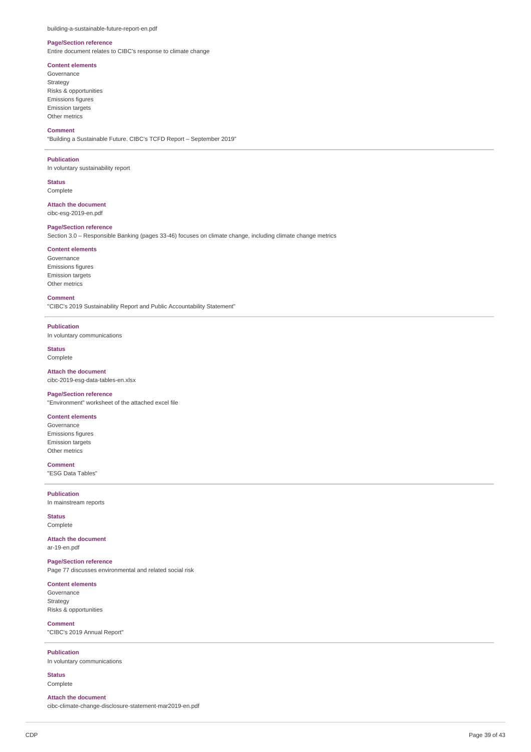building-a-sustainable-future-report-en.pdf

**Page/Section reference**

Entire document relates to CIBC's response to climate change

**Content elements**

Governance
Strategy
Risks & opportunities
Emissions figures
Emission targets
Other metrics

**Comment**

"Building a Sustainable Future. CIBC's TCFD Report – September 2019"

---

**Publication**

In voluntary sustainability report

**Status**

Complete

**Attach the document**

cibc-esg-2019-en.pdf

**Page/Section reference**

Section 3.0 – Responsible Banking (pages 33-46) focuses on climate change, including climate change metrics

**Content elements**

Governance
Emissions figures
Emission targets
Other metrics

**Comment**

"CIBC's 2019 Sustainability Report and Public Accountability Statement"

---

**Publication**

In voluntary communications

**Status**

Complete

**Attach the document**

cibc-2019-esg-data-tables-en.xlsx

**Page/Section reference**

"Environment" worksheet of the attached excel file

**Content elements**

Governance
Emissions figures
Emission targets
Other metrics

**Comment**

"ESG Data Tables"

---

**Publication**

In mainstream reports

**Status**

Complete

**Attach the document**

ar-19-en.pdf

**Page/Section reference**

Page 77 discusses environmental and related social risk

**Content elements**

Governance
Strategy
Risks & opportunities

**Comment**

"CIBC's 2019 Annual Report"

---

**Publication**

In voluntary communications

**Status**

Complete

**Attach the document**

cibc-climate-change-disclosure-statement-mar2019-en.pdf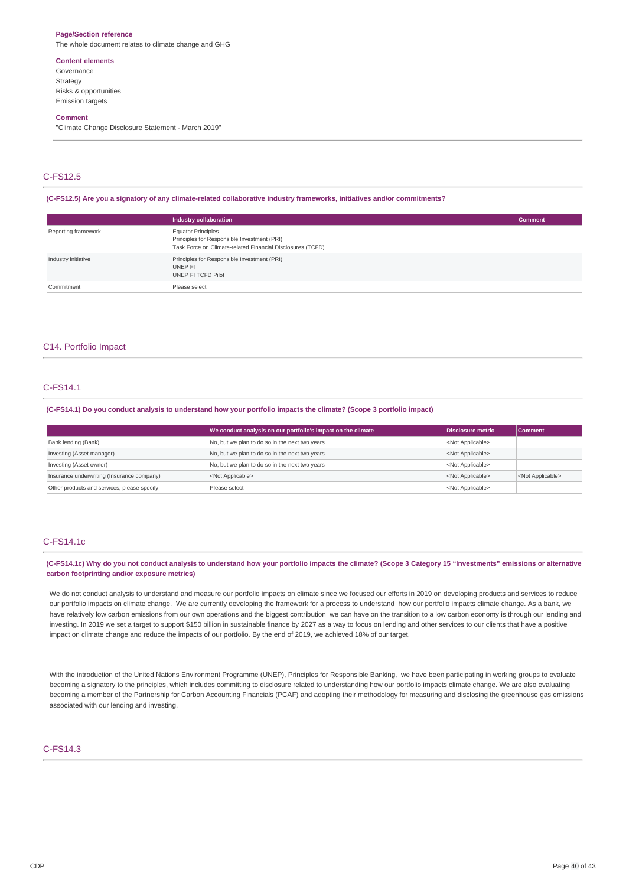**Page/Section reference**
The whole document relates to climate change and GHG

**Content elements**
Governance
Strategy
Risks & opportunities
Emission targets

**Comment**
"Climate Change Disclosure Statement - March 2019"

## C-FS12.5

**(C-FS12.5) Are you a signatory of any climate-related collaborative industry frameworks, initiatives and/or commitments?**

| | Industry collaboration | Comment |
|---|---|---|
| Reporting framework | Equator Principles<br>Principles for Responsible Investment (PRI)<br>Task Force on Climate-related Financial Disclosures (TCFD) | |
| Industry initiative | Principles for Responsible Investment (PRI)<br>UNEP FI<br>UNEP FI TCFD Pilot | |
| Commitment | Please select | |

## C14. Portfolio Impact

## C-FS14.1

**(C-FS14.1) Do you conduct analysis to understand how your portfolio impacts the climate? (Scope 3 portfolio impact)**

| | We conduct analysis on our portfolio's impact on the climate | Disclosure metric | Comment |
|---|---|---|---|
| Bank lending (Bank) | No, but we plan to do so in the next two years | <Not Applicable> | |
| Investing (Asset manager) | No, but we plan to do so in the next two years | <Not Applicable> | |
| Investing (Asset owner) | No, but we plan to do so in the next two years | <Not Applicable> | |
| Insurance underwriting (Insurance company) | <Not Applicable> | <Not Applicable> | <Not Applicable> |
| Other products and services, please specify | Please select | <Not Applicable> | |

## C-FS14.1c

**(C-FS14.1c) Why do you not conduct analysis to understand how your portfolio impacts the climate? (Scope 3 Category 15 "Investments" emissions or alternative carbon footprinting and/or exposure metrics)**

We do not conduct analysis to understand and measure our portfolio impacts on climate since we focused our efforts in 2019 on developing products and services to reduce our portfolio impacts on climate change. We are currently developing the framework for a process to understand how our portfolio impacts climate change. As a bank, we have relatively low carbon emissions from our own operations and the biggest contribution we can have on the transition to a low carbon economy is through our lending and investing. In 2019 we set a target to support $150 billion in sustainable finance by 2027 as a way to focus on lending and other services to our clients that have a positive impact on climate change and reduce the impacts of our portfolio. By the end of 2019, we achieved 18% of our target.

With the introduction of the United Nations Environment Programme (UNEP), Principles for Responsible Banking, we have been participating in working groups to evaluate becoming a signatory to the principles, which includes committing to disclosure related to understanding how our portfolio impacts climate change. We are also evaluating becoming a member of the Partnership for Carbon Accounting Financials (PCAF) and adopting their methodology for measuring and disclosing the greenhouse gas emissions associated with our lending and investing.

## C-FS14.3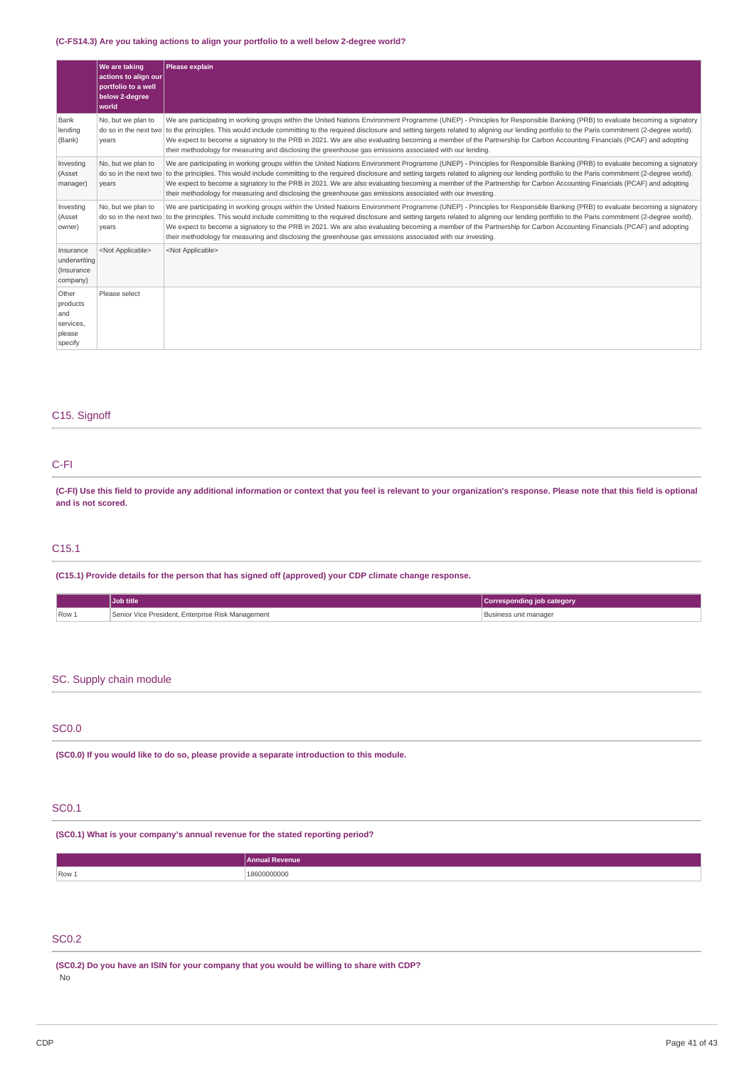**(C-FS14.3) Are you taking actions to align your portfolio to a well below 2-degree world?**

| | We are taking actions to align our portfolio to a well below 2-degree world | Please explain |
|---|---|---|
| Bank lending (Bank) | No, but we plan to do so in the next two years | We are participating in working groups within the United Nations Environment Programme (UNEP) - Principles for Responsible Banking (PRB) to evaluate becoming a signatory to the principles. This would include committing to the required disclosure and setting targets related to aligning our lending portfolio to the Paris commitment (2-degree world). We expect to become a signatory to the PRB in 2021. We are also evaluating becoming a member of the Partnership for Carbon Accounting Financials (PCAF) and adopting their methodology for measuring and disclosing the greenhouse gas emissions associated with our lending. |
| Investing (Asset manager) | No, but we plan to do so in the next two years | We are participating in working groups within the United Nations Environment Programme (UNEP) - Principles for Responsible Banking (PRB) to evaluate becoming a signatory to the principles. This would include committing to the required disclosure and setting targets related to aligning our lending portfolio to the Paris commitment (2-degree world). We expect to become a signatory to the PRB in 2021. We are also evaluating becoming a member of the Partnership for Carbon Accounting Financials (PCAF) and adopting their methodology for measuring and disclosing the greenhouse gas emissions associated with our investing. |
| Investing (Asset owner) | No, but we plan to do so in the next two years | We are participating in working groups within the United Nations Environment Programme (UNEP) - Principles for Responsible Banking (PRB) to evaluate becoming a signatory to the principles. This would include committing to the required disclosure and setting targets related to aligning our lending portfolio to the Paris commitment (2-degree world). We expect to become a signatory to the PRB in 2021. We are also evaluating becoming a member of the Partnership for Carbon Accounting Financials (PCAF) and adopting their methodology for measuring and disclosing the greenhouse gas emissions associated with our investing. |
| Insurance underwriting (Insurance company) | <Not Applicable> | <Not Applicable> |
| Other products and services, please specify | Please select | |

## C15. Signoff

### C-FI

**(C-FI) Use this field to provide any additional information or context that you feel is relevant to your organization's response. Please note that this field is optional and is not scored.**

### C15.1

**(C15.1) Provide details for the person that has signed off (approved) your CDP climate change response.**

| | Job title | Corresponding job category |
|---|---|---|
| Row 1 | Senior Vice President, Enterprise Risk Management | Business unit manager |

## SC. Supply chain module

### SC0.0

**(SC0.0) If you would like to do so, please provide a separate introduction to this module.**

### SC0.1

**(SC0.1) What is your company's annual revenue for the stated reporting period?**

| | Annual Revenue |
|---|---|
| Row 1 | 18600000000 |

### SC0.2

**(SC0.2) Do you have an ISIN for your company that you would be willing to share with CDP?**

No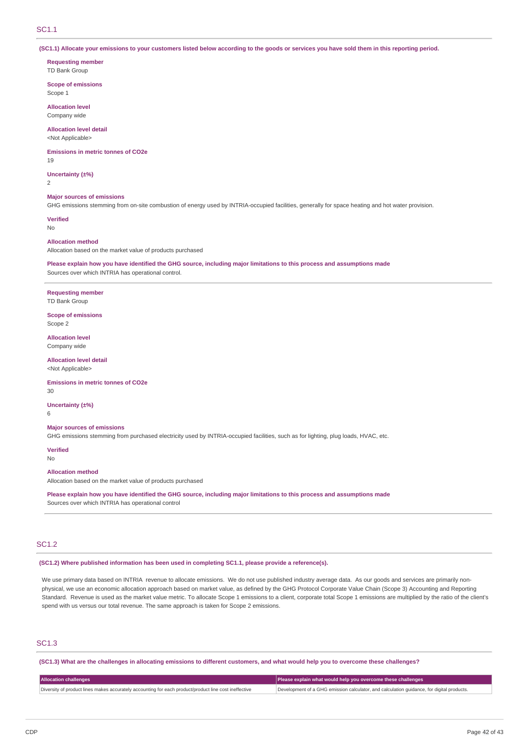## SC1.1

**(SC1.1) Allocate your emissions to your customers listed below according to the goods or services you have sold them in this reporting period.**

**Requesting member**
TD Bank Group

**Scope of emissions**
Scope 1

**Allocation level**
Company wide

**Allocation level detail**
<Not Applicable>

**Emissions in metric tonnes of CO2e**
19

**Uncertainty (±%)**
2

**Major sources of emissions**
GHG emissions stemming from on-site combustion of energy used by INTRIA-occupied facilities, generally for space heating and hot water provision.

**Verified**
No

**Allocation method**
Allocation based on the market value of products purchased

**Please explain how you have identified the GHG source, including major limitations to this process and assumptions made**
Sources over which INTRIA has operational control.

---

**Requesting member**
TD Bank Group

**Scope of emissions**
Scope 2

**Allocation level**
Company wide

**Allocation level detail**
<Not Applicable>

**Emissions in metric tonnes of CO2e**
30

**Uncertainty (±%)**
6

**Major sources of emissions**
GHG emissions stemming from purchased electricity used by INTRIA-occupied facilities, such as for lighting, plug loads, HVAC, etc.

**Verified**
No

**Allocation method**
Allocation based on the market value of products purchased

**Please explain how you have identified the GHG source, including major limitations to this process and assumptions made**
Sources over which INTRIA has operational control

## SC1.2

**(SC1.2) Where published information has been used in completing SC1.1, please provide a reference(s).**

We use primary data based on INTRIA revenue to allocate emissions. We do not use published industry average data. As our goods and services are primarily non-physical, we use an economic allocation approach based on market value, as defined by the GHG Protocol Corporate Value Chain (Scope 3) Accounting and Reporting Standard. Revenue is used as the market value metric. To allocate Scope 1 emissions to a client, corporate total Scope 1 emissions are multiplied by the ratio of the client's spend with us versus our total revenue. The same approach is taken for Scope 2 emissions.

## SC1.3

**(SC1.3) What are the challenges in allocating emissions to different customers, and what would help you to overcome these challenges?**

| Allocation challenges | Please explain what would help you overcome these challenges |
| --- | --- |
| Diversity of product lines makes accurately accounting for each product/product line cost ineffective | Development of a GHG emission calculator, and calculation guidance, for digital products. |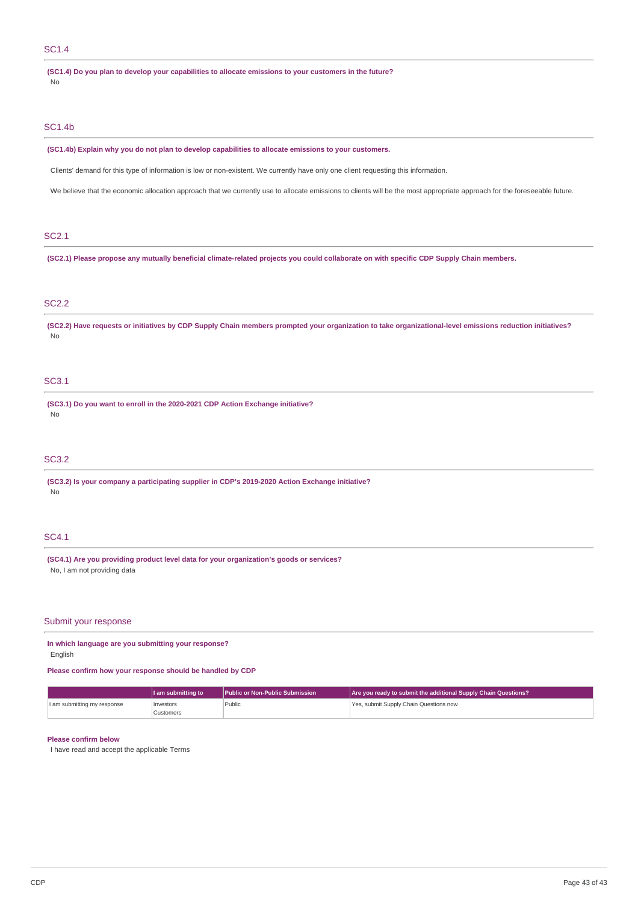## SC1.4

**(SC1.4) Do you plan to develop your capabilities to allocate emissions to your customers in the future?**

No

## SC1.4b

**(SC1.4b) Explain why you do not plan to develop capabilities to allocate emissions to your customers.**

Clients' demand for this type of information is low or non-existent. We currently have only one client requesting this information.

We believe that the economic allocation approach that we currently use to allocate emissions to clients will be the most appropriate approach for the foreseeable future.

## SC2.1

**(SC2.1) Please propose any mutually beneficial climate-related projects you could collaborate on with specific CDP Supply Chain members.**

## SC2.2

**(SC2.2) Have requests or initiatives by CDP Supply Chain members prompted your organization to take organizational-level emissions reduction initiatives?**

No

## SC3.1

**(SC3.1) Do you want to enroll in the 2020-2021 CDP Action Exchange initiative?**

No

## SC3.2

**(SC3.2) Is your company a participating supplier in CDP's 2019-2020 Action Exchange initiative?**

No

## SC4.1

**(SC4.1) Are you providing product level data for your organization's goods or services?**

No, I am not providing data

## Submit your response

**In which language are you submitting your response?**

English

**Please confirm how your response should be handled by CDP**

| | I am submitting to | Public or Non-Public Submission | Are you ready to submit the additional Supply Chain Questions? |
|---|---|---|---|
| I am submitting my response | Investors<br>Customers | Public | Yes, submit Supply Chain Questions now |

**Please confirm below**

I have read and accept the applicable Terms